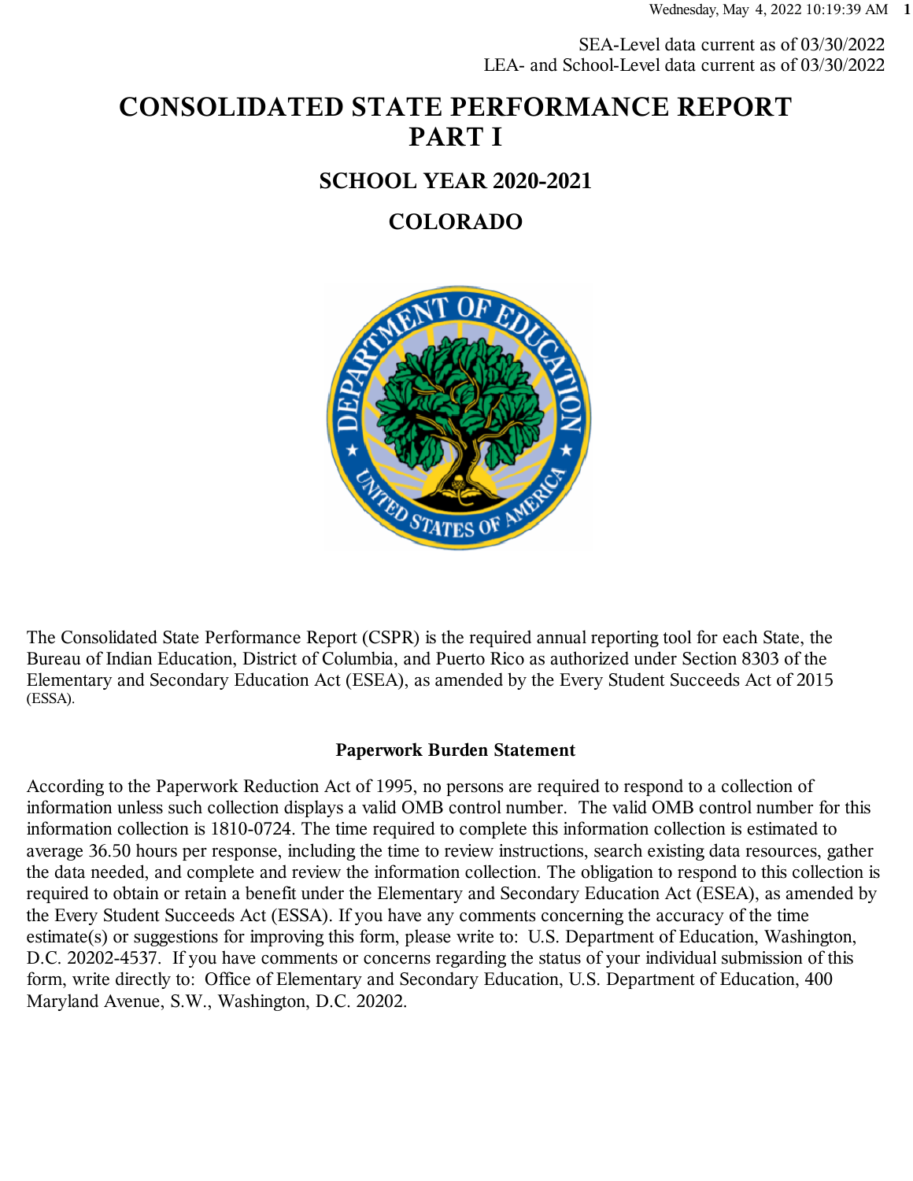SEA-Level data current as of 03/30/2022
LEA- and School-Level data current as of 03/30/2022

# CONSOLIDATED STATE PERFORMANCE REPORT PART I

## SCHOOL YEAR 2020-2021

## COLORADO

The Consolidated State Performance Report (CSPR) is the required annual reporting tool for each State, the Bureau of Indian Education, District of Columbia, and Puerto Rico as authorized under Section 8303 of the Elementary and Secondary Education Act (ESEA), as amended by the Every Student Succeeds Act of 2015 (ESSA).

**Paperwork Burden Statement**

According to the Paperwork Reduction Act of 1995, no persons are required to respond to a collection of information unless such collection displays a valid OMB control number. The valid OMB control number for this information collection is 1810-0724. The time required to complete this information collection is estimated to average 36.50 hours per response, including the time to review instructions, search existing data resources, gather the data needed, and complete and review the information collection. The obligation to respond to this collection is required to obtain or retain a benefit under the Elementary and Secondary Education Act (ESEA), as amended by the Every Student Succeeds Act (ESSA). If you have any comments concerning the accuracy of the time estimate(s) or suggestions for improving this form, please write to: U.S. Department of Education, Washington, D.C. 20202-4537. If you have comments or concerns regarding the status of your individual submission of this form, write directly to: Office of Elementary and Secondary Education, U.S. Department of Education, 400 Maryland Avenue, S.W., Washington, D.C. 20202.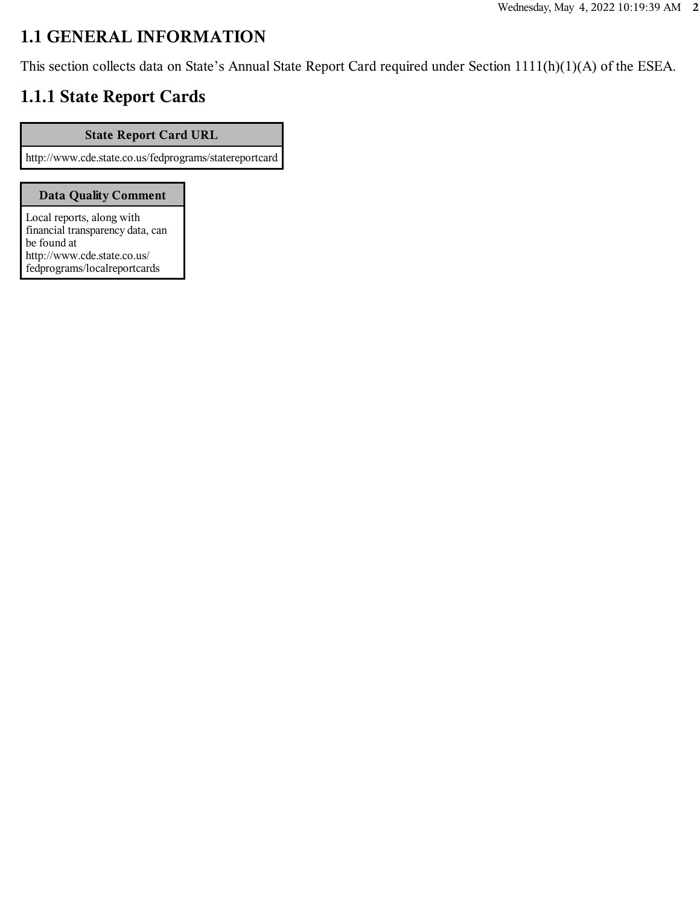# 1.1 GENERAL INFORMATION

This section collects data on State's Annual State Report Card required under Section 1111(h)(1)(A) of the ESEA.

## 1.1.1 State Report Cards

| State Report Card URL |
| --- |
| http://www.cde.state.co.us/fedprograms/statereportcard |

| Data Quality Comment |
| --- |
| Local reports, along with financial transparency data, can be found at http://www.cde.state.co.us/fedprograms/localreportcards |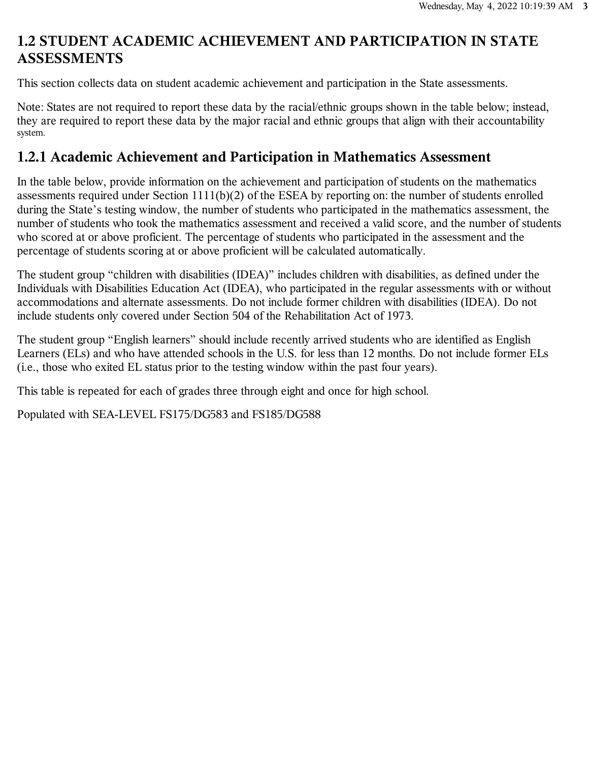## 1.2 STUDENT ACADEMIC ACHIEVEMENT AND PARTICIPATION IN STATE ASSESSMENTS

This section collects data on student academic achievement and participation in the State assessments.

Note: States are not required to report these data by the racial/ethnic groups shown in the table below; instead, they are required to report these data by the major racial and ethnic groups that align with their accountability system.

### 1.2.1 Academic Achievement and Participation in Mathematics Assessment

In the table below, provide information on the achievement and participation of students on the mathematics assessments required under Section 1111(b)(2) of the ESEA by reporting on: the number of students enrolled during the State's testing window, the number of students who participated in the mathematics assessment, the number of students who took the mathematics assessment and received a valid score, and the number of students who scored at or above proficient. The percentage of students who participated in the assessment and the percentage of students scoring at or above proficient will be calculated automatically.

The student group "children with disabilities (IDEA)" includes children with disabilities, as defined under the Individuals with Disabilities Education Act (IDEA), who participated in the regular assessments with or without accommodations and alternate assessments. Do not include former children with disabilities (IDEA). Do not include students only covered under Section 504 of the Rehabilitation Act of 1973.

The student group "English learners" should include recently arrived students who are identified as English Learners (ELs) and who have attended schools in the U.S. for less than 12 months. Do not include former ELs (i.e., those who exited EL status prior to the testing window within the past four years).

This table is repeated for each of grades three through eight and once for high school.

Populated with SEA-LEVEL FS175/DG583 and FS185/DG588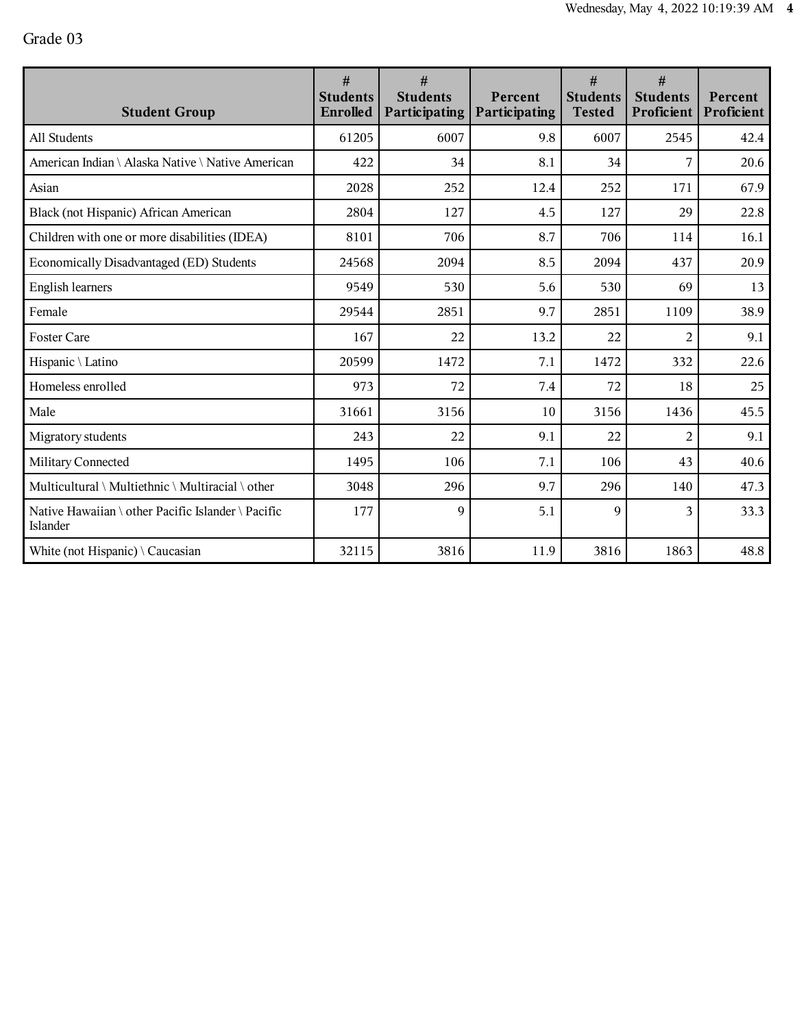Grade 03

| Student Group | # Students Enrolled | # Students Participating | Percent Participating | # Students Tested | # Students Proficient | Percent Proficient |
|---|---|---|---|---|---|---|
| All Students | 61205 | 6007 | 9.8 | 6007 | 2545 | 42.4 |
| American Indian \ Alaska Native \ Native American | 422 | 34 | 8.1 | 34 | 7 | 20.6 |
| Asian | 2028 | 252 | 12.4 | 252 | 171 | 67.9 |
| Black (not Hispanic) African American | 2804 | 127 | 4.5 | 127 | 29 | 22.8 |
| Children with one or more disabilities (IDEA) | 8101 | 706 | 8.7 | 706 | 114 | 16.1 |
| Economically Disadvantaged (ED) Students | 24568 | 2094 | 8.5 | 2094 | 437 | 20.9 |
| English learners | 9549 | 530 | 5.6 | 530 | 69 | 13 |
| Female | 29544 | 2851 | 9.7 | 2851 | 1109 | 38.9 |
| Foster Care | 167 | 22 | 13.2 | 22 | 2 | 9.1 |
| Hispanic \ Latino | 20599 | 1472 | 7.1 | 1472 | 332 | 22.6 |
| Homeless enrolled | 973 | 72 | 7.4 | 72 | 18 | 25 |
| Male | 31661 | 3156 | 10 | 3156 | 1436 | 45.5 |
| Migratory students | 243 | 22 | 9.1 | 22 | 2 | 9.1 |
| Military Connected | 1495 | 106 | 7.1 | 106 | 43 | 40.6 |
| Multicultural \ Multiethnic \ Multiracial \ other | 3048 | 296 | 9.7 | 296 | 140 | 47.3 |
| Native Hawaiian \ other Pacific Islander \ Pacific Islander | 177 | 9 | 5.1 | 9 | 3 | 33.3 |
| White (not Hispanic) \ Caucasian | 32115 | 3816 | 11.9 | 3816 | 1863 | 48.8 |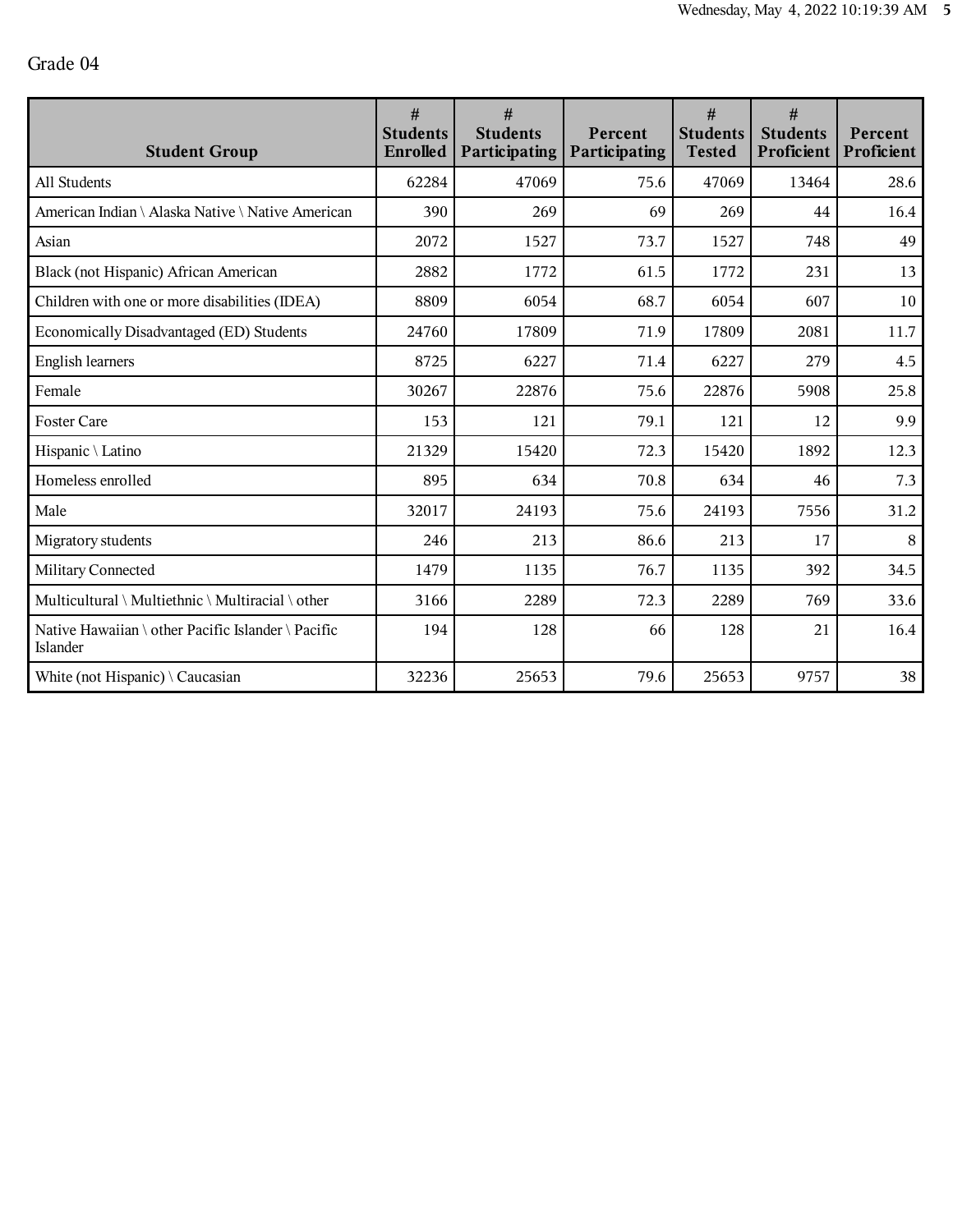Grade 04

| Student Group | # Students Enrolled | # Students Participating | Percent Participating | # Students Tested | # Students Proficient | Percent Proficient |
|---|---|---|---|---|---|---|
| All Students | 62284 | 47069 | 75.6 | 47069 | 13464 | 28.6 |
| American Indian \ Alaska Native \ Native American | 390 | 269 | 69 | 269 | 44 | 16.4 |
| Asian | 2072 | 1527 | 73.7 | 1527 | 748 | 49 |
| Black (not Hispanic) African American | 2882 | 1772 | 61.5 | 1772 | 231 | 13 |
| Children with one or more disabilities (IDEA) | 8809 | 6054 | 68.7 | 6054 | 607 | 10 |
| Economically Disadvantaged (ED) Students | 24760 | 17809 | 71.9 | 17809 | 2081 | 11.7 |
| English learners | 8725 | 6227 | 71.4 | 6227 | 279 | 4.5 |
| Female | 30267 | 22876 | 75.6 | 22876 | 5908 | 25.8 |
| Foster Care | 153 | 121 | 79.1 | 121 | 12 | 9.9 |
| Hispanic \ Latino | 21329 | 15420 | 72.3 | 15420 | 1892 | 12.3 |
| Homeless enrolled | 895 | 634 | 70.8 | 634 | 46 | 7.3 |
| Male | 32017 | 24193 | 75.6 | 24193 | 7556 | 31.2 |
| Migratory students | 246 | 213 | 86.6 | 213 | 17 | 8 |
| Military Connected | 1479 | 1135 | 76.7 | 1135 | 392 | 34.5 |
| Multicultural \ Multiethnic \ Multiracial \ other | 3166 | 2289 | 72.3 | 2289 | 769 | 33.6 |
| Native Hawaiian \ other Pacific Islander \ Pacific Islander | 194 | 128 | 66 | 128 | 21 | 16.4 |
| White (not Hispanic) \ Caucasian | 32236 | 25653 | 79.6 | 25653 | 9757 | 38 |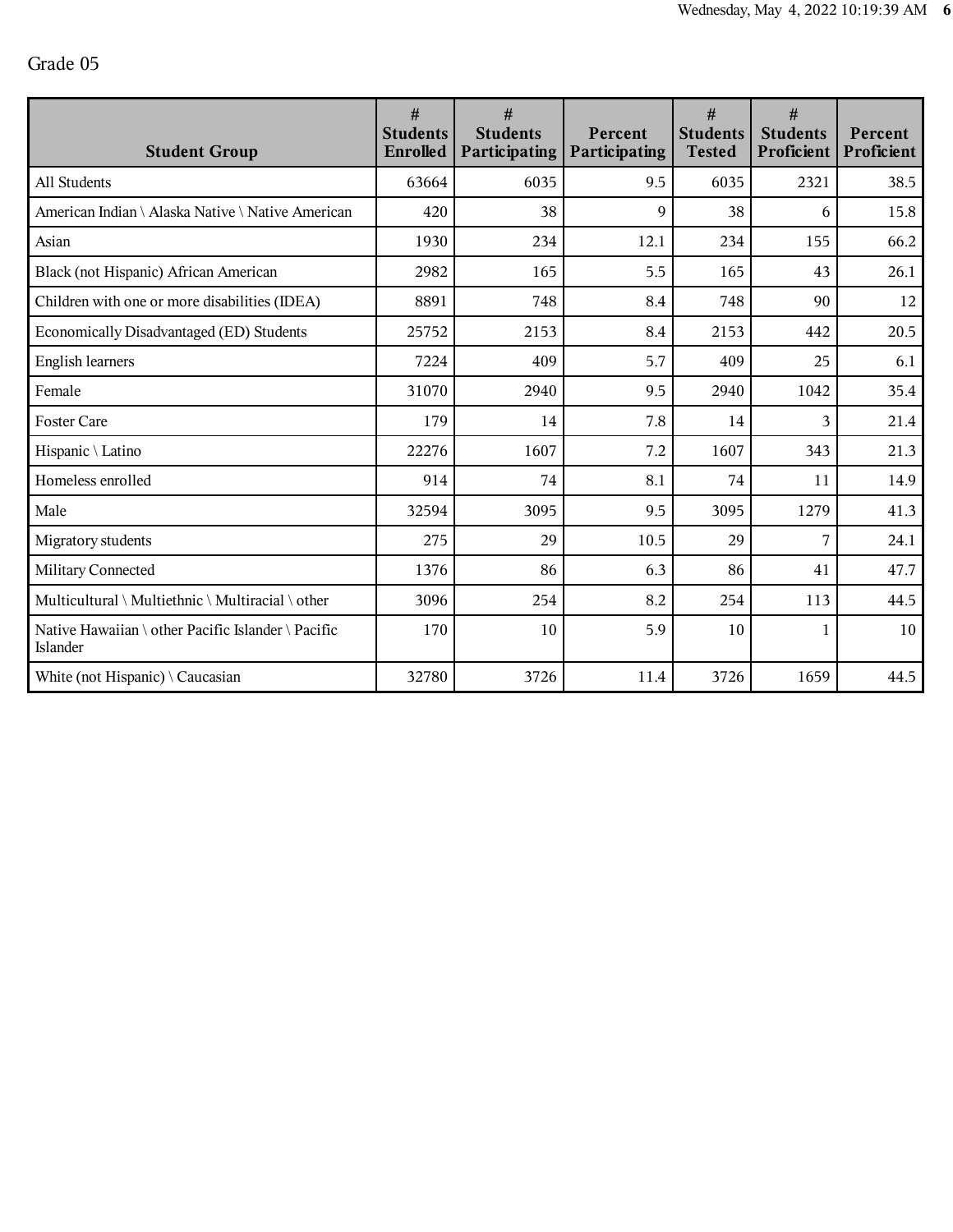Grade 05

| Student Group | # Students Enrolled | # Students Participating | Percent Participating | # Students Tested | # Students Proficient | Percent Proficient |
|---|---|---|---|---|---|---|
| All Students | 63664 | 6035 | 9.5 | 6035 | 2321 | 38.5 |
| American Indian \ Alaska Native \ Native American | 420 | 38 | 9 | 38 | 6 | 15.8 |
| Asian | 1930 | 234 | 12.1 | 234 | 155 | 66.2 |
| Black (not Hispanic) African American | 2982 | 165 | 5.5 | 165 | 43 | 26.1 |
| Children with one or more disabilities (IDEA) | 8891 | 748 | 8.4 | 748 | 90 | 12 |
| Economically Disadvantaged (ED) Students | 25752 | 2153 | 8.4 | 2153 | 442 | 20.5 |
| English learners | 7224 | 409 | 5.7 | 409 | 25 | 6.1 |
| Female | 31070 | 2940 | 9.5 | 2940 | 1042 | 35.4 |
| Foster Care | 179 | 14 | 7.8 | 14 | 3 | 21.4 |
| Hispanic \ Latino | 22276 | 1607 | 7.2 | 1607 | 343 | 21.3 |
| Homeless enrolled | 914 | 74 | 8.1 | 74 | 11 | 14.9 |
| Male | 32594 | 3095 | 9.5 | 3095 | 1279 | 41.3 |
| Migratory students | 275 | 29 | 10.5 | 29 | 7 | 24.1 |
| Military Connected | 1376 | 86 | 6.3 | 86 | 41 | 47.7 |
| Multicultural \ Multiethnic \ Multiracial \ other | 3096 | 254 | 8.2 | 254 | 113 | 44.5 |
| Native Hawaiian \ other Pacific Islander \ Pacific Islander | 170 | 10 | 5.9 | 10 | 1 | 10 |
| White (not Hispanic) \ Caucasian | 32780 | 3726 | 11.4 | 3726 | 1659 | 44.5 |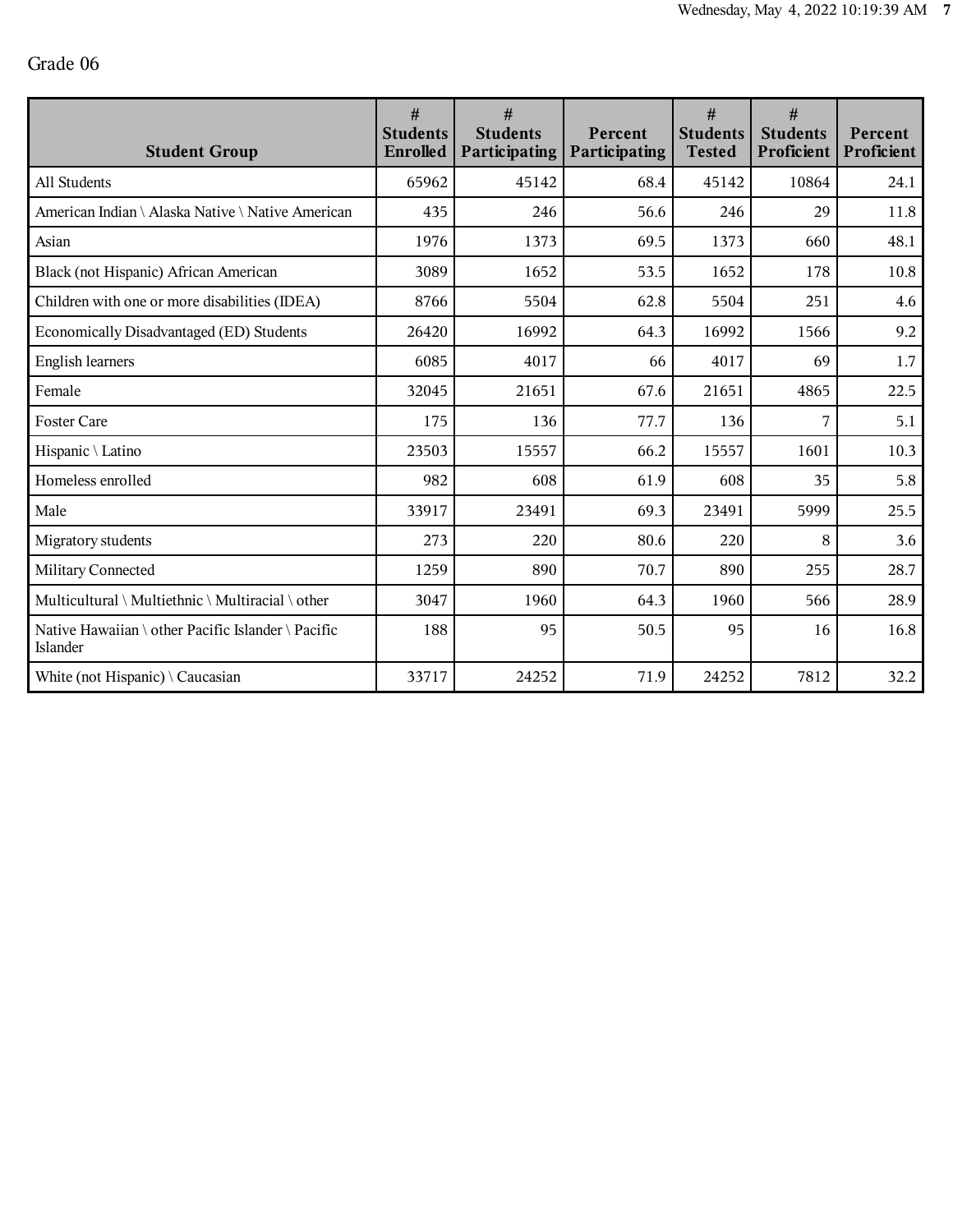Grade 06

| Student Group | # Students Enrolled | # Students Participating | Percent Participating | # Students Tested | # Students Proficient | Percent Proficient |
|---|---|---|---|---|---|---|
| All Students | 65962 | 45142 | 68.4 | 45142 | 10864 | 24.1 |
| American Indian \ Alaska Native \ Native American | 435 | 246 | 56.6 | 246 | 29 | 11.8 |
| Asian | 1976 | 1373 | 69.5 | 1373 | 660 | 48.1 |
| Black (not Hispanic) African American | 3089 | 1652 | 53.5 | 1652 | 178 | 10.8 |
| Children with one or more disabilities (IDEA) | 8766 | 5504 | 62.8 | 5504 | 251 | 4.6 |
| Economically Disadvantaged (ED) Students | 26420 | 16992 | 64.3 | 16992 | 1566 | 9.2 |
| English learners | 6085 | 4017 | 66 | 4017 | 69 | 1.7 |
| Female | 32045 | 21651 | 67.6 | 21651 | 4865 | 22.5 |
| Foster Care | 175 | 136 | 77.7 | 136 | 7 | 5.1 |
| Hispanic \ Latino | 23503 | 15557 | 66.2 | 15557 | 1601 | 10.3 |
| Homeless enrolled | 982 | 608 | 61.9 | 608 | 35 | 5.8 |
| Male | 33917 | 23491 | 69.3 | 23491 | 5999 | 25.5 |
| Migratory students | 273 | 220 | 80.6 | 220 | 8 | 3.6 |
| Military Connected | 1259 | 890 | 70.7 | 890 | 255 | 28.7 |
| Multicultural \ Multiethnic \ Multiracial \ other | 3047 | 1960 | 64.3 | 1960 | 566 | 28.9 |
| Native Hawaiian \ other Pacific Islander \ Pacific Islander | 188 | 95 | 50.5 | 95 | 16 | 16.8 |
| White (not Hispanic) \ Caucasian | 33717 | 24252 | 71.9 | 24252 | 7812 | 32.2 |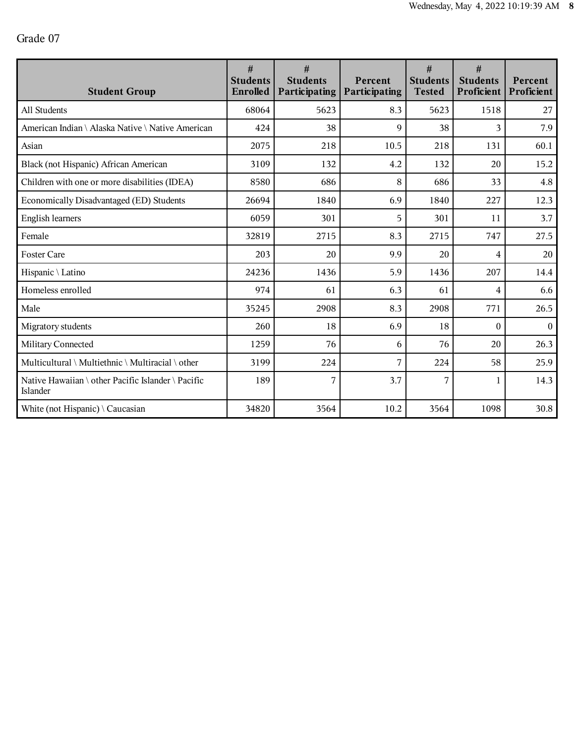Grade 07

| Student Group | # Students Enrolled | # Students Participating | Percent Participating | # Students Tested | # Students Proficient | Percent Proficient |
|---|---|---|---|---|---|---|
| All Students | 68064 | 5623 | 8.3 | 5623 | 1518 | 27 |
| American Indian \ Alaska Native \ Native American | 424 | 38 | 9 | 38 | 3 | 7.9 |
| Asian | 2075 | 218 | 10.5 | 218 | 131 | 60.1 |
| Black (not Hispanic) African American | 3109 | 132 | 4.2 | 132 | 20 | 15.2 |
| Children with one or more disabilities (IDEA) | 8580 | 686 | 8 | 686 | 33 | 4.8 |
| Economically Disadvantaged (ED) Students | 26694 | 1840 | 6.9 | 1840 | 227 | 12.3 |
| English learners | 6059 | 301 | 5 | 301 | 11 | 3.7 |
| Female | 32819 | 2715 | 8.3 | 2715 | 747 | 27.5 |
| Foster Care | 203 | 20 | 9.9 | 20 | 4 | 20 |
| Hispanic \ Latino | 24236 | 1436 | 5.9 | 1436 | 207 | 14.4 |
| Homeless enrolled | 974 | 61 | 6.3 | 61 | 4 | 6.6 |
| Male | 35245 | 2908 | 8.3 | 2908 | 771 | 26.5 |
| Migratory students | 260 | 18 | 6.9 | 18 | 0 | 0 |
| Military Connected | 1259 | 76 | 6 | 76 | 20 | 26.3 |
| Multicultural \ Multiethnic \ Multiracial \ other | 3199 | 224 | 7 | 224 | 58 | 25.9 |
| Native Hawaiian \ other Pacific Islander \ Pacific Islander | 189 | 7 | 3.7 | 7 | 1 | 14.3 |
| White (not Hispanic) \ Caucasian | 34820 | 3564 | 10.2 | 3564 | 1098 | 30.8 |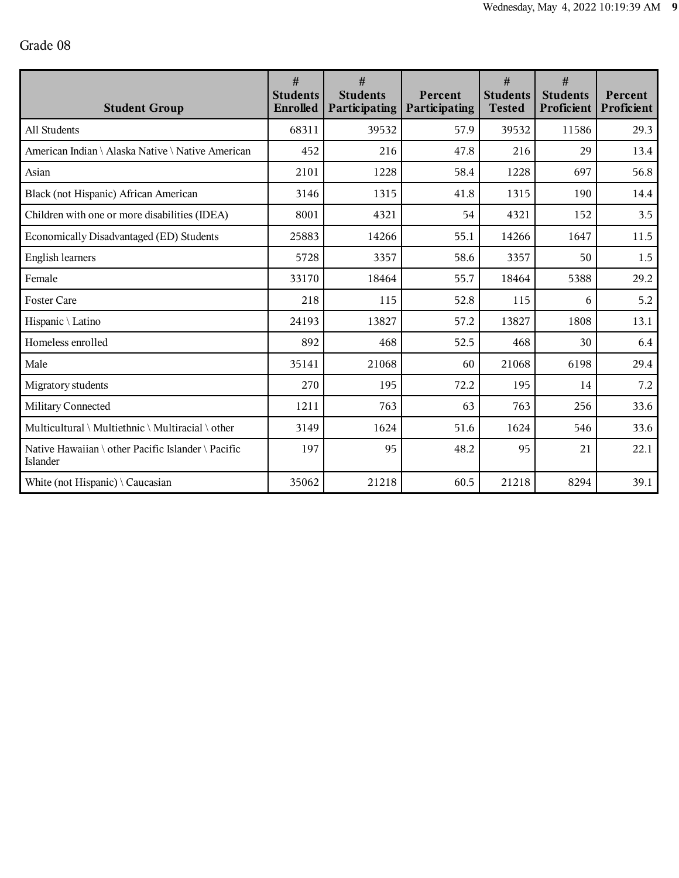Grade 08

| Student Group | # Students Enrolled | # Students Participating | Percent Participating | # Students Tested | # Students Proficient | Percent Proficient |
|---|---|---|---|---|---|---|
| All Students | 68311 | 39532 | 57.9 | 39532 | 11586 | 29.3 |
| American Indian \ Alaska Native \ Native American | 452 | 216 | 47.8 | 216 | 29 | 13.4 |
| Asian | 2101 | 1228 | 58.4 | 1228 | 697 | 56.8 |
| Black (not Hispanic) African American | 3146 | 1315 | 41.8 | 1315 | 190 | 14.4 |
| Children with one or more disabilities (IDEA) | 8001 | 4321 | 54 | 4321 | 152 | 3.5 |
| Economically Disadvantaged (ED) Students | 25883 | 14266 | 55.1 | 14266 | 1647 | 11.5 |
| English learners | 5728 | 3357 | 58.6 | 3357 | 50 | 1.5 |
| Female | 33170 | 18464 | 55.7 | 18464 | 5388 | 29.2 |
| Foster Care | 218 | 115 | 52.8 | 115 | 6 | 5.2 |
| Hispanic \ Latino | 24193 | 13827 | 57.2 | 13827 | 1808 | 13.1 |
| Homeless enrolled | 892 | 468 | 52.5 | 468 | 30 | 6.4 |
| Male | 35141 | 21068 | 60 | 21068 | 6198 | 29.4 |
| Migratory students | 270 | 195 | 72.2 | 195 | 14 | 7.2 |
| Military Connected | 1211 | 763 | 63 | 763 | 256 | 33.6 |
| Multicultural \ Multiethnic \ Multiracial \ other | 3149 | 1624 | 51.6 | 1624 | 546 | 33.6 |
| Native Hawaiian \ other Pacific Islander \ Pacific Islander | 197 | 95 | 48.2 | 95 | 21 | 22.1 |
| White (not Hispanic) \ Caucasian | 35062 | 21218 | 60.5 | 21218 | 8294 | 39.1 |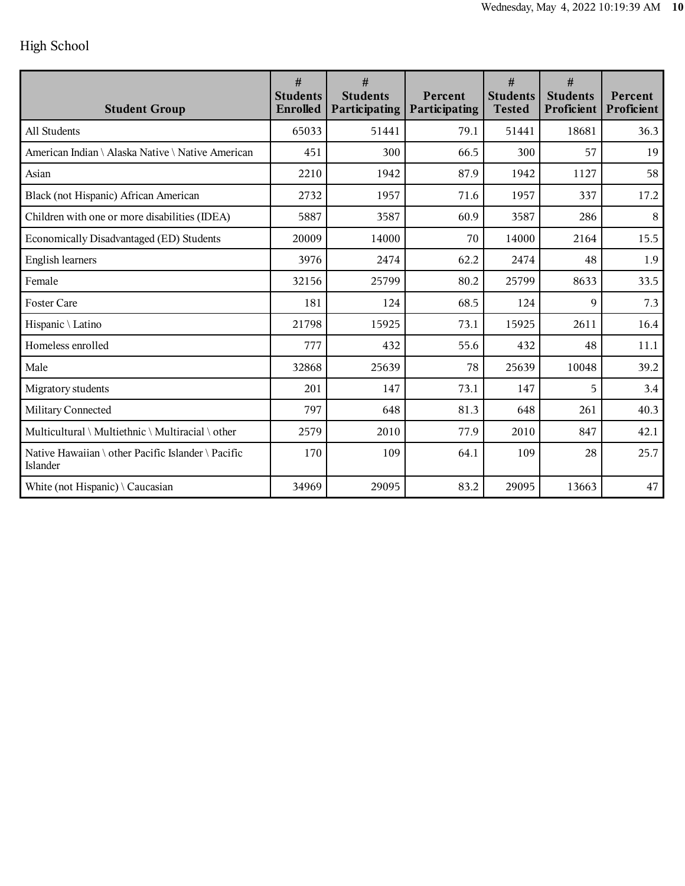## High School

| Student Group | # Students Enrolled | # Students Participating | Percent Participating | # Students Tested | # Students Proficient | Percent Proficient |
|---|---|---|---|---|---|---|
| All Students | 65033 | 51441 | 79.1 | 51441 | 18681 | 36.3 |
| American Indian \ Alaska Native \ Native American | 451 | 300 | 66.5 | 300 | 57 | 19 |
| Asian | 2210 | 1942 | 87.9 | 1942 | 1127 | 58 |
| Black (not Hispanic) African American | 2732 | 1957 | 71.6 | 1957 | 337 | 17.2 |
| Children with one or more disabilities (IDEA) | 5887 | 3587 | 60.9 | 3587 | 286 | 8 |
| Economically Disadvantaged (ED) Students | 20009 | 14000 | 70 | 14000 | 2164 | 15.5 |
| English learners | 3976 | 2474 | 62.2 | 2474 | 48 | 1.9 |
| Female | 32156 | 25799 | 80.2 | 25799 | 8633 | 33.5 |
| Foster Care | 181 | 124 | 68.5 | 124 | 9 | 7.3 |
| Hispanic \ Latino | 21798 | 15925 | 73.1 | 15925 | 2611 | 16.4 |
| Homeless enrolled | 777 | 432 | 55.6 | 432 | 48 | 11.1 |
| Male | 32868 | 25639 | 78 | 25639 | 10048 | 39.2 |
| Migratory students | 201 | 147 | 73.1 | 147 | 5 | 3.4 |
| Military Connected | 797 | 648 | 81.3 | 648 | 261 | 40.3 |
| Multicultural \ Multiethnic \ Multiracial \ other | 2579 | 2010 | 77.9 | 2010 | 847 | 42.1 |
| Native Hawaiian \ other Pacific Islander \ Pacific Islander | 170 | 109 | 64.1 | 109 | 28 | 25.7 |
| White (not Hispanic) \ Caucasian | 34969 | 29095 | 83.2 | 29095 | 13663 | 47 |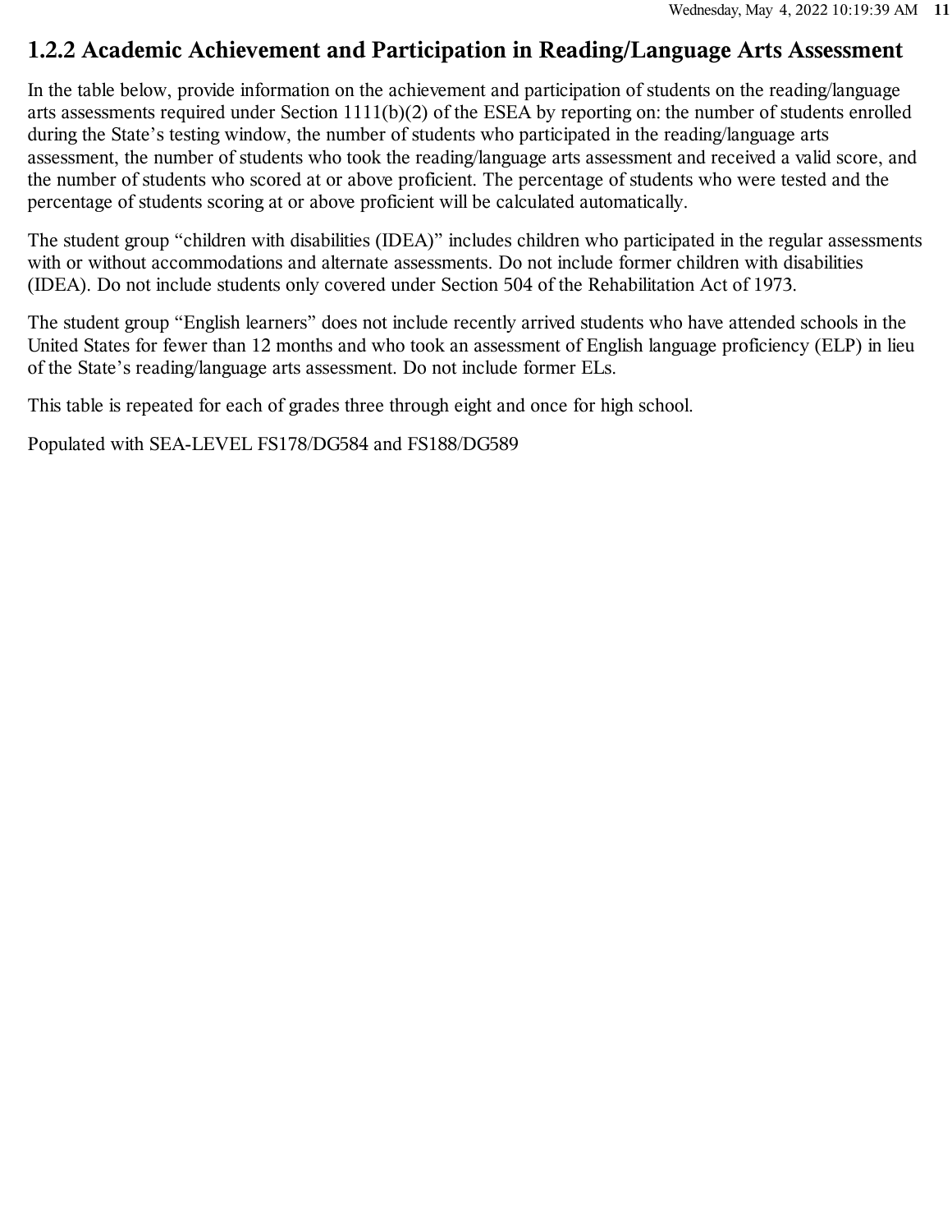## 1.2.2 Academic Achievement and Participation in Reading/Language Arts Assessment

In the table below, provide information on the achievement and participation of students on the reading/language arts assessments required under Section 1111(b)(2) of the ESEA by reporting on: the number of students enrolled during the State's testing window, the number of students who participated in the reading/language arts assessment, the number of students who took the reading/language arts assessment and received a valid score, and the number of students who scored at or above proficient. The percentage of students who were tested and the percentage of students scoring at or above proficient will be calculated automatically.

The student group "children with disabilities (IDEA)" includes children who participated in the regular assessments with or without accommodations and alternate assessments. Do not include former children with disabilities (IDEA). Do not include students only covered under Section 504 of the Rehabilitation Act of 1973.

The student group "English learners" does not include recently arrived students who have attended schools in the United States for fewer than 12 months and who took an assessment of English language proficiency (ELP) in lieu of the State's reading/language arts assessment. Do not include former ELs.

This table is repeated for each of grades three through eight and once for high school.

Populated with SEA-LEVEL FS178/DG584 and FS188/DG589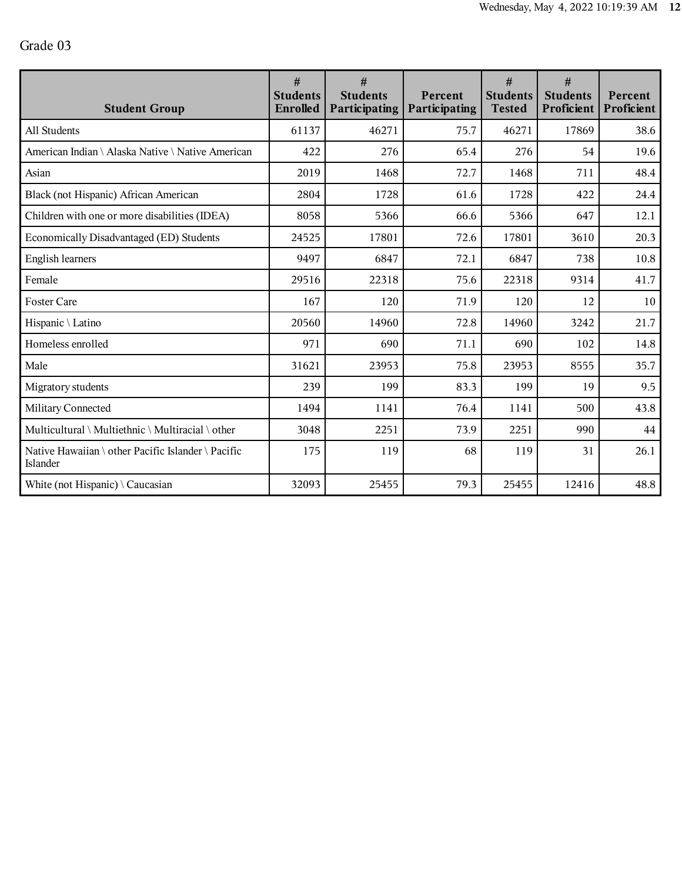Grade 03

| Student Group | # Students Enrolled | # Students Participating | Percent Participating | # Students Tested | # Students Proficient | Percent Proficient |
|---|---|---|---|---|---|---|
| All Students | 61137 | 46271 | 75.7 | 46271 | 17869 | 38.6 |
| American Indian \ Alaska Native \ Native American | 422 | 276 | 65.4 | 276 | 54 | 19.6 |
| Asian | 2019 | 1468 | 72.7 | 1468 | 711 | 48.4 |
| Black (not Hispanic) African American | 2804 | 1728 | 61.6 | 1728 | 422 | 24.4 |
| Children with one or more disabilities (IDEA) | 8058 | 5366 | 66.6 | 5366 | 647 | 12.1 |
| Economically Disadvantaged (ED) Students | 24525 | 17801 | 72.6 | 17801 | 3610 | 20.3 |
| English learners | 9497 | 6847 | 72.1 | 6847 | 738 | 10.8 |
| Female | 29516 | 22318 | 75.6 | 22318 | 9314 | 41.7 |
| Foster Care | 167 | 120 | 71.9 | 120 | 12 | 10 |
| Hispanic \ Latino | 20560 | 14960 | 72.8 | 14960 | 3242 | 21.7 |
| Homeless enrolled | 971 | 690 | 71.1 | 690 | 102 | 14.8 |
| Male | 31621 | 23953 | 75.8 | 23953 | 8555 | 35.7 |
| Migratory students | 239 | 199 | 83.3 | 199 | 19 | 9.5 |
| Military Connected | 1494 | 1141 | 76.4 | 1141 | 500 | 43.8 |
| Multicultural \ Multiethnic \ Multiracial \ other | 3048 | 2251 | 73.9 | 2251 | 990 | 44 |
| Native Hawaiian \ other Pacific Islander \ Pacific Islander | 175 | 119 | 68 | 119 | 31 | 26.1 |
| White (not Hispanic) \ Caucasian | 32093 | 25455 | 79.3 | 25455 | 12416 | 48.8 |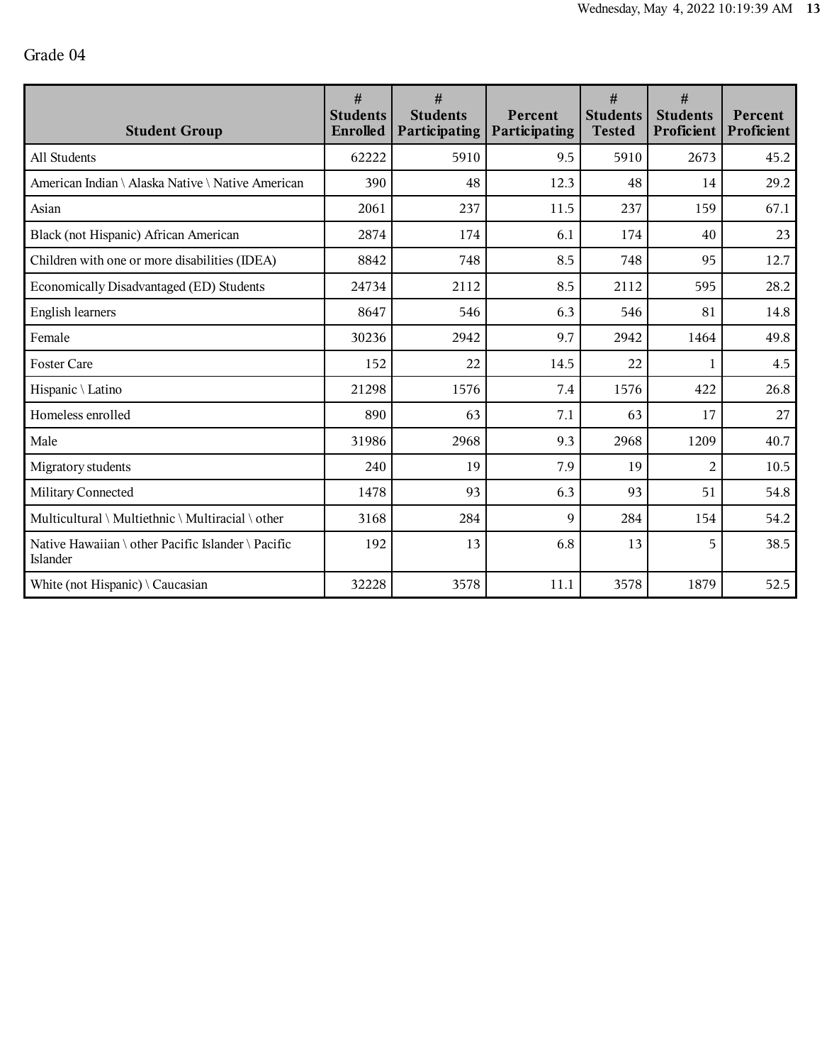Grade 04

| Student Group | # Students Enrolled | # Students Participating | Percent Participating | # Students Tested | # Students Proficient | Percent Proficient |
|---|---|---|---|---|---|---|
| All Students | 62222 | 5910 | 9.5 | 5910 | 2673 | 45.2 |
| American Indian \ Alaska Native \ Native American | 390 | 48 | 12.3 | 48 | 14 | 29.2 |
| Asian | 2061 | 237 | 11.5 | 237 | 159 | 67.1 |
| Black (not Hispanic) African American | 2874 | 174 | 6.1 | 174 | 40 | 23 |
| Children with one or more disabilities (IDEA) | 8842 | 748 | 8.5 | 748 | 95 | 12.7 |
| Economically Disadvantaged (ED) Students | 24734 | 2112 | 8.5 | 2112 | 595 | 28.2 |
| English learners | 8647 | 546 | 6.3 | 546 | 81 | 14.8 |
| Female | 30236 | 2942 | 9.7 | 2942 | 1464 | 49.8 |
| Foster Care | 152 | 22 | 14.5 | 22 | 1 | 4.5 |
| Hispanic \ Latino | 21298 | 1576 | 7.4 | 1576 | 422 | 26.8 |
| Homeless enrolled | 890 | 63 | 7.1 | 63 | 17 | 27 |
| Male | 31986 | 2968 | 9.3 | 2968 | 1209 | 40.7 |
| Migratory students | 240 | 19 | 7.9 | 19 | 2 | 10.5 |
| Military Connected | 1478 | 93 | 6.3 | 93 | 51 | 54.8 |
| Multicultural \ Multiethnic \ Multiracial \ other | 3168 | 284 | 9 | 284 | 154 | 54.2 |
| Native Hawaiian \ other Pacific Islander \ Pacific Islander | 192 | 13 | 6.8 | 13 | 5 | 38.5 |
| White (not Hispanic) \ Caucasian | 32228 | 3578 | 11.1 | 3578 | 1879 | 52.5 |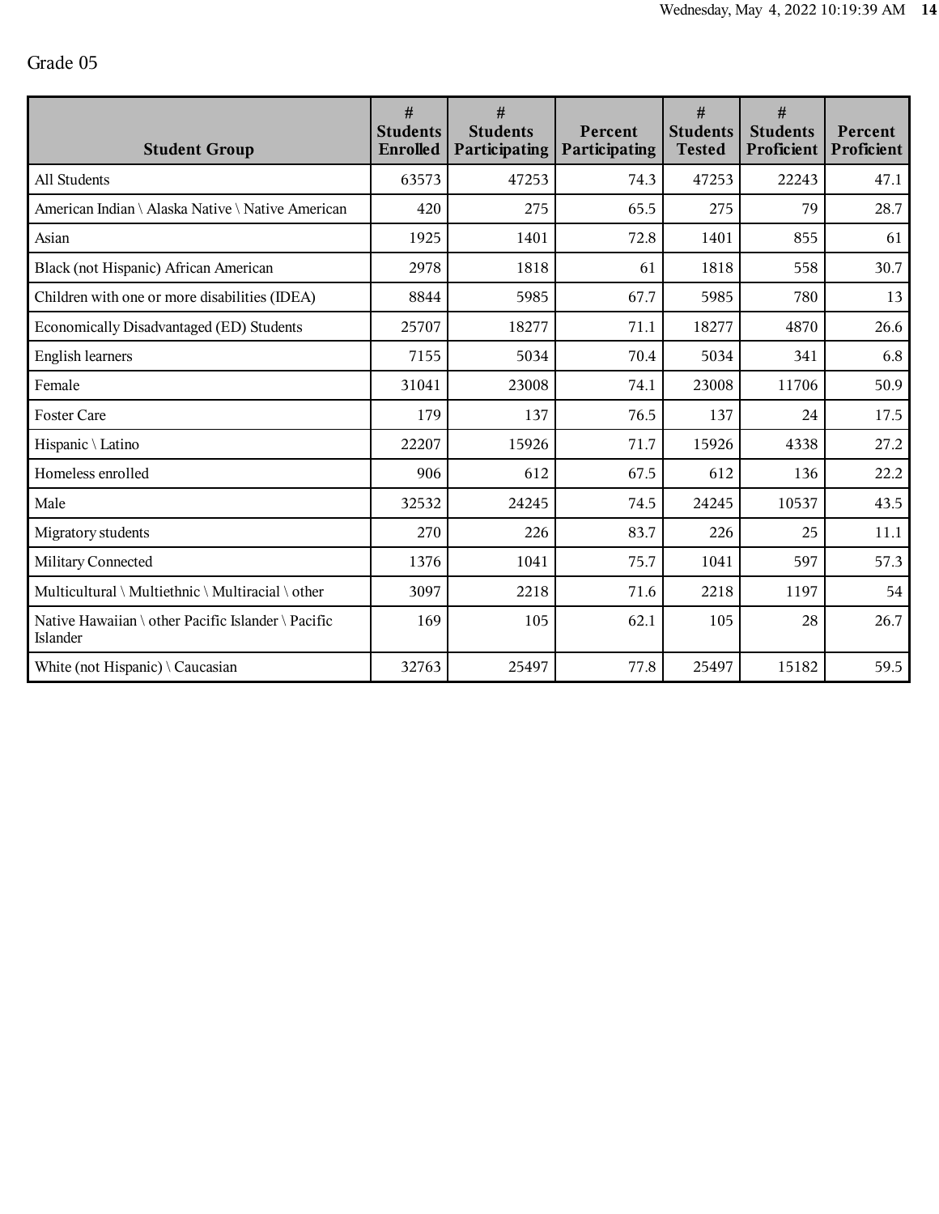Grade 05

| Student Group | # Students Enrolled | # Students Participating | Percent Participating | # Students Tested | # Students Proficient | Percent Proficient |
|---|---|---|---|---|---|---|
| All Students | 63573 | 47253 | 74.3 | 47253 | 22243 | 47.1 |
| American Indian \ Alaska Native \ Native American | 420 | 275 | 65.5 | 275 | 79 | 28.7 |
| Asian | 1925 | 1401 | 72.8 | 1401 | 855 | 61 |
| Black (not Hispanic) African American | 2978 | 1818 | 61 | 1818 | 558 | 30.7 |
| Children with one or more disabilities (IDEA) | 8844 | 5985 | 67.7 | 5985 | 780 | 13 |
| Economically Disadvantaged (ED) Students | 25707 | 18277 | 71.1 | 18277 | 4870 | 26.6 |
| English learners | 7155 | 5034 | 70.4 | 5034 | 341 | 6.8 |
| Female | 31041 | 23008 | 74.1 | 23008 | 11706 | 50.9 |
| Foster Care | 179 | 137 | 76.5 | 137 | 24 | 17.5 |
| Hispanic \ Latino | 22207 | 15926 | 71.7 | 15926 | 4338 | 27.2 |
| Homeless enrolled | 906 | 612 | 67.5 | 612 | 136 | 22.2 |
| Male | 32532 | 24245 | 74.5 | 24245 | 10537 | 43.5 |
| Migratory students | 270 | 226 | 83.7 | 226 | 25 | 11.1 |
| Military Connected | 1376 | 1041 | 75.7 | 1041 | 597 | 57.3 |
| Multicultural \ Multiethnic \ Multiracial \ other | 3097 | 2218 | 71.6 | 2218 | 1197 | 54 |
| Native Hawaiian \ other Pacific Islander \ Pacific Islander | 169 | 105 | 62.1 | 105 | 28 | 26.7 |
| White (not Hispanic) \ Caucasian | 32763 | 25497 | 77.8 | 25497 | 15182 | 59.5 |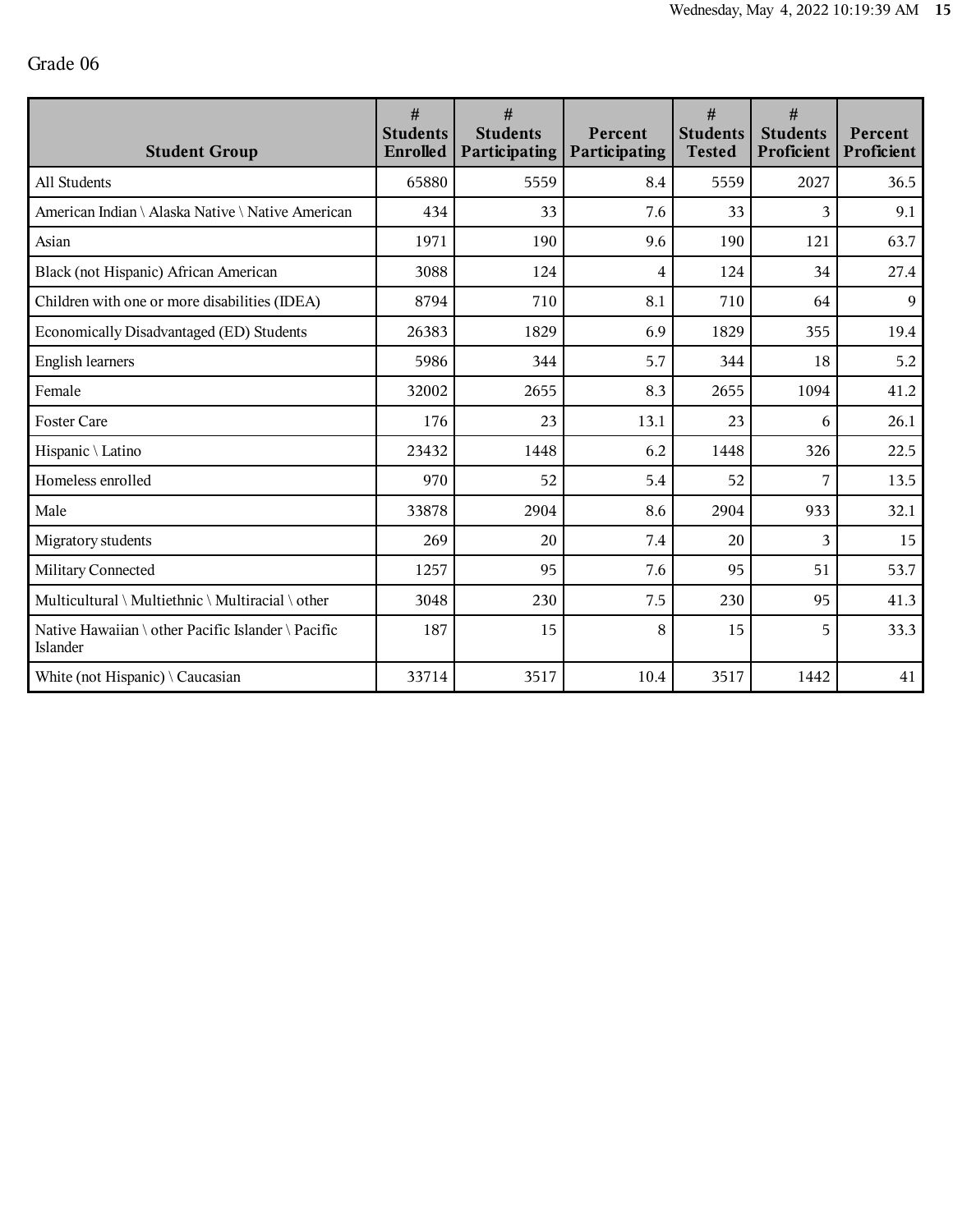Grade 06

| Student Group | # Students Enrolled | # Students Participating | Percent Participating | # Students Tested | # Students Proficient | Percent Proficient |
| --- | --- | --- | --- | --- | --- | --- |
| All Students | 65880 | 5559 | 8.4 | 5559 | 2027 | 36.5 |
| American Indian \ Alaska Native \ Native American | 434 | 33 | 7.6 | 33 | 3 | 9.1 |
| Asian | 1971 | 190 | 9.6 | 190 | 121 | 63.7 |
| Black (not Hispanic) African American | 3088 | 124 | 4 | 124 | 34 | 27.4 |
| Children with one or more disabilities (IDEA) | 8794 | 710 | 8.1 | 710 | 64 | 9 |
| Economically Disadvantaged (ED) Students | 26383 | 1829 | 6.9 | 1829 | 355 | 19.4 |
| English learners | 5986 | 344 | 5.7 | 344 | 18 | 5.2 |
| Female | 32002 | 2655 | 8.3 | 2655 | 1094 | 41.2 |
| Foster Care | 176 | 23 | 13.1 | 23 | 6 | 26.1 |
| Hispanic \ Latino | 23432 | 1448 | 6.2 | 1448 | 326 | 22.5 |
| Homeless enrolled | 970 | 52 | 5.4 | 52 | 7 | 13.5 |
| Male | 33878 | 2904 | 8.6 | 2904 | 933 | 32.1 |
| Migratory students | 269 | 20 | 7.4 | 20 | 3 | 15 |
| Military Connected | 1257 | 95 | 7.6 | 95 | 51 | 53.7 |
| Multicultural \ Multiethnic \ Multiracial \ other | 3048 | 230 | 7.5 | 230 | 95 | 41.3 |
| Native Hawaiian \ other Pacific Islander \ Pacific Islander | 187 | 15 | 8 | 15 | 5 | 33.3 |
| White (not Hispanic) \ Caucasian | 33714 | 3517 | 10.4 | 3517 | 1442 | 41 |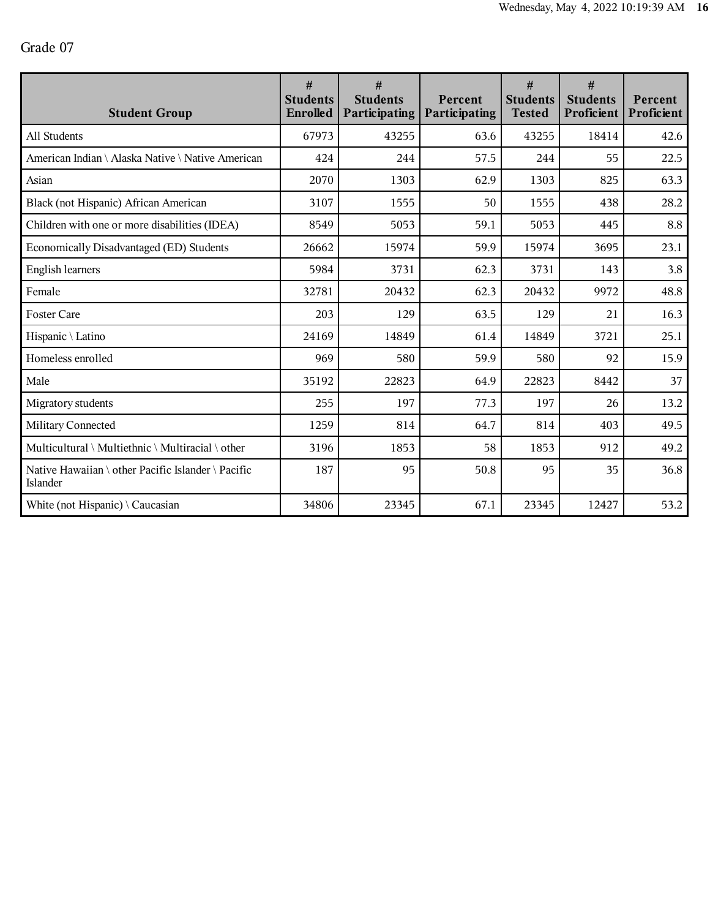Grade 07

| Student Group | # Students Enrolled | # Students Participating | Percent Participating | # Students Tested | # Students Proficient | Percent Proficient |
| --- | --- | --- | --- | --- | --- | --- |
| All Students | 67973 | 43255 | 63.6 | 43255 | 18414 | 42.6 |
| American Indian \ Alaska Native \ Native American | 424 | 244 | 57.5 | 244 | 55 | 22.5 |
| Asian | 2070 | 1303 | 62.9 | 1303 | 825 | 63.3 |
| Black (not Hispanic) African American | 3107 | 1555 | 50 | 1555 | 438 | 28.2 |
| Children with one or more disabilities (IDEA) | 8549 | 5053 | 59.1 | 5053 | 445 | 8.8 |
| Economically Disadvantaged (ED) Students | 26662 | 15974 | 59.9 | 15974 | 3695 | 23.1 |
| English learners | 5984 | 3731 | 62.3 | 3731 | 143 | 3.8 |
| Female | 32781 | 20432 | 62.3 | 20432 | 9972 | 48.8 |
| Foster Care | 203 | 129 | 63.5 | 129 | 21 | 16.3 |
| Hispanic \ Latino | 24169 | 14849 | 61.4 | 14849 | 3721 | 25.1 |
| Homeless enrolled | 969 | 580 | 59.9 | 580 | 92 | 15.9 |
| Male | 35192 | 22823 | 64.9 | 22823 | 8442 | 37 |
| Migratory students | 255 | 197 | 77.3 | 197 | 26 | 13.2 |
| Military Connected | 1259 | 814 | 64.7 | 814 | 403 | 49.5 |
| Multicultural \ Multiethnic \ Multiracial \ other | 3196 | 1853 | 58 | 1853 | 912 | 49.2 |
| Native Hawaiian \ other Pacific Islander \ Pacific Islander | 187 | 95 | 50.8 | 95 | 35 | 36.8 |
| White (not Hispanic) \ Caucasian | 34806 | 23345 | 67.1 | 23345 | 12427 | 53.2 |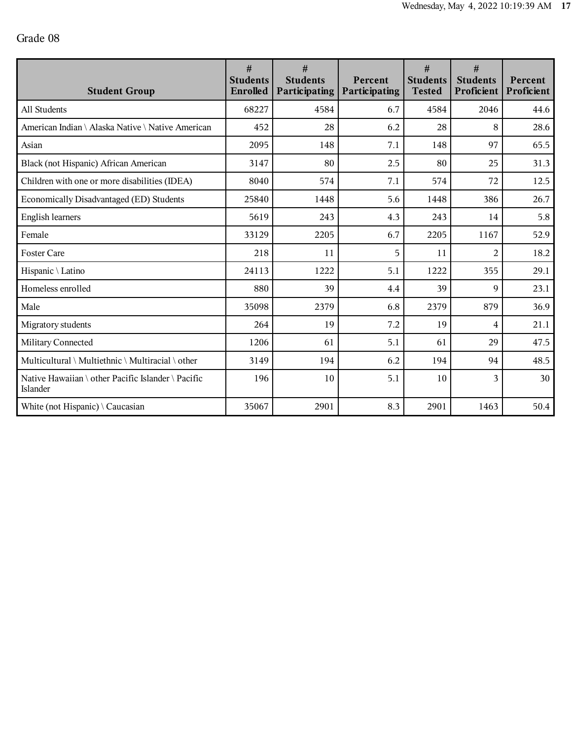Grade 08

| Student Group | # Students Enrolled | # Students Participating | Percent Participating | # Students Tested | # Students Proficient | Percent Proficient |
|---|---|---|---|---|---|---|
| All Students | 68227 | 4584 | 6.7 | 4584 | 2046 | 44.6 |
| American Indian \ Alaska Native \ Native American | 452 | 28 | 6.2 | 28 | 8 | 28.6 |
| Asian | 2095 | 148 | 7.1 | 148 | 97 | 65.5 |
| Black (not Hispanic) African American | 3147 | 80 | 2.5 | 80 | 25 | 31.3 |
| Children with one or more disabilities (IDEA) | 8040 | 574 | 7.1 | 574 | 72 | 12.5 |
| Economically Disadvantaged (ED) Students | 25840 | 1448 | 5.6 | 1448 | 386 | 26.7 |
| English learners | 5619 | 243 | 4.3 | 243 | 14 | 5.8 |
| Female | 33129 | 2205 | 6.7 | 2205 | 1167 | 52.9 |
| Foster Care | 218 | 11 | 5 | 11 | 2 | 18.2 |
| Hispanic \ Latino | 24113 | 1222 | 5.1 | 1222 | 355 | 29.1 |
| Homeless enrolled | 880 | 39 | 4.4 | 39 | 9 | 23.1 |
| Male | 35098 | 2379 | 6.8 | 2379 | 879 | 36.9 |
| Migratory students | 264 | 19 | 7.2 | 19 | 4 | 21.1 |
| Military Connected | 1206 | 61 | 5.1 | 61 | 29 | 47.5 |
| Multicultural \ Multiethnic \ Multiracial \ other | 3149 | 194 | 6.2 | 194 | 94 | 48.5 |
| Native Hawaiian \ other Pacific Islander \ Pacific Islander | 196 | 10 | 5.1 | 10 | 3 | 30 |
| White (not Hispanic) \ Caucasian | 35067 | 2901 | 8.3 | 2901 | 1463 | 50.4 |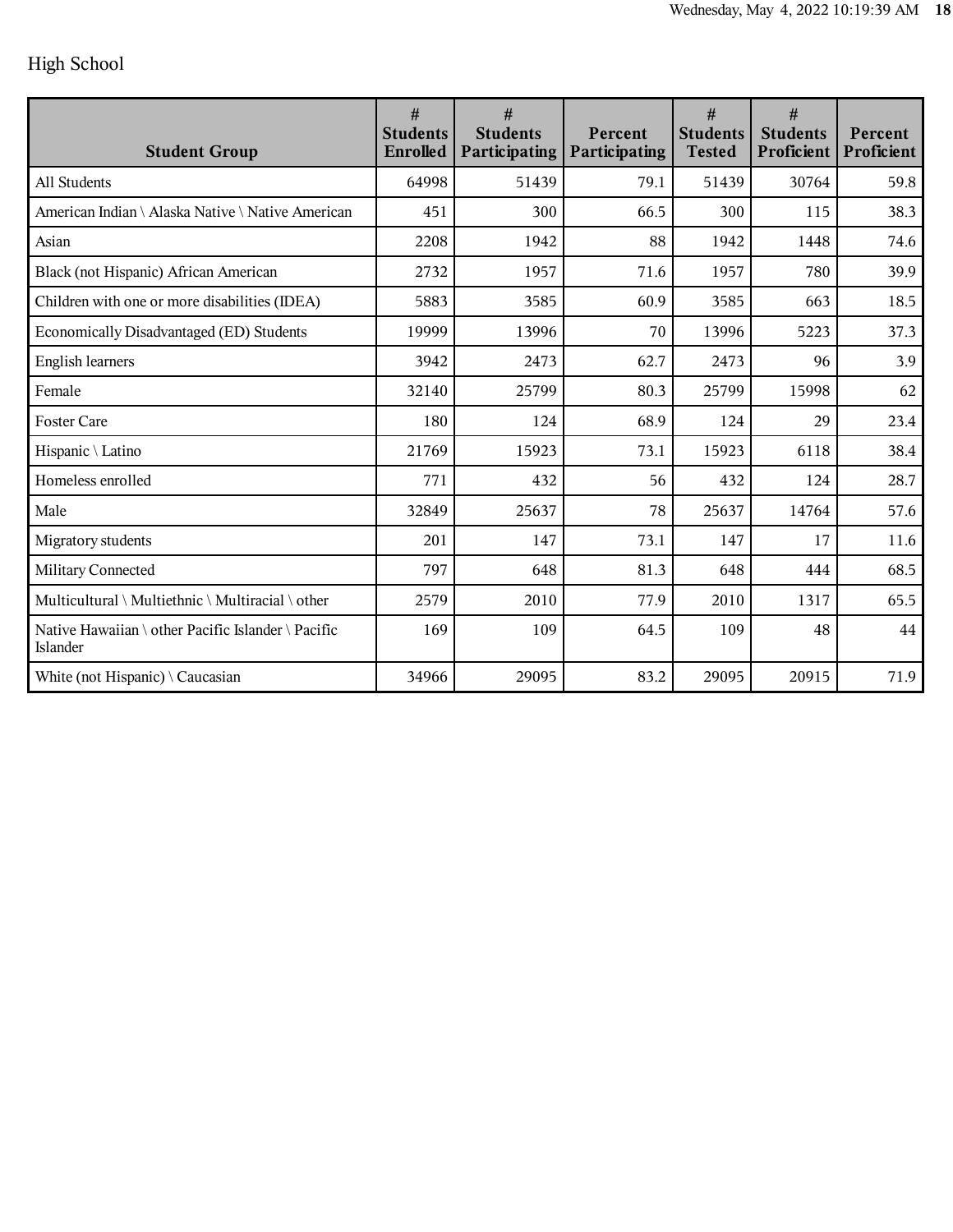High School

| Student Group | # Students Enrolled | # Students Participating | Percent Participating | # Students Tested | # Students Proficient | Percent Proficient |
| --- | --- | --- | --- | --- | --- | --- |
| All Students | 64998 | 51439 | 79.1 | 51439 | 30764 | 59.8 |
| American Indian \ Alaska Native \ Native American | 451 | 300 | 66.5 | 300 | 115 | 38.3 |
| Asian | 2208 | 1942 | 88 | 1942 | 1448 | 74.6 |
| Black (not Hispanic) African American | 2732 | 1957 | 71.6 | 1957 | 780 | 39.9 |
| Children with one or more disabilities (IDEA) | 5883 | 3585 | 60.9 | 3585 | 663 | 18.5 |
| Economically Disadvantaged (ED) Students | 19999 | 13996 | 70 | 13996 | 5223 | 37.3 |
| English learners | 3942 | 2473 | 62.7 | 2473 | 96 | 3.9 |
| Female | 32140 | 25799 | 80.3 | 25799 | 15998 | 62 |
| Foster Care | 180 | 124 | 68.9 | 124 | 29 | 23.4 |
| Hispanic \ Latino | 21769 | 15923 | 73.1 | 15923 | 6118 | 38.4 |
| Homeless enrolled | 771 | 432 | 56 | 432 | 124 | 28.7 |
| Male | 32849 | 25637 | 78 | 25637 | 14764 | 57.6 |
| Migratory students | 201 | 147 | 73.1 | 147 | 17 | 11.6 |
| Military Connected | 797 | 648 | 81.3 | 648 | 444 | 68.5 |
| Multicultural \ Multiethnic \ Multiracial \ other | 2579 | 2010 | 77.9 | 2010 | 1317 | 65.5 |
| Native Hawaiian \ other Pacific Islander \ Pacific Islander | 169 | 109 | 64.5 | 109 | 48 | 44 |
| White (not Hispanic) \ Caucasian | 34966 | 29095 | 83.2 | 29095 | 20915 | 71.9 |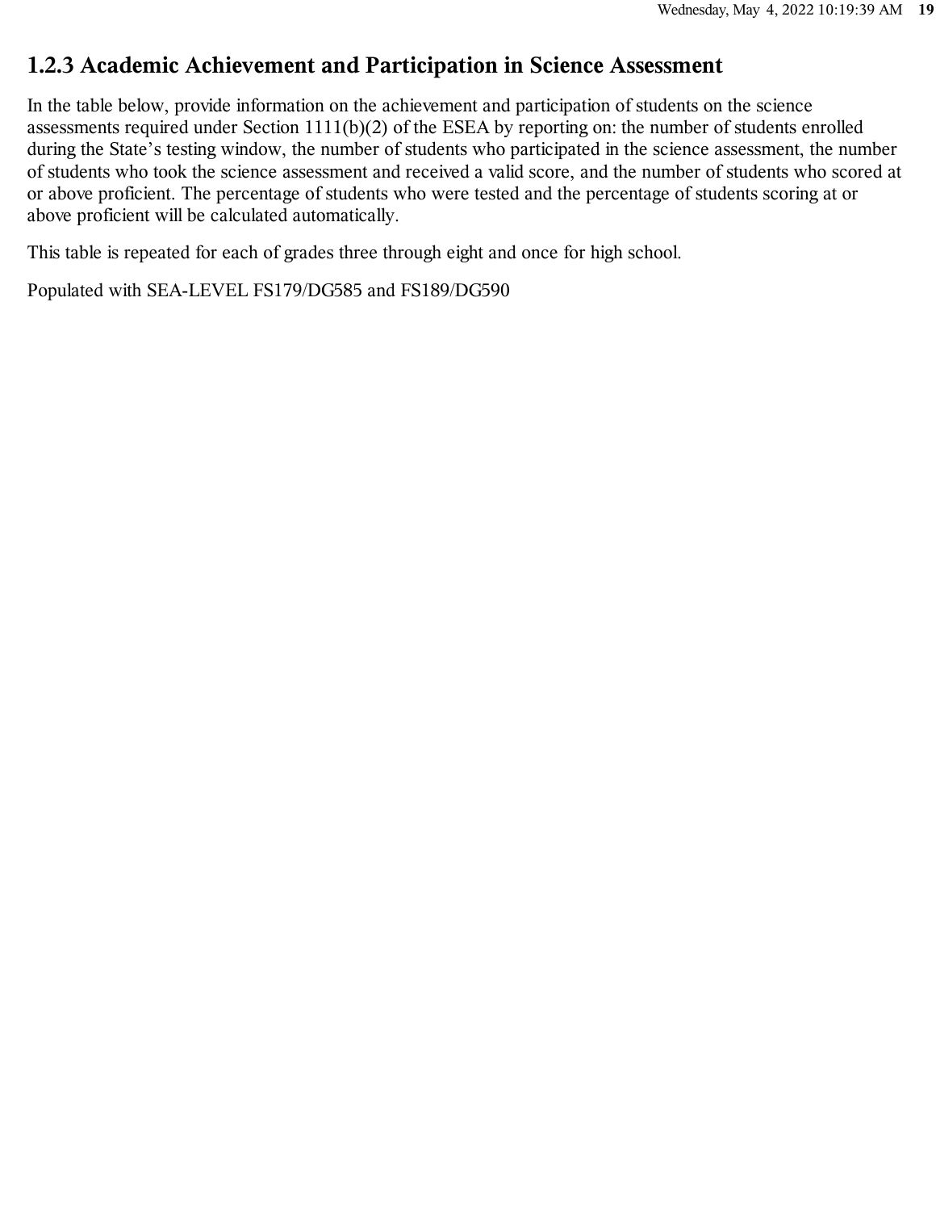### 1.2.3 Academic Achievement and Participation in Science Assessment

In the table below, provide information on the achievement and participation of students on the science assessments required under Section 1111(b)(2) of the ESEA by reporting on: the number of students enrolled during the State's testing window, the number of students who participated in the science assessment, the number of students who took the science assessment and received a valid score, and the number of students who scored at or above proficient. The percentage of students who were tested and the percentage of students scoring at or above proficient will be calculated automatically.

This table is repeated for each of grades three through eight and once for high school.

Populated with SEA-LEVEL FS179/DG585 and FS189/DG590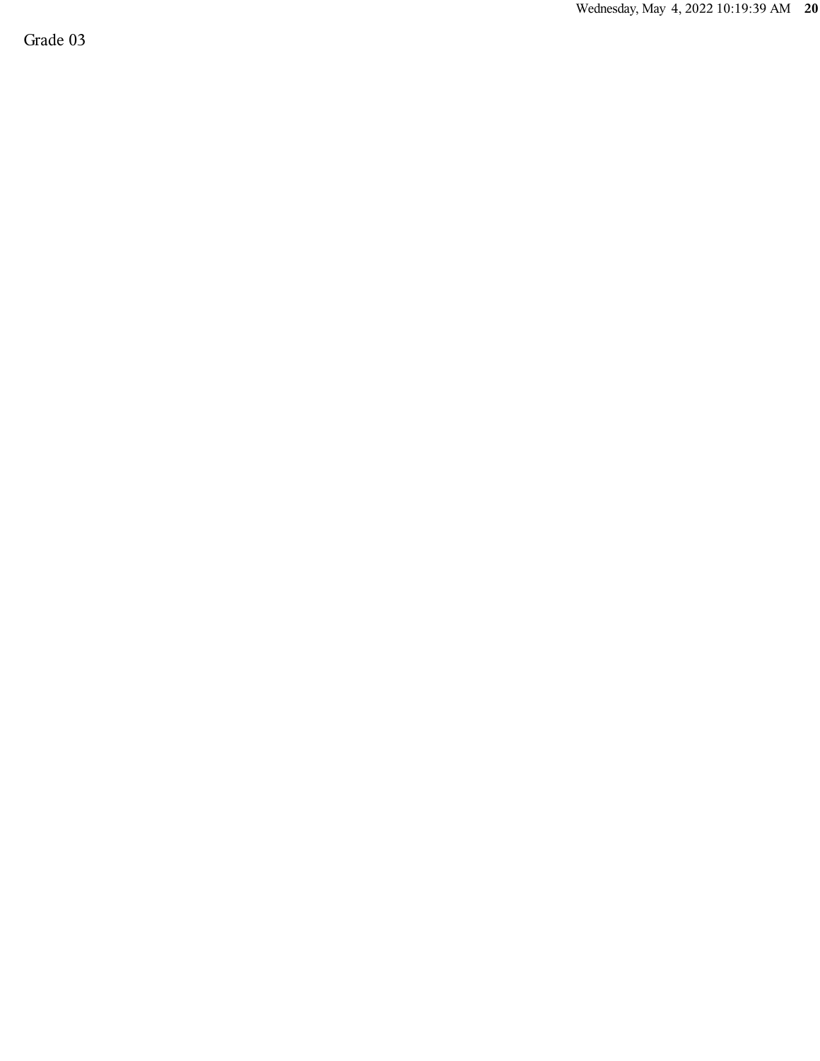Grade 03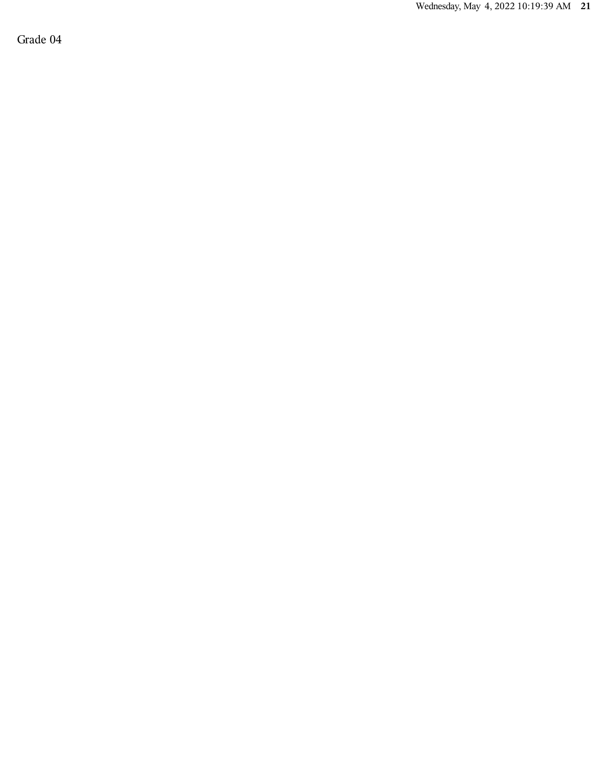Grade 04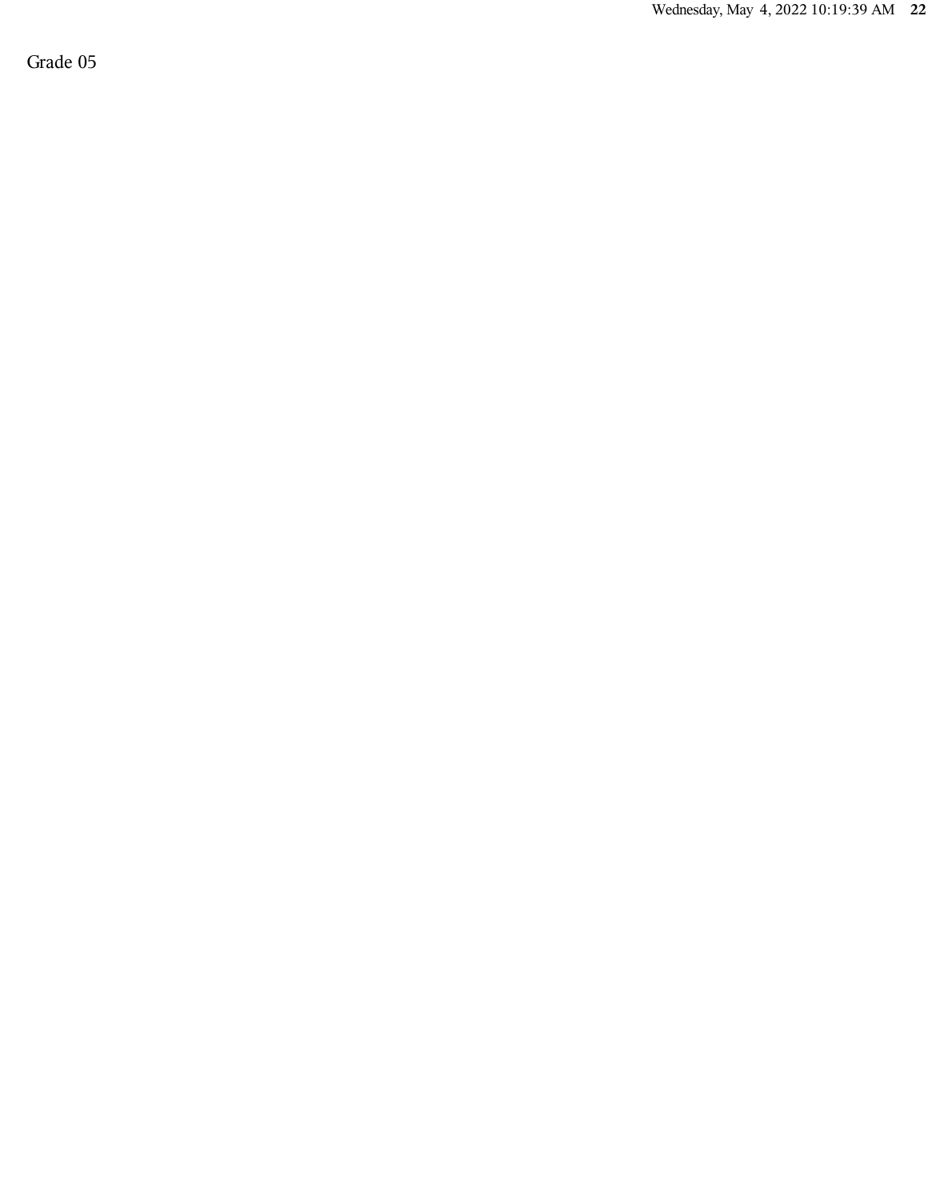Grade 05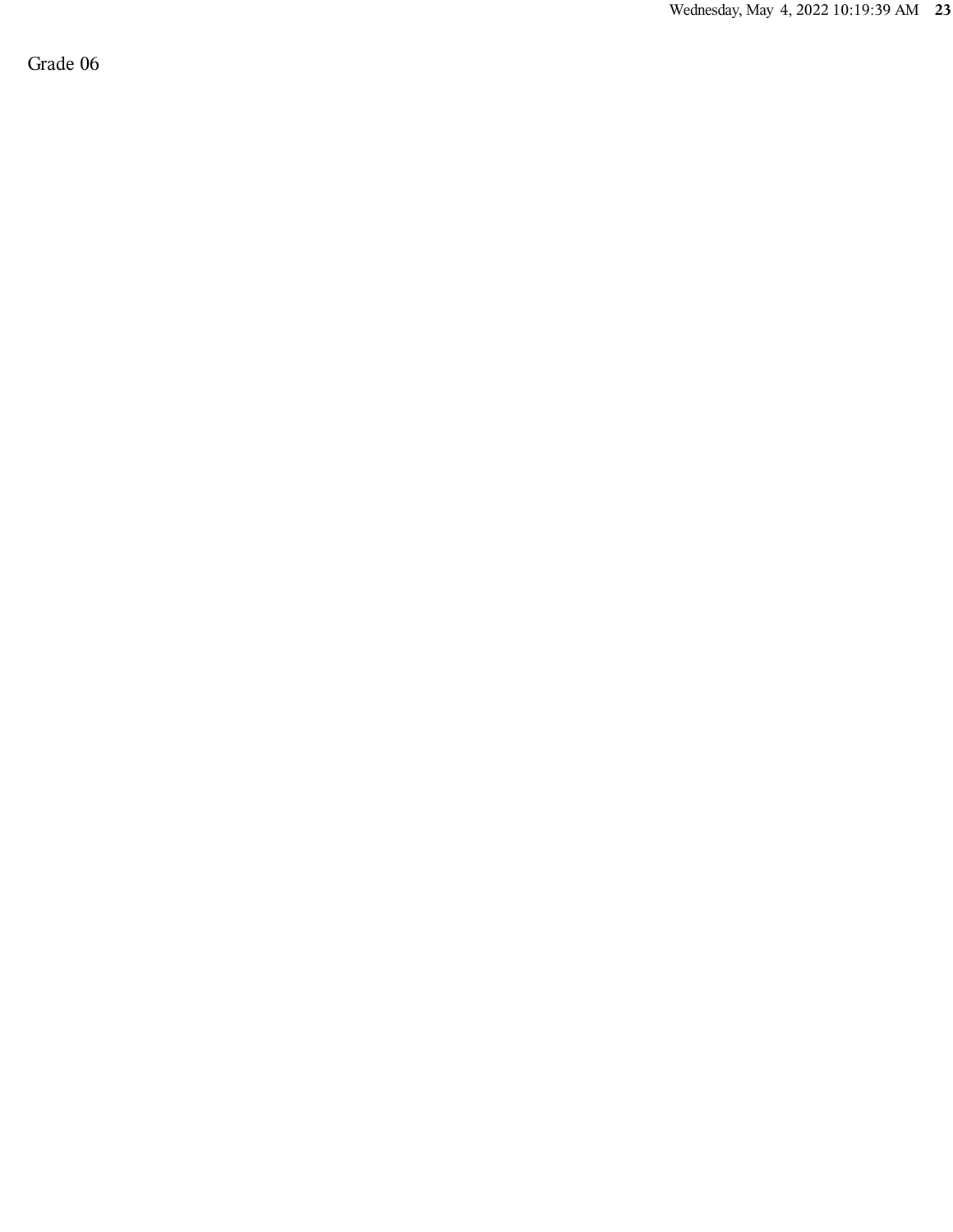Grade 06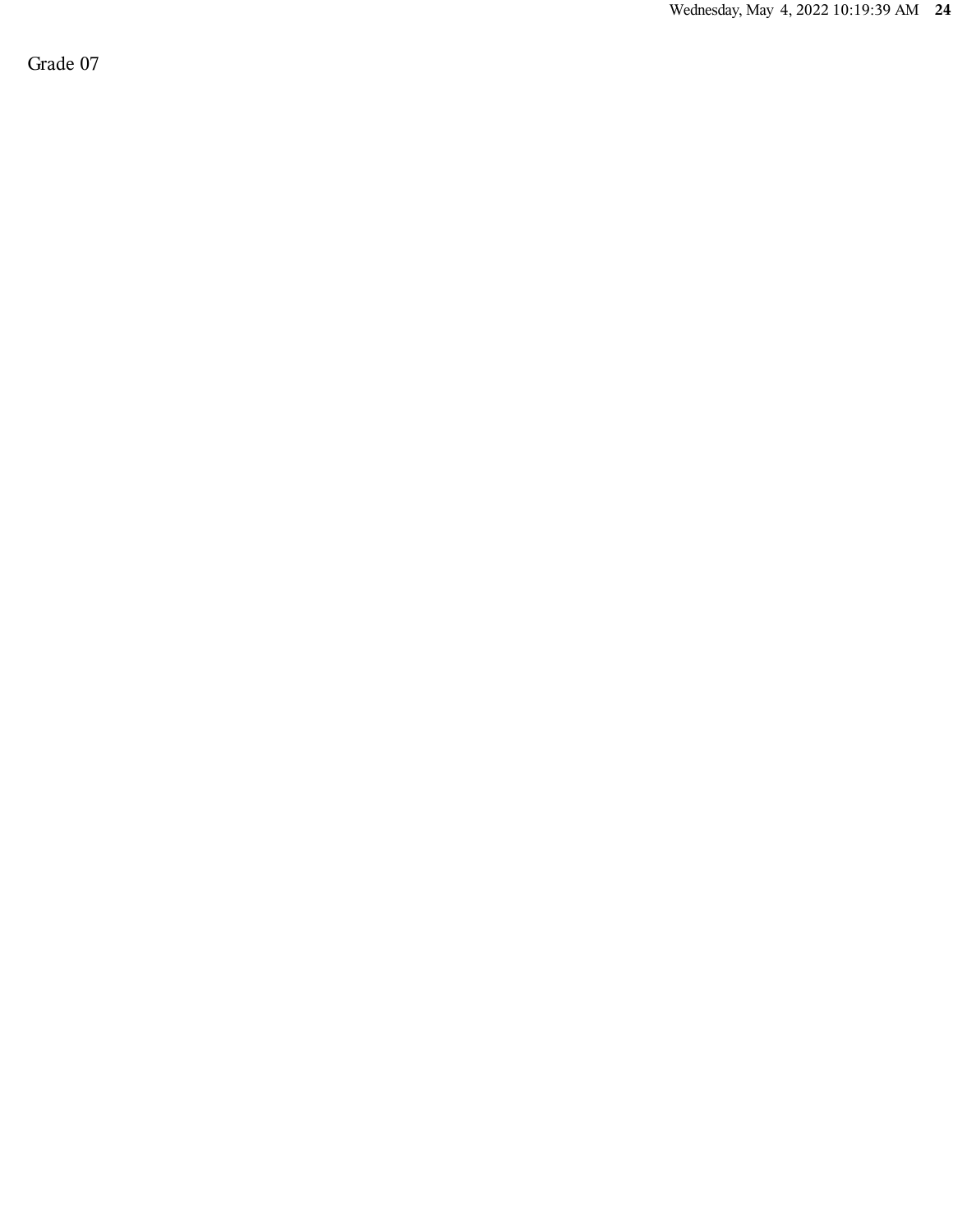Grade 07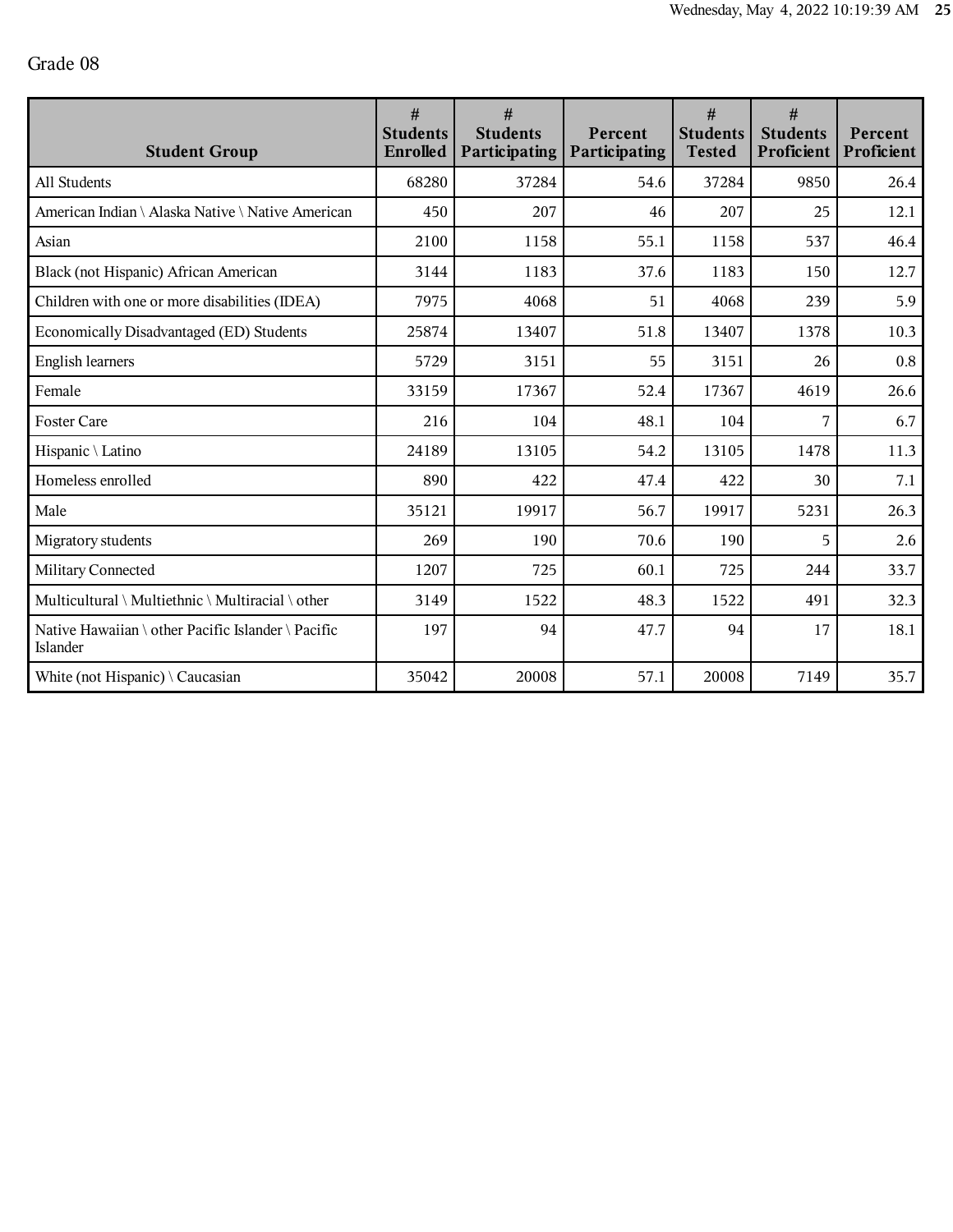Grade 08

| Student Group | # Students Enrolled | # Students Participating | Percent Participating | # Students Tested | # Students Proficient | Percent Proficient |
|---|---|---|---|---|---|---|
| All Students | 68280 | 37284 | 54.6 | 37284 | 9850 | 26.4 |
| American Indian \ Alaska Native \ Native American | 450 | 207 | 46 | 207 | 25 | 12.1 |
| Asian | 2100 | 1158 | 55.1 | 1158 | 537 | 46.4 |
| Black (not Hispanic) African American | 3144 | 1183 | 37.6 | 1183 | 150 | 12.7 |
| Children with one or more disabilities (IDEA) | 7975 | 4068 | 51 | 4068 | 239 | 5.9 |
| Economically Disadvantaged (ED) Students | 25874 | 13407 | 51.8 | 13407 | 1378 | 10.3 |
| English learners | 5729 | 3151 | 55 | 3151 | 26 | 0.8 |
| Female | 33159 | 17367 | 52.4 | 17367 | 4619 | 26.6 |
| Foster Care | 216 | 104 | 48.1 | 104 | 7 | 6.7 |
| Hispanic \ Latino | 24189 | 13105 | 54.2 | 13105 | 1478 | 11.3 |
| Homeless enrolled | 890 | 422 | 47.4 | 422 | 30 | 7.1 |
| Male | 35121 | 19917 | 56.7 | 19917 | 5231 | 26.3 |
| Migratory students | 269 | 190 | 70.6 | 190 | 5 | 2.6 |
| Military Connected | 1207 | 725 | 60.1 | 725 | 244 | 33.7 |
| Multicultural \ Multiethnic \ Multiracial \ other | 3149 | 1522 | 48.3 | 1522 | 491 | 32.3 |
| Native Hawaiian \ other Pacific Islander \ Pacific Islander | 197 | 94 | 47.7 | 94 | 17 | 18.1 |
| White (not Hispanic) \ Caucasian | 35042 | 20008 | 57.1 | 20008 | 7149 | 35.7 |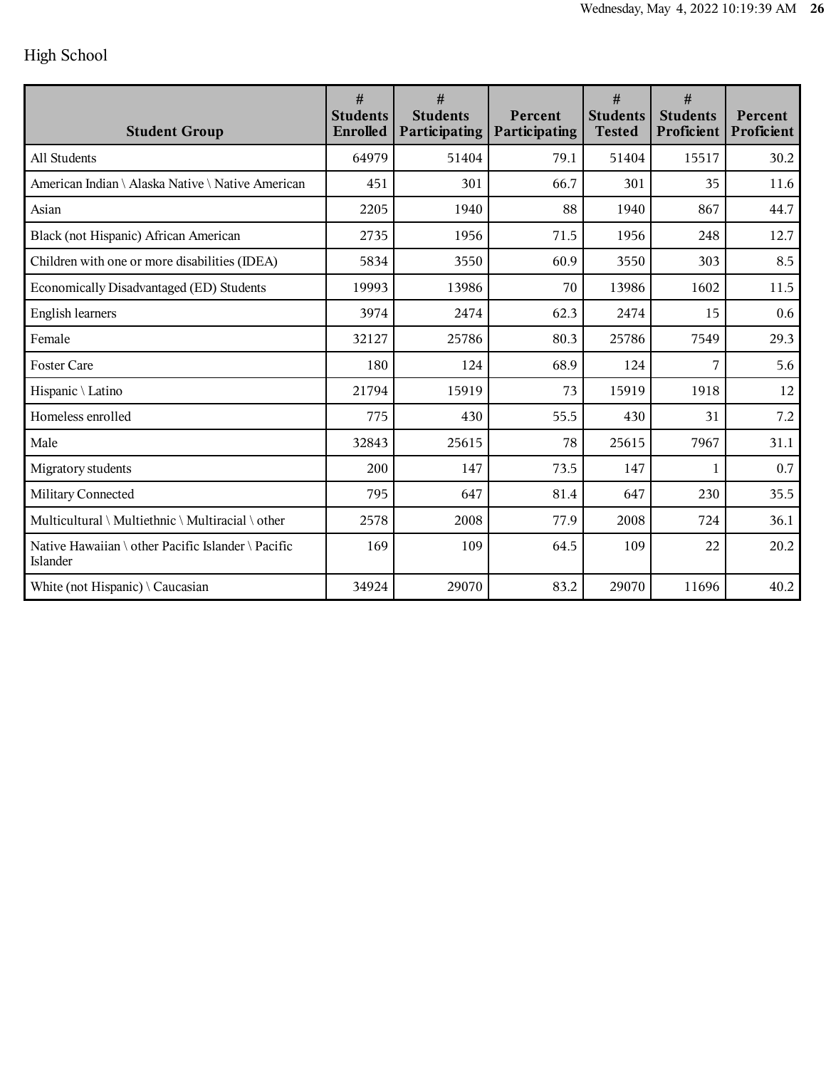## High School

| Student Group | # Students Enrolled | # Students Participating | Percent Participating | # Students Tested | # Students Proficient | Percent Proficient |
|---|---|---|---|---|---|---|
| All Students | 64979 | 51404 | 79.1 | 51404 | 15517 | 30.2 |
| American Indian \ Alaska Native \ Native American | 451 | 301 | 66.7 | 301 | 35 | 11.6 |
| Asian | 2205 | 1940 | 88 | 1940 | 867 | 44.7 |
| Black (not Hispanic) African American | 2735 | 1956 | 71.5 | 1956 | 248 | 12.7 |
| Children with one or more disabilities (IDEA) | 5834 | 3550 | 60.9 | 3550 | 303 | 8.5 |
| Economically Disadvantaged (ED) Students | 19993 | 13986 | 70 | 13986 | 1602 | 11.5 |
| English learners | 3974 | 2474 | 62.3 | 2474 | 15 | 0.6 |
| Female | 32127 | 25786 | 80.3 | 25786 | 7549 | 29.3 |
| Foster Care | 180 | 124 | 68.9 | 124 | 7 | 5.6 |
| Hispanic \ Latino | 21794 | 15919 | 73 | 15919 | 1918 | 12 |
| Homeless enrolled | 775 | 430 | 55.5 | 430 | 31 | 7.2 |
| Male | 32843 | 25615 | 78 | 25615 | 7967 | 31.1 |
| Migratory students | 200 | 147 | 73.5 | 147 | 1 | 0.7 |
| Military Connected | 795 | 647 | 81.4 | 647 | 230 | 35.5 |
| Multicultural \ Multiethnic \ Multiracial \ other | 2578 | 2008 | 77.9 | 2008 | 724 | 36.1 |
| Native Hawaiian \ other Pacific Islander \ Pacific Islander | 169 | 109 | 64.5 | 109 | 22 | 20.2 |
| White (not Hispanic) \ Caucasian | 34924 | 29070 | 83.2 | 29070 | 11696 | 40.2 |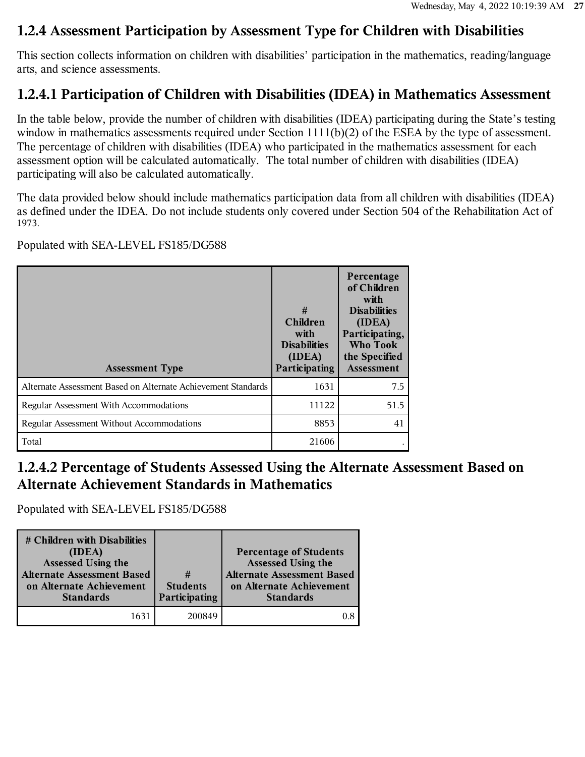## 1.2.4 Assessment Participation by Assessment Type for Children with Disabilities

This section collects information on children with disabilities' participation in the mathematics, reading/language arts, and science assessments.

### 1.2.4.1 Participation of Children with Disabilities (IDEA) in Mathematics Assessment

In the table below, provide the number of children with disabilities (IDEA) participating during the State's testing window in mathematics assessments required under Section 1111(b)(2) of the ESEA by the type of assessment. The percentage of children with disabilities (IDEA) who participated in the mathematics assessment for each assessment option will be calculated automatically. The total number of children with disabilities (IDEA) participating will also be calculated automatically.

The data provided below should include mathematics participation data from all children with disabilities (IDEA) as defined under the IDEA. Do not include students only covered under Section 504 of the Rehabilitation Act of 1973.

Populated with SEA-LEVEL FS185/DG588

| Assessment Type | # Children with Disabilities (IDEA) Participating | Percentage of Children with Disabilities (IDEA) Participating, Who Took the Specified Assessment |
|---|---|---|
| Alternate Assessment Based on Alternate Achievement Standards | 1631 | 7.5 |
| Regular Assessment With Accommodations | 11122 | 51.5 |
| Regular Assessment Without Accommodations | 8853 | 41 |
| Total | 21606 | . |

### 1.2.4.2 Percentage of Students Assessed Using the Alternate Assessment Based on Alternate Achievement Standards in Mathematics

Populated with SEA-LEVEL FS185/DG588

| # Children with Disabilities (IDEA) Assessed Using the Alternate Assessment Based on Alternate Achievement Standards | # Students Participating | Percentage of Students Assessed Using the Alternate Assessment Based on Alternate Achievement Standards |
|---|---|---|
| 1631 | 200849 | 0.8 |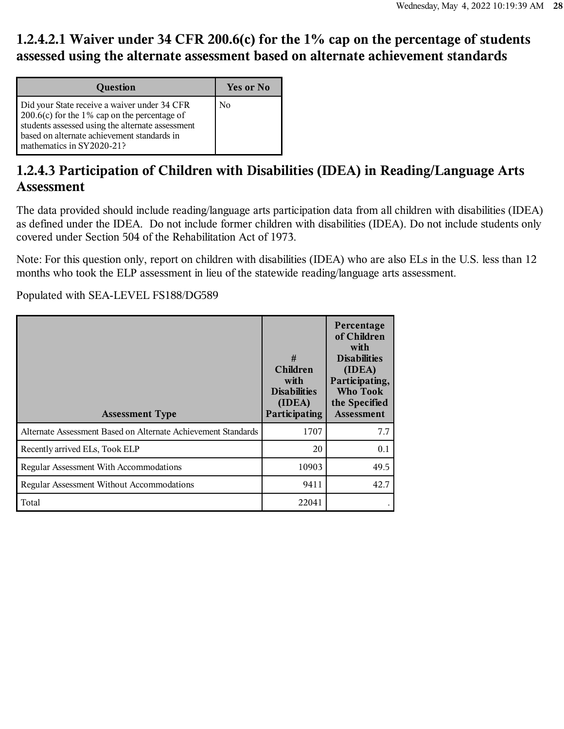## 1.2.4.2.1 Waiver under 34 CFR 200.6(c) for the 1% cap on the percentage of students assessed using the alternate assessment based on alternate achievement standards

| Question | Yes or No |
| --- | --- |
| Did your State receive a waiver under 34 CFR 200.6(c) for the 1% cap on the percentage of students assessed using the alternate assessment based on alternate achievement standards in mathematics in SY2020-21? | No |

## 1.2.4.3 Participation of Children with Disabilities (IDEA) in Reading/Language Arts Assessment

The data provided should include reading/language arts participation data from all children with disabilities (IDEA) as defined under the IDEA. Do not include former children with disabilities (IDEA). Do not include students only covered under Section 504 of the Rehabilitation Act of 1973.

Note: For this question only, report on children with disabilities (IDEA) who are also ELs in the U.S. less than 12 months who took the ELP assessment in lieu of the statewide reading/language arts assessment.

Populated with SEA-LEVEL FS188/DG589

| Assessment Type | # Children with Disabilities (IDEA) Participating | Percentage of Children with Disabilities (IDEA) Participating, Who Took the Specified Assessment |
| --- | --- | --- |
| Alternate Assessment Based on Alternate Achievement Standards | 1707 | 7.7 |
| Recently arrived ELs, Took ELP | 20 | 0.1 |
| Regular Assessment With Accommodations | 10903 | 49.5 |
| Regular Assessment Without Accommodations | 9411 | 42.7 |
| Total | 22041 | . |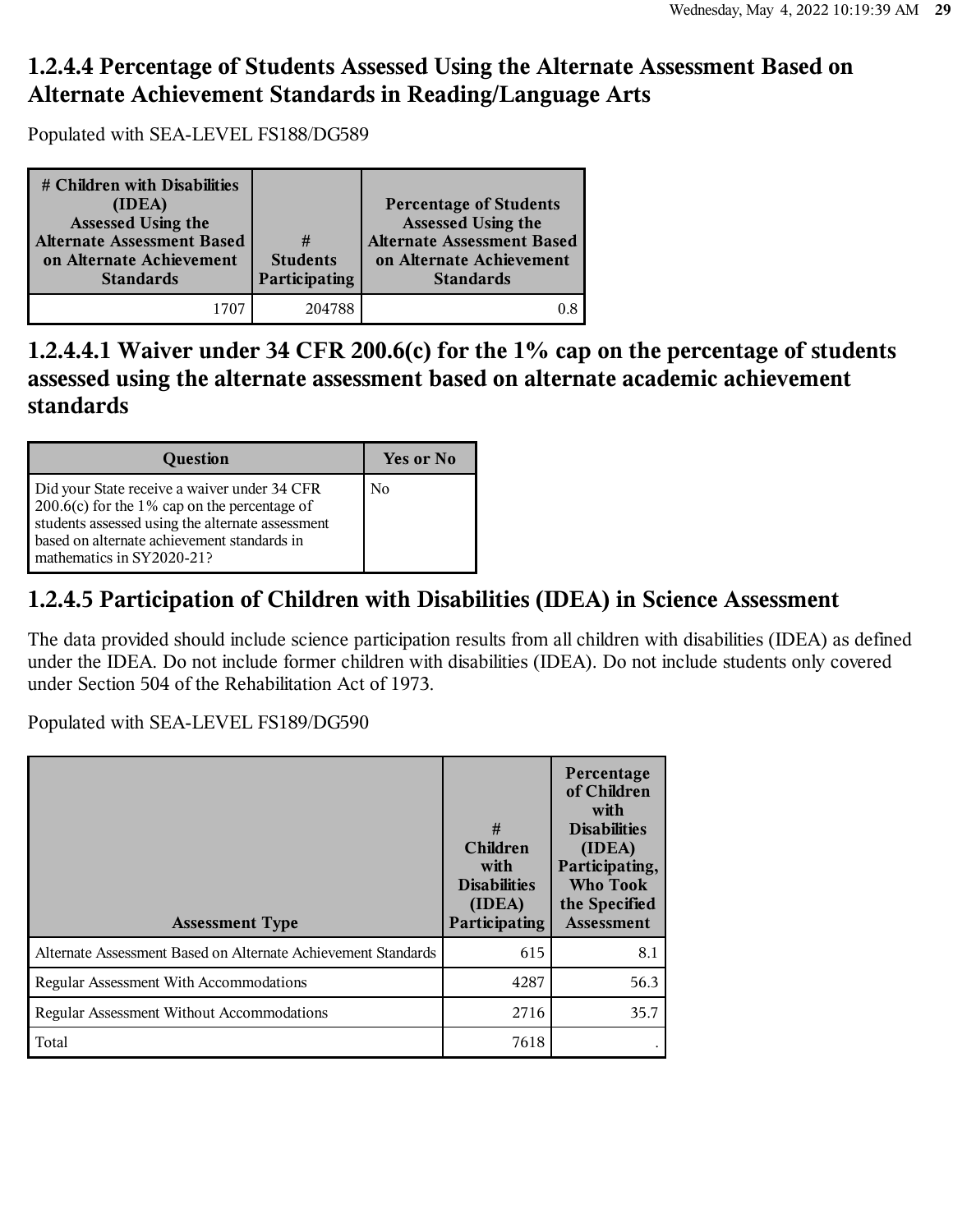# 1.2.4.4 Percentage of Students Assessed Using the Alternate Assessment Based on Alternate Achievement Standards in Reading/Language Arts

Populated with SEA-LEVEL FS188/DG589

| # Children with Disabilities (IDEA) Assessed Using the Alternate Assessment Based on Alternate Achievement Standards | # Students Participating | Percentage of Students Assessed Using the Alternate Assessment Based on Alternate Achievement Standards |
|---|---|---|
| 1707 | 204788 | 0.8 |

# 1.2.4.4.1 Waiver under 34 CFR 200.6(c) for the 1% cap on the percentage of students assessed using the alternate assessment based on alternate academic achievement standards

| Question | Yes or No |
|---|---|
| Did your State receive a waiver under 34 CFR 200.6(c) for the 1% cap on the percentage of students assessed using the alternate assessment based on alternate achievement standards in mathematics in SY2020-21? | No |

# 1.2.4.5 Participation of Children with Disabilities (IDEA) in Science Assessment

The data provided should include science participation results from all children with disabilities (IDEA) as defined under the IDEA. Do not include former children with disabilities (IDEA). Do not include students only covered under Section 504 of the Rehabilitation Act of 1973.

Populated with SEA-LEVEL FS189/DG590

| Assessment Type | # Children with Disabilities (IDEA) Participating | Percentage of Children with Disabilities (IDEA) Participating, Who Took the Specified Assessment |
|---|---|---|
| Alternate Assessment Based on Alternate Achievement Standards | 615 | 8.1 |
| Regular Assessment With Accommodations | 4287 | 56.3 |
| Regular Assessment Without Accommodations | 2716 | 35.7 |
| Total | 7618 | . |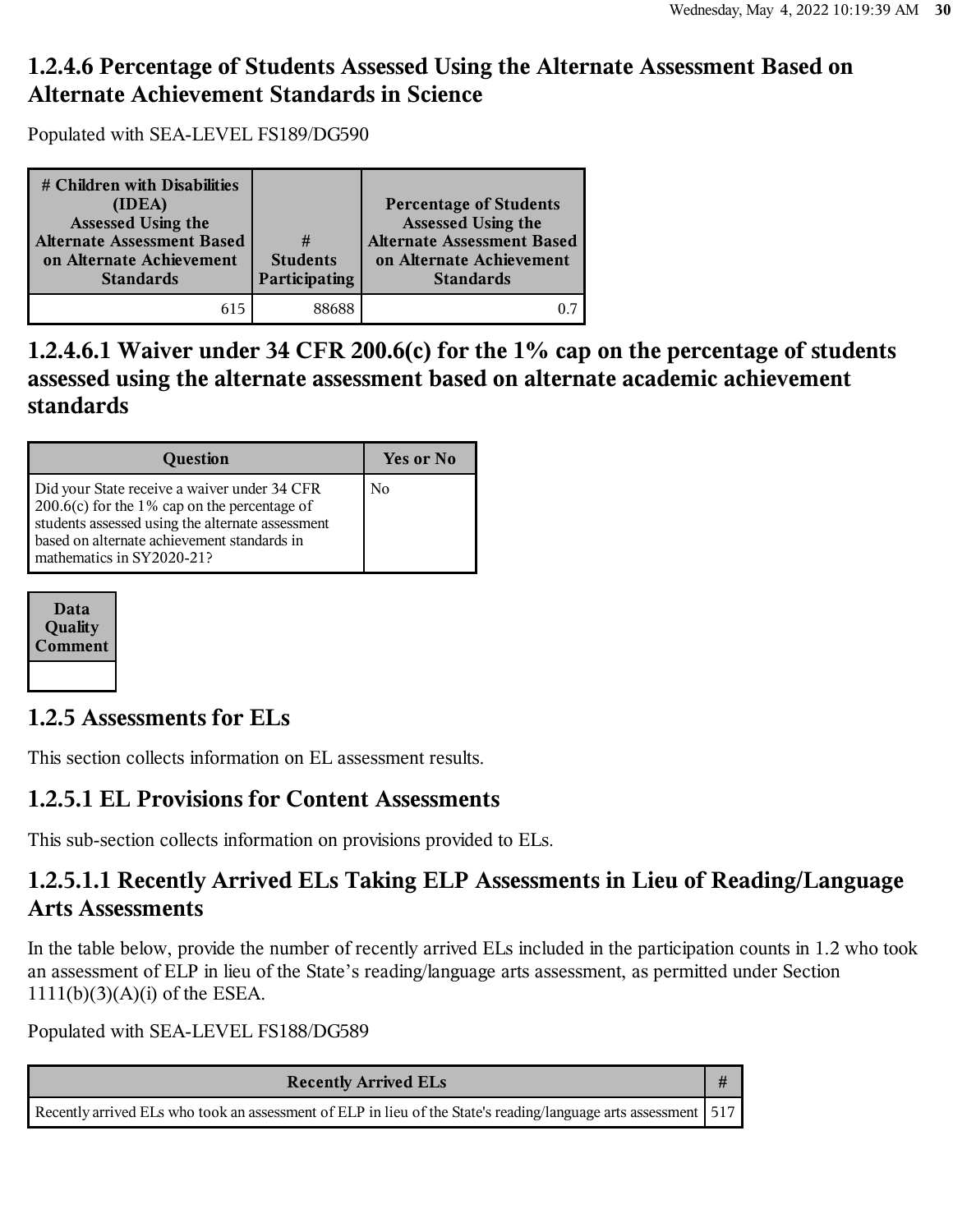## 1.2.4.6 Percentage of Students Assessed Using the Alternate Assessment Based on Alternate Achievement Standards in Science

Populated with SEA-LEVEL FS189/DG590

| # Children with Disabilities (IDEA) Assessed Using the Alternate Assessment Based on Alternate Achievement Standards | # Students Participating | Percentage of Students Assessed Using the Alternate Assessment Based on Alternate Achievement Standards |
|---|---|---|
| 615 | 88688 | 0.7 |

## 1.2.4.6.1 Waiver under 34 CFR 200.6(c) for the 1% cap on the percentage of students assessed using the alternate assessment based on alternate academic achievement standards

| Question | Yes or No |
|---|---|
| Did your State receive a waiver under 34 CFR 200.6(c) for the 1% cap on the percentage of students assessed using the alternate assessment based on alternate achievement standards in mathematics in SY2020-21? | No |

| Data Quality Comment |
|---|
| |

## 1.2.5 Assessments for ELs

This section collects information on EL assessment results.

## 1.2.5.1 EL Provisions for Content Assessments

This sub-section collects information on provisions provided to ELs.

## 1.2.5.1.1 Recently Arrived ELs Taking ELP Assessments in Lieu of Reading/Language Arts Assessments

In the table below, provide the number of recently arrived ELs included in the participation counts in 1.2 who took an assessment of ELP in lieu of the State's reading/language arts assessment, as permitted under Section 1111(b)(3)(A)(i) of the ESEA.

Populated with SEA-LEVEL FS188/DG589

| Recently Arrived ELs | # |
|---|---|
| Recently arrived ELs who took an assessment of ELP in lieu of the State's reading/language arts assessment | 517 |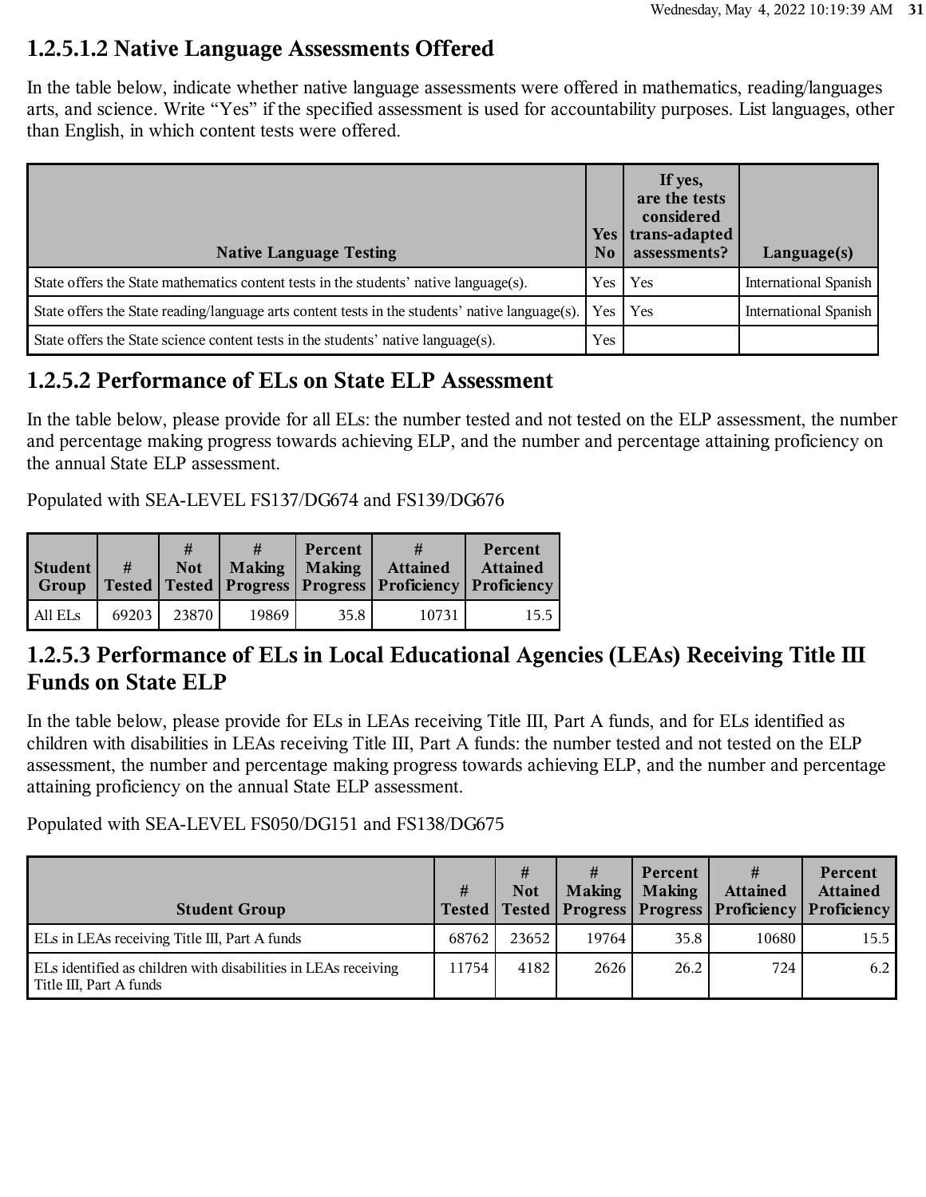### 1.2.5.1.2 Native Language Assessments Offered

In the table below, indicate whether native language assessments were offered in mathematics, reading/languages arts, and science. Write "Yes" if the specified assessment is used for accountability purposes. List languages, other than English, in which content tests were offered.

| Native Language Testing | Yes No | If yes, are the tests considered trans-adapted assessments? | Language(s) |
|---|---|---|---|
| State offers the State mathematics content tests in the students' native language(s). | Yes | Yes | International Spanish |
| State offers the State reading/language arts content tests in the students' native language(s). | Yes | Yes | International Spanish |
| State offers the State science content tests in the students' native language(s). | Yes | | |

### 1.2.5.2 Performance of ELs on State ELP Assessment

In the table below, please provide for all ELs: the number tested and not tested on the ELP assessment, the number and percentage making progress towards achieving ELP, and the number and percentage attaining proficiency on the annual State ELP assessment.

Populated with SEA-LEVEL FS137/DG674 and FS139/DG676

| Student Group | # Tested | # Not Tested | # Making Progress | Percent Making Progress | # Attained Proficiency | Percent Attained Proficiency |
|---|---|---|---|---|---|---|
| All ELs | 69203 | 23870 | 19869 | 35.8 | 10731 | 15.5 |

### 1.2.5.3 Performance of ELs in Local Educational Agencies (LEAs) Receiving Title III Funds on State ELP

In the table below, please provide for ELs in LEAs receiving Title III, Part A funds, and for ELs identified as children with disabilities in LEAs receiving Title III, Part A funds: the number tested and not tested on the ELP assessment, the number and percentage making progress towards achieving ELP, and the number and percentage attaining proficiency on the annual State ELP assessment.

Populated with SEA-LEVEL FS050/DG151 and FS138/DG675

| Student Group | # Tested | # Not Tested | # Making Progress | Percent Making Progress | # Attained Proficiency | Percent Attained Proficiency |
|---|---|---|---|---|---|---|
| ELs in LEAs receiving Title III, Part A funds | 68762 | 23652 | 19764 | 35.8 | 10680 | 15.5 |
| ELs identified as children with disabilities in LEAs receiving Title III, Part A funds | 11754 | 4182 | 2626 | 26.2 | 724 | 6.2 |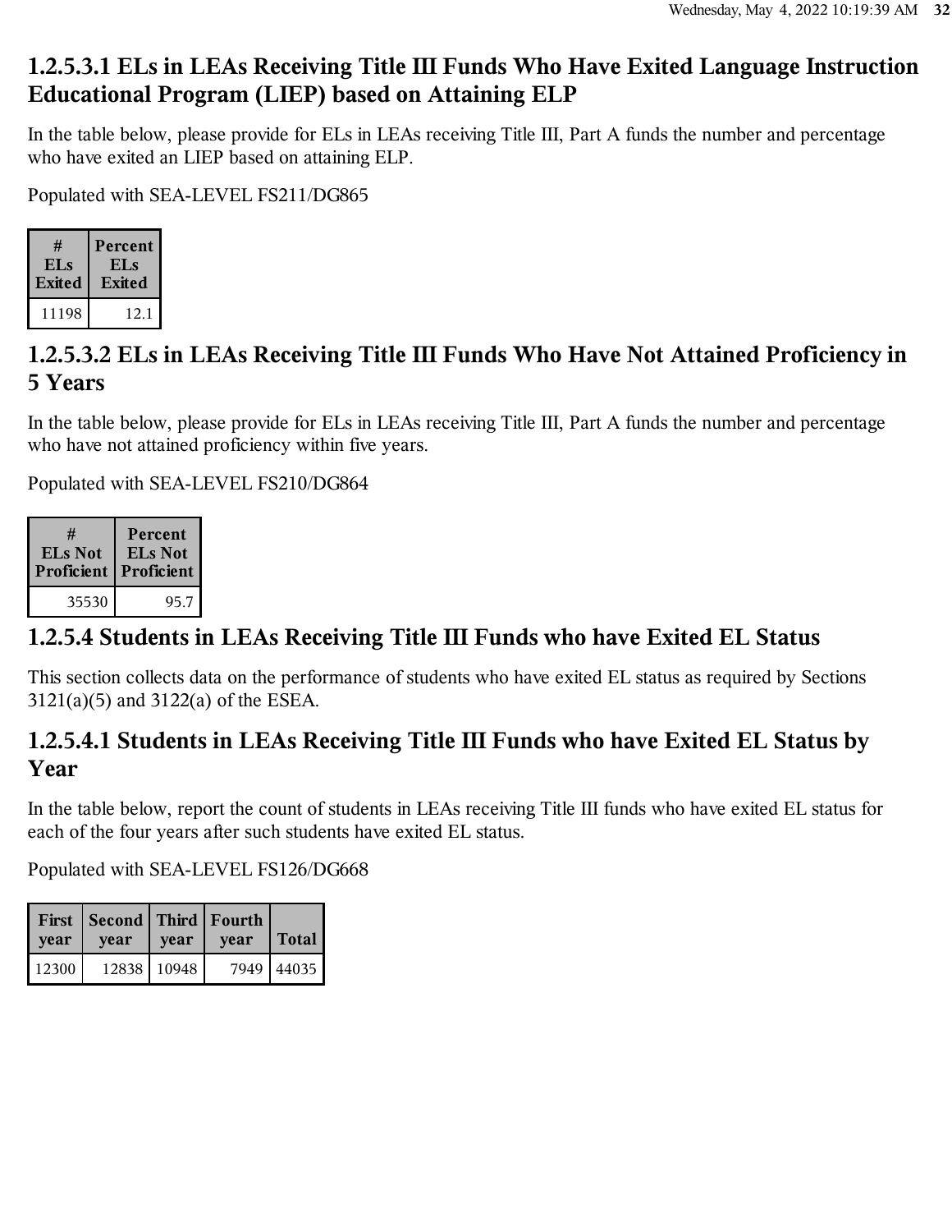### 1.2.5.3.1 ELs in LEAs Receiving Title III Funds Who Have Exited Language Instruction Educational Program (LIEP) based on Attaining ELP

In the table below, please provide for ELs in LEAs receiving Title III, Part A funds the number and percentage who have exited an LIEP based on attaining ELP.

Populated with SEA-LEVEL FS211/DG865

| # ELs Exited | Percent ELs Exited |
|---|---|
| 11198 | 12.1 |

### 1.2.5.3.2 ELs in LEAs Receiving Title III Funds Who Have Not Attained Proficiency in 5 Years

In the table below, please provide for ELs in LEAs receiving Title III, Part A funds the number and percentage who have not attained proficiency within five years.

Populated with SEA-LEVEL FS210/DG864

| # ELs Not Proficient | Percent ELs Not Proficient |
|---|---|
| 35530 | 95.7 |

### 1.2.5.4 Students in LEAs Receiving Title III Funds who have Exited EL Status

This section collects data on the performance of students who have exited EL status as required by Sections 3121(a)(5) and 3122(a) of the ESEA.

### 1.2.5.4.1 Students in LEAs Receiving Title III Funds who have Exited EL Status by Year

In the table below, report the count of students in LEAs receiving Title III funds who have exited EL status for each of the four years after such students have exited EL status.

Populated with SEA-LEVEL FS126/DG668

| First year | Second year | Third year | Fourth year | Total |
|---|---|---|---|---|
| 12300 | 12838 | 10948 | 7949 | 44035 |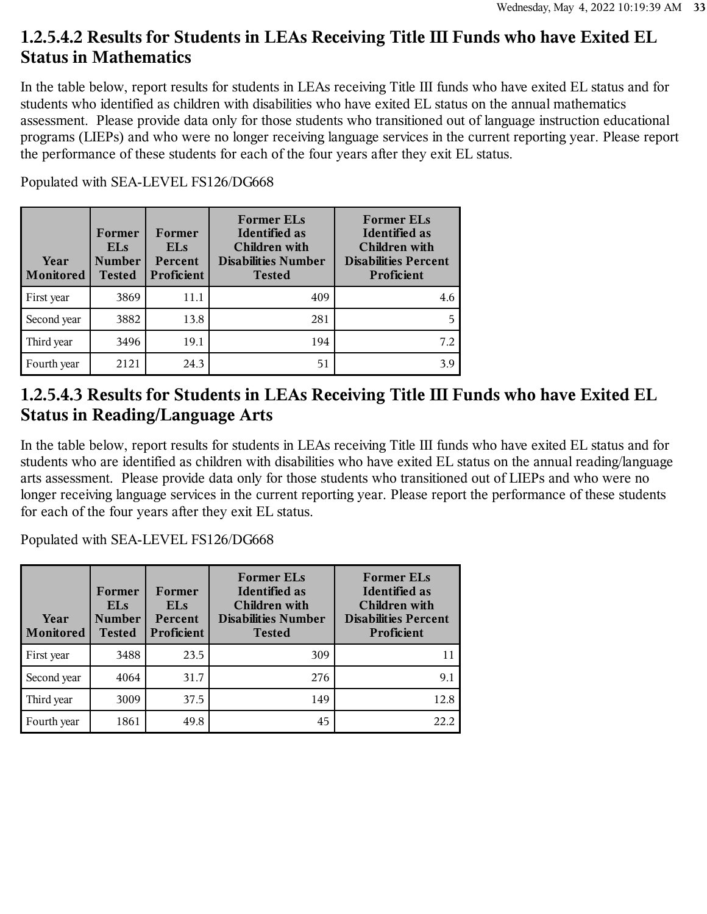### 1.2.5.4.2 Results for Students in LEAs Receiving Title III Funds who have Exited EL Status in Mathematics

In the table below, report results for students in LEAs receiving Title III funds who have exited EL status and for students who identified as children with disabilities who have exited EL status on the annual mathematics assessment. Please provide data only for those students who transitioned out of language instruction educational programs (LIEPs) and who were no longer receiving language services in the current reporting year. Please report the performance of these students for each of the four years after they exit EL status.

Populated with SEA-LEVEL FS126/DG668

| Year Monitored | Former ELs Number Tested | Former ELs Percent Proficient | Former ELs Identified as Children with Disabilities Number Tested | Former ELs Identified as Children with Disabilities Percent Proficient |
|---|---|---|---|---|
| First year | 3869 | 11.1 | 409 | 4.6 |
| Second year | 3882 | 13.8 | 281 | 5 |
| Third year | 3496 | 19.1 | 194 | 7.2 |
| Fourth year | 2121 | 24.3 | 51 | 3.9 |

### 1.2.5.4.3 Results for Students in LEAs Receiving Title III Funds who have Exited EL Status in Reading/Language Arts

In the table below, report results for students in LEAs receiving Title III funds who have exited EL status and for students who are identified as children with disabilities who have exited EL status on the annual reading/language arts assessment. Please provide data only for those students who transitioned out of LIEPs and who were no longer receiving language services in the current reporting year. Please report the performance of these students for each of the four years after they exit EL status.

Populated with SEA-LEVEL FS126/DG668

| Year Monitored | Former ELs Number Tested | Former ELs Percent Proficient | Former ELs Identified as Children with Disabilities Number Tested | Former ELs Identified as Children with Disabilities Percent Proficient |
|---|---|---|---|---|
| First year | 3488 | 23.5 | 309 | 11 |
| Second year | 4064 | 31.7 | 276 | 9.1 |
| Third year | 3009 | 37.5 | 149 | 12.8 |
| Fourth year | 1861 | 49.8 | 45 | 22.2 |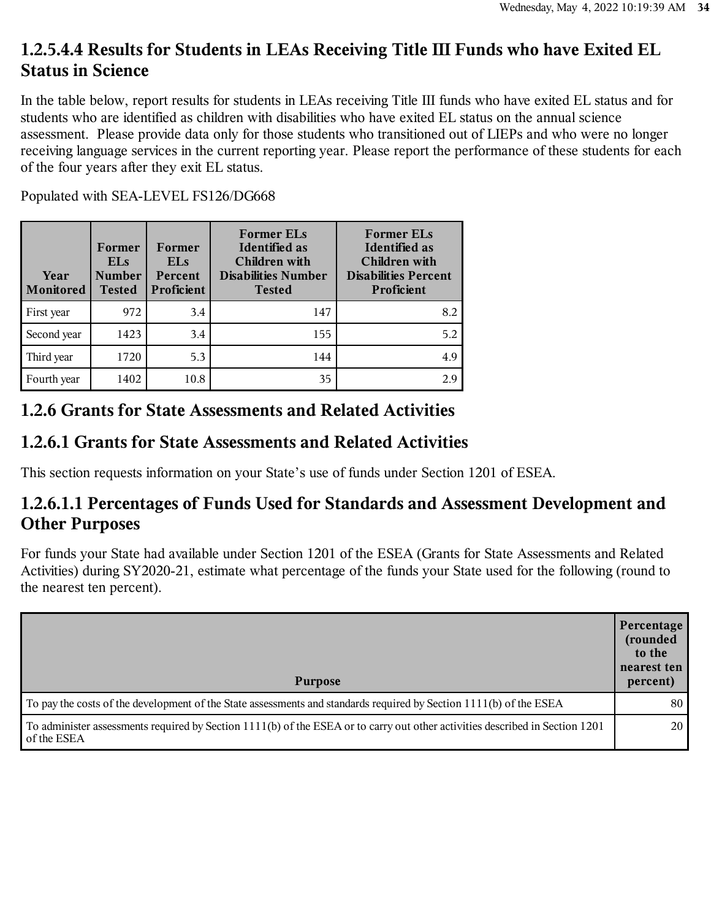### 1.2.5.4.4 Results for Students in LEAs Receiving Title III Funds who have Exited EL Status in Science

In the table below, report results for students in LEAs receiving Title III funds who have exited EL status and for students who are identified as children with disabilities who have exited EL status on the annual science assessment. Please provide data only for those students who transitioned out of LIEPs and who were no longer receiving language services in the current reporting year. Please report the performance of these students for each of the four years after they exit EL status.

Populated with SEA-LEVEL FS126/DG668

| Year Monitored | Former ELs Number Tested | Former ELs Percent Proficient | Former ELs Identified as Children with Disabilities Number Tested | Former ELs Identified as Children with Disabilities Percent Proficient |
|---|---|---|---|---|
| First year | 972 | 3.4 | 147 | 8.2 |
| Second year | 1423 | 3.4 | 155 | 5.2 |
| Third year | 1720 | 5.3 | 144 | 4.9 |
| Fourth year | 1402 | 10.8 | 35 | 2.9 |

## 1.2.6 Grants for State Assessments and Related Activities

## 1.2.6.1 Grants for State Assessments and Related Activities

This section requests information on your State's use of funds under Section 1201 of ESEA.

### 1.2.6.1.1 Percentages of Funds Used for Standards and Assessment Development and Other Purposes

For funds your State had available under Section 1201 of the ESEA (Grants for State Assessments and Related Activities) during SY2020-21, estimate what percentage of the funds your State used for the following (round to the nearest ten percent).

| Purpose | Percentage (rounded to the nearest ten percent) |
|---|---|
| To pay the costs of the development of the State assessments and standards required by Section 1111(b) of the ESEA | 80 |
| To administer assessments required by Section 1111(b) of the ESEA or to carry out other activities described in Section 1201 of the ESEA | 20 |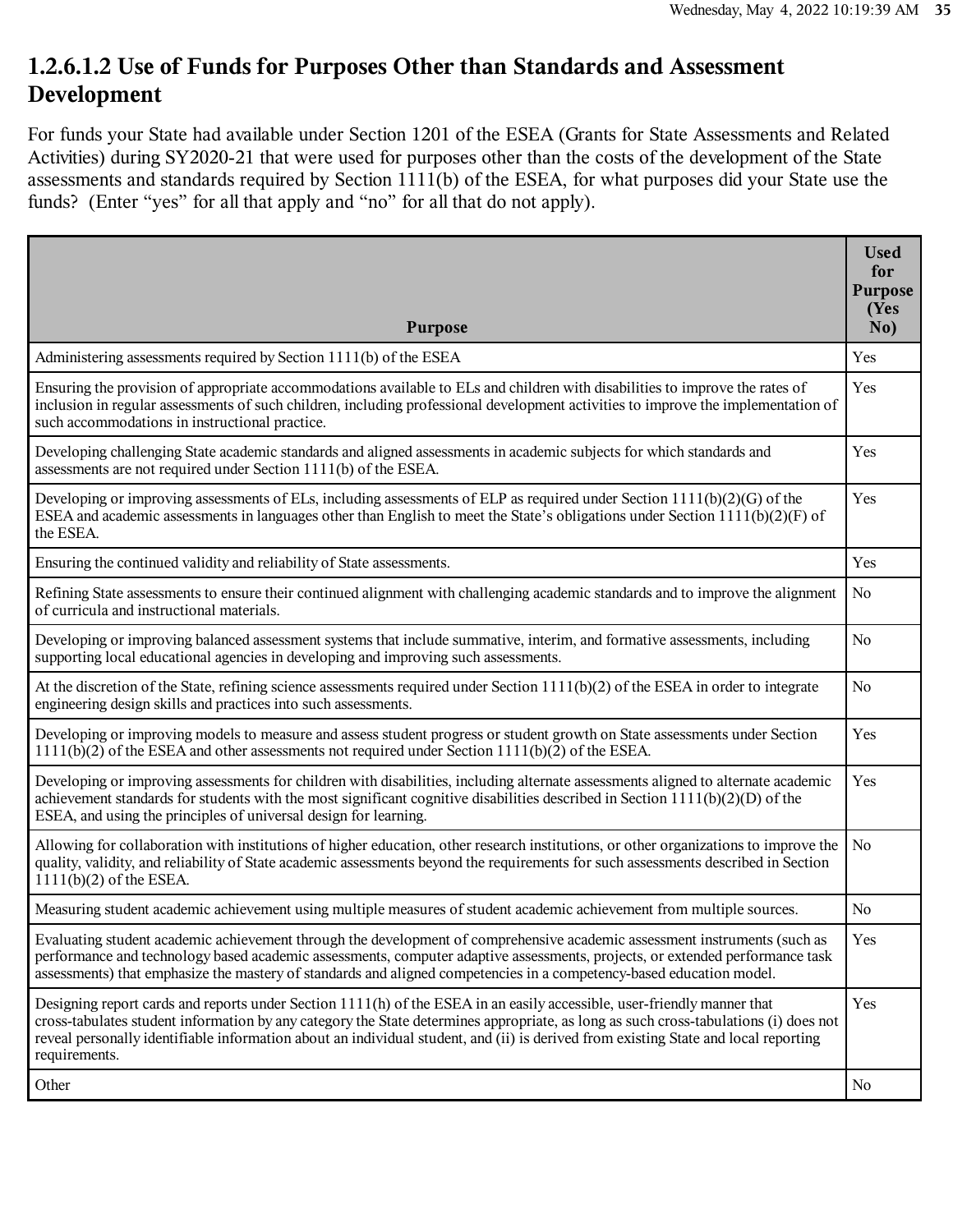## 1.2.6.1.2 Use of Funds for Purposes Other than Standards and Assessment Development

For funds your State had available under Section 1201 of the ESEA (Grants for State Assessments and Related Activities) during SY2020-21 that were used for purposes other than the costs of the development of the State assessments and standards required by Section 1111(b) of the ESEA, for what purposes did your State use the funds? (Enter "yes" for all that apply and "no" for all that do not apply).

| Purpose | Used for Purpose (Yes No) |
|---|---|
| Administering assessments required by Section 1111(b) of the ESEA | Yes |
| Ensuring the provision of appropriate accommodations available to ELs and children with disabilities to improve the rates of inclusion in regular assessments of such children, including professional development activities to improve the implementation of such accommodations in instructional practice. | Yes |
| Developing challenging State academic standards and aligned assessments in academic subjects for which standards and assessments are not required under Section 1111(b) of the ESEA. | Yes |
| Developing or improving assessments of ELs, including assessments of ELP as required under Section 1111(b)(2)(G) of the ESEA and academic assessments in languages other than English to meet the State's obligations under Section 1111(b)(2)(F) of the ESEA. | Yes |
| Ensuring the continued validity and reliability of State assessments. | Yes |
| Refining State assessments to ensure their continued alignment with challenging academic standards and to improve the alignment of curricula and instructional materials. | No |
| Developing or improving balanced assessment systems that include summative, interim, and formative assessments, including supporting local educational agencies in developing and improving such assessments. | No |
| At the discretion of the State, refining science assessments required under Section 1111(b)(2) of the ESEA in order to integrate engineering design skills and practices into such assessments. | No |
| Developing or improving models to measure and assess student progress or student growth on State assessments under Section 1111(b)(2) of the ESEA and other assessments not required under Section 1111(b)(2) of the ESEA. | Yes |
| Developing or improving assessments for children with disabilities, including alternate assessments aligned to alternate academic achievement standards for students with the most significant cognitive disabilities described in Section 1111(b)(2)(D) of the ESEA, and using the principles of universal design for learning. | Yes |
| Allowing for collaboration with institutions of higher education, other research institutions, or other organizations to improve the quality, validity, and reliability of State academic assessments beyond the requirements for such assessments described in Section 1111(b)(2) of the ESEA. | No |
| Measuring student academic achievement using multiple measures of student academic achievement from multiple sources. | No |
| Evaluating student academic achievement through the development of comprehensive academic assessment instruments (such as performance and technology based academic assessments, computer adaptive assessments, projects, or extended performance task assessments) that emphasize the mastery of standards and aligned competencies in a competency-based education model. | Yes |
| Designing report cards and reports under Section 1111(h) of the ESEA in an easily accessible, user-friendly manner that cross-tabulates student information by any category the State determines appropriate, as long as such cross-tabulations (i) does not reveal personally identifiable information about an individual student, and (ii) is derived from existing State and local reporting requirements. | Yes |
| Other | No |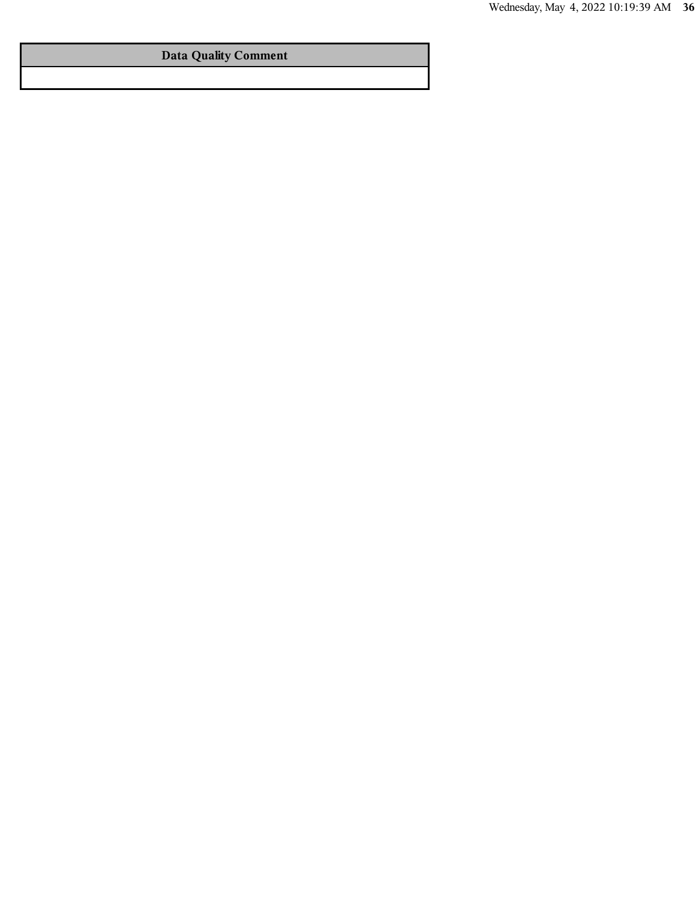| Data Quality Comment |
| --- |
| |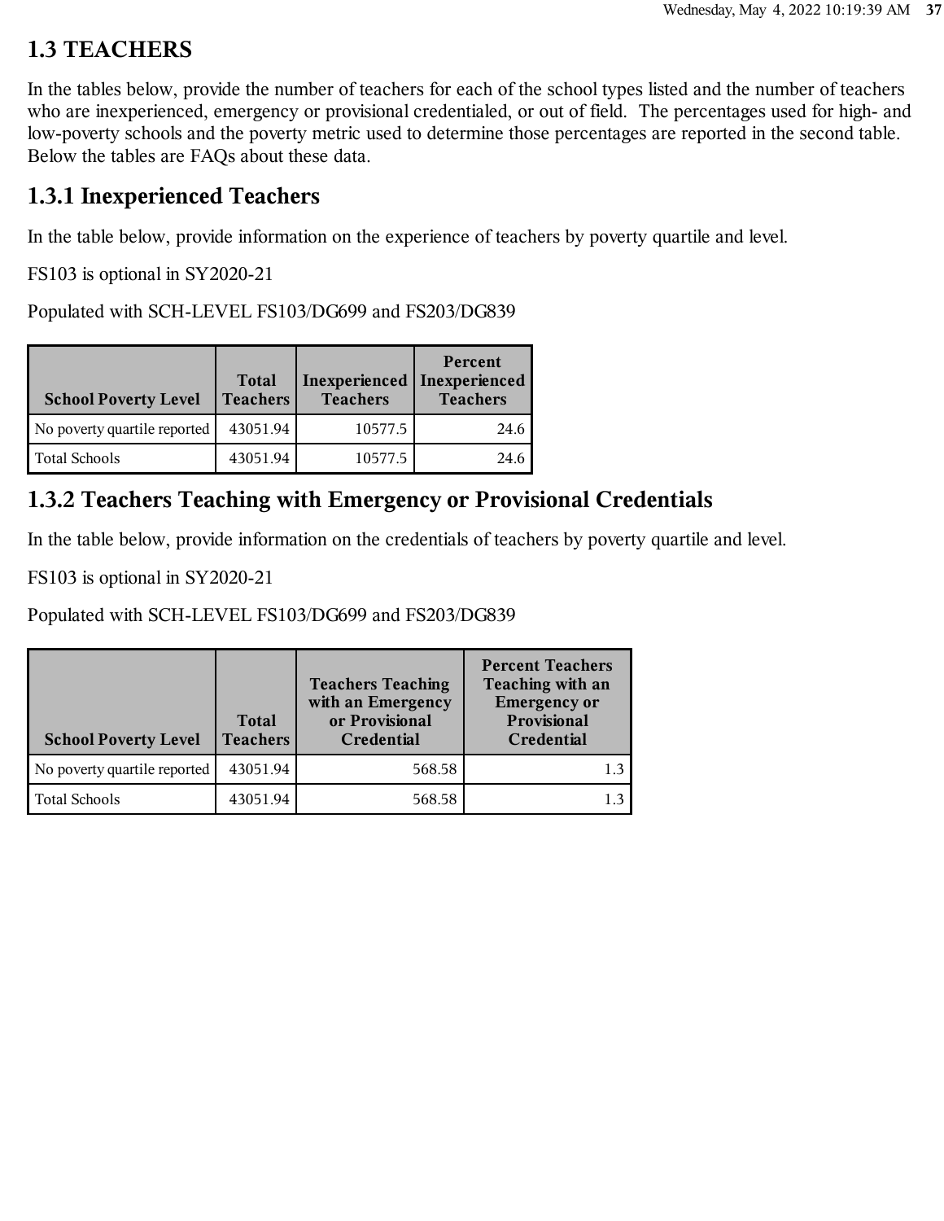## 1.3 TEACHERS

In the tables below, provide the number of teachers for each of the school types listed and the number of teachers who are inexperienced, emergency or provisional credentialed, or out of field. The percentages used for high- and low-poverty schools and the poverty metric used to determine those percentages are reported in the second table. Below the tables are FAQs about these data.

### 1.3.1 Inexperienced Teachers

In the table below, provide information on the experience of teachers by poverty quartile and level.

FS103 is optional in SY2020-21

Populated with SCH-LEVEL FS103/DG699 and FS203/DG839

| School Poverty Level | Total Teachers | Inexperienced Teachers | Percent Inexperienced Teachers |
|---|---|---|---|
| No poverty quartile reported | 43051.94 | 10577.5 | 24.6 |
| Total Schools | 43051.94 | 10577.5 | 24.6 |

### 1.3.2 Teachers Teaching with Emergency or Provisional Credentials

In the table below, provide information on the credentials of teachers by poverty quartile and level.

FS103 is optional in SY2020-21

Populated with SCH-LEVEL FS103/DG699 and FS203/DG839

| School Poverty Level | Total Teachers | Teachers Teaching with an Emergency or Provisional Credential | Percent Teachers Teaching with an Emergency or Provisional Credential |
|---|---|---|---|
| No poverty quartile reported | 43051.94 | 568.58 | 1.3 |
| Total Schools | 43051.94 | 568.58 | 1.3 |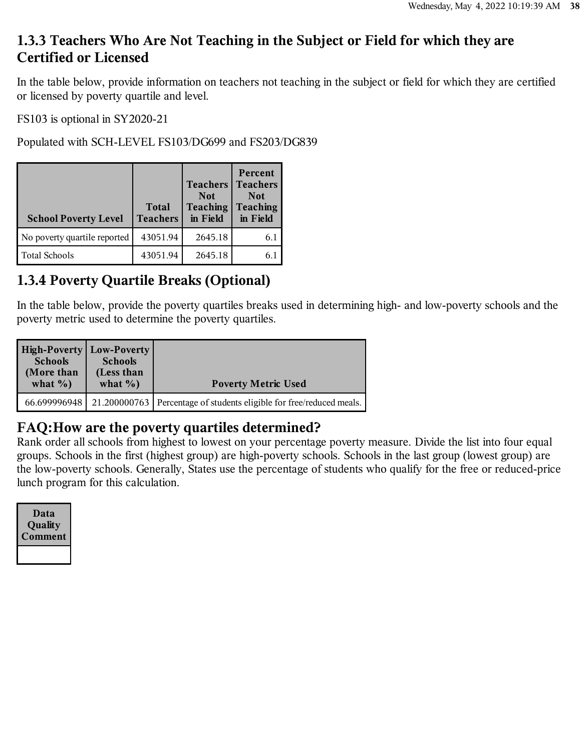### 1.3.3 Teachers Who Are Not Teaching in the Subject or Field for which they are Certified or Licensed

In the table below, provide information on teachers not teaching in the subject or field for which they are certified or licensed by poverty quartile and level.

FS103 is optional in SY2020-21

Populated with SCH-LEVEL FS103/DG699 and FS203/DG839

| School Poverty Level | Total Teachers | Teachers Not Teaching in Field | Percent Teachers Not Teaching in Field |
|---|---|---|---|
| No poverty quartile reported | 43051.94 | 2645.18 | 6.1 |
| Total Schools | 43051.94 | 2645.18 | 6.1 |

### 1.3.4 Poverty Quartile Breaks (Optional)

In the table below, provide the poverty quartiles breaks used in determining high- and low-poverty schools and the poverty metric used to determine the poverty quartiles.

| High-Poverty Schools (More than what %) | Low-Poverty Schools (Less than what %) | Poverty Metric Used |
|---|---|---|
| 66.699996948 | 21.200000763 | Percentage of students eligible for free/reduced meals. |

### FAQ:How are the poverty quartiles determined?

Rank order all schools from highest to lowest on your percentage poverty measure. Divide the list into four equal groups. Schools in the first (highest group) are high-poverty schools. Schools in the last group (lowest group) are the low-poverty schools. Generally, States use the percentage of students who qualify for the free or reduced-price lunch program for this calculation.

| Data Quality Comment |
|---|
| |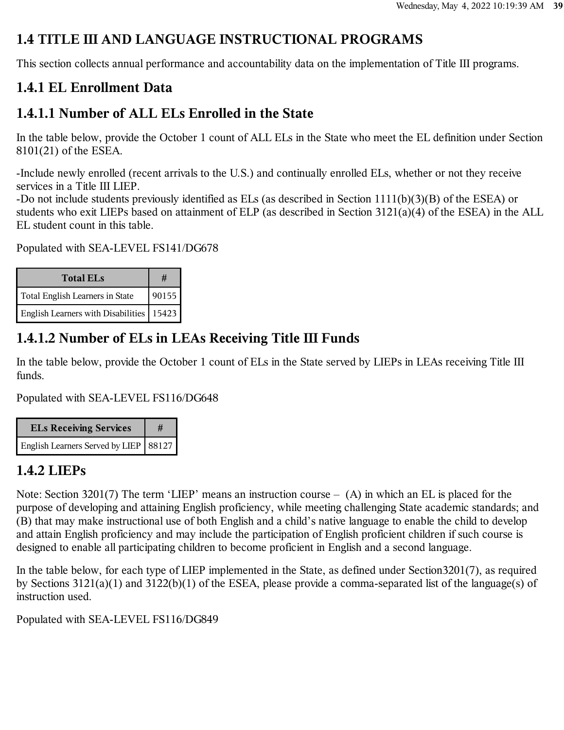# 1.4 TITLE III AND LANGUAGE INSTRUCTIONAL PROGRAMS

This section collects annual performance and accountability data on the implementation of Title III programs.

## 1.4.1 EL Enrollment Data

### 1.4.1.1 Number of ALL ELs Enrolled in the State

In the table below, provide the October 1 count of ALL ELs in the State who meet the EL definition under Section 8101(21) of the ESEA.

-Include newly enrolled (recent arrivals to the U.S.) and continually enrolled ELs, whether or not they receive services in a Title III LIEP.
-Do not include students previously identified as ELs (as described in Section 1111(b)(3)(B) of the ESEA) or students who exit LIEPs based on attainment of ELP (as described in Section 3121(a)(4) of the ESEA) in the ALL EL student count in this table.

Populated with SEA-LEVEL FS141/DG678

| Total ELs | # |
|---|---|
| Total English Learners in State | 90155 |
| English Learners with Disabilities | 15423 |

### 1.4.1.2 Number of ELs in LEAs Receiving Title III Funds

In the table below, provide the October 1 count of ELs in the State served by LIEPs in LEAs receiving Title III funds.

Populated with SEA-LEVEL FS116/DG648

| ELs Receiving Services | # |
|---|---|
| English Learners Served by LIEP | 88127 |

## 1.4.2 LIEPs

Note: Section 3201(7) The term 'LIEP' means an instruction course – (A) in which an EL is placed for the purpose of developing and attaining English proficiency, while meeting challenging State academic standards; and (B) that may make instructional use of both English and a child's native language to enable the child to develop and attain English proficiency and may include the participation of English proficient children if such course is designed to enable all participating children to become proficient in English and a second language.

In the table below, for each type of LIEP implemented in the State, as defined under Section3201(7), as required by Sections 3121(a)(1) and 3122(b)(1) of the ESEA, please provide a comma-separated list of the language(s) of instruction used.

Populated with SEA-LEVEL FS116/DG849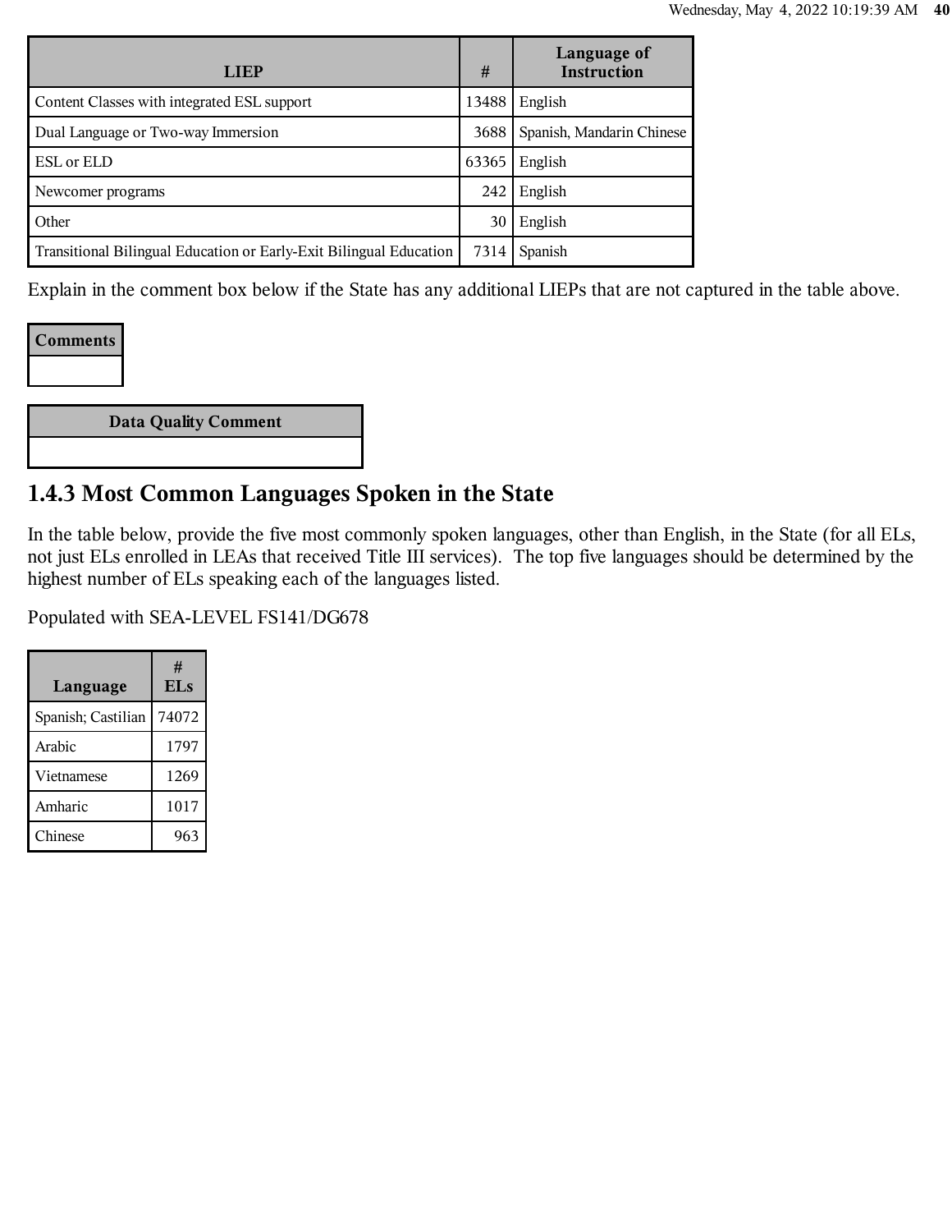| LIEP | # | Language of Instruction |
|---|---|---|
| Content Classes with integrated ESL support | 13488 | English |
| Dual Language or Two-way Immersion | 3688 | Spanish, Mandarin Chinese |
| ESL or ELD | 63365 | English |
| Newcomer programs | 242 | English |
| Other | 30 | English |
| Transitional Bilingual Education or Early-Exit Bilingual Education | 7314 | Spanish |

Explain in the comment box below if the State has any additional LIEPs that are not captured in the table above.

| Comments |
|---|
| |

| Data Quality Comment |
|---|
| |

## 1.4.3 Most Common Languages Spoken in the State

In the table below, provide the five most commonly spoken languages, other than English, in the State (for all ELs, not just ELs enrolled in LEAs that received Title III services). The top five languages should be determined by the highest number of ELs speaking each of the languages listed.

Populated with SEA-LEVEL FS141/DG678

| Language | # ELs |
|---|---|
| Spanish; Castilian | 74072 |
| Arabic | 1797 |
| Vietnamese | 1269 |
| Amharic | 1017 |
| Chinese | 963 |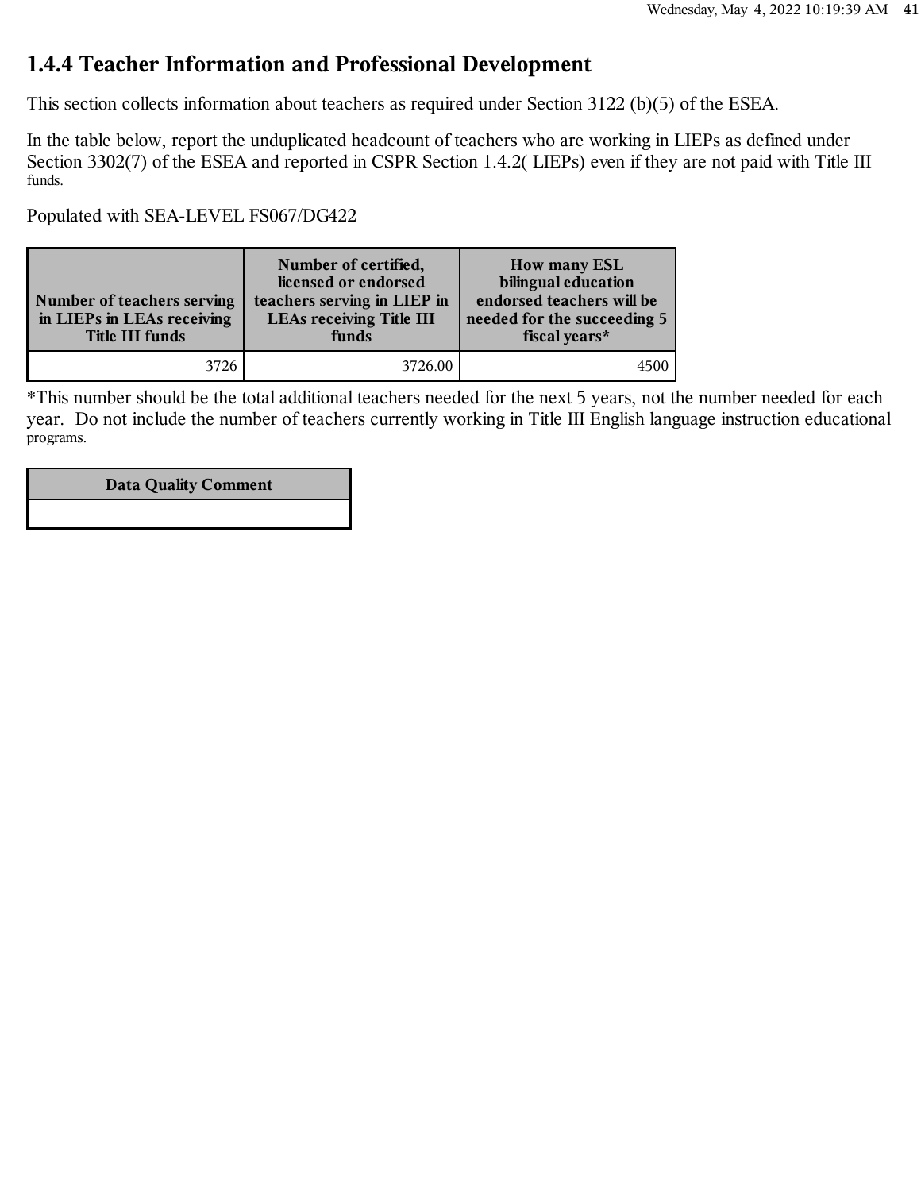## 1.4.4 Teacher Information and Professional Development

This section collects information about teachers as required under Section 3122 (b)(5) of the ESEA.

In the table below, report the unduplicated headcount of teachers who are working in LIEPs as defined under Section 3302(7) of the ESEA and reported in CSPR Section 1.4.2( LIEPs) even if they are not paid with Title III funds.

Populated with SEA-LEVEL FS067/DG422

| Number of teachers serving in LIEPs in LEAs receiving Title III funds | Number of certified, licensed or endorsed teachers serving in LIEP in LEAs receiving Title III funds | How many ESL bilingual education endorsed teachers will be needed for the succeeding 5 fiscal years* |
|---|---|---|
| 3726 | 3726.00 | 4500 |

*This number should be the total additional teachers needed for the next 5 years, not the number needed for each year. Do not include the number of teachers currently working in Title III English language instruction educational programs.

| Data Quality Comment |
|---|
| |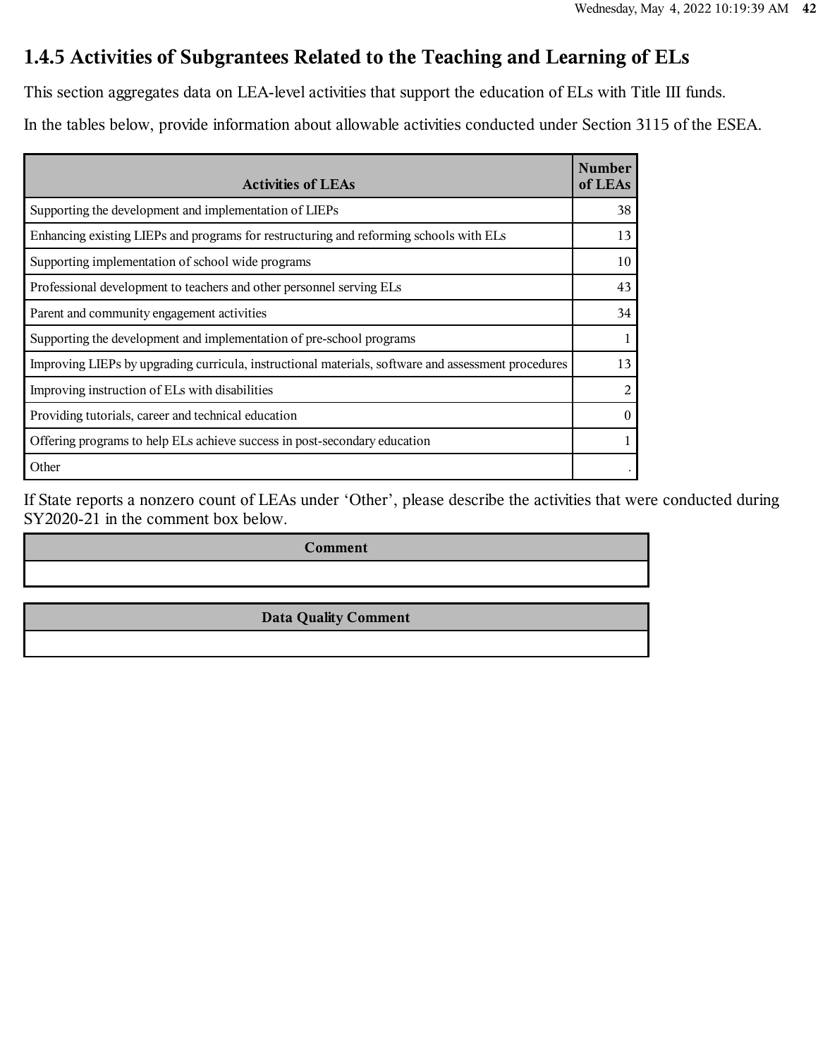## 1.4.5 Activities of Subgrantees Related to the Teaching and Learning of ELs

This section aggregates data on LEA-level activities that support the education of ELs with Title III funds.

In the tables below, provide information about allowable activities conducted under Section 3115 of the ESEA.

| Activities of LEAs | Number of LEAs |
|---|---|
| Supporting the development and implementation of LIEPs | 38 |
| Enhancing existing LIEPs and programs for restructuring and reforming schools with ELs | 13 |
| Supporting implementation of school wide programs | 10 |
| Professional development to teachers and other personnel serving ELs | 43 |
| Parent and community engagement activities | 34 |
| Supporting the development and implementation of pre-school programs | 1 |
| Improving LIEPs by upgrading curricula, instructional materials, software and assessment procedures | 13 |
| Improving instruction of ELs with disabilities | 2 |
| Providing tutorials, career and technical education | 0 |
| Offering programs to help ELs achieve success in post-secondary education | 1 |
| Other | . |

If State reports a nonzero count of LEAs under 'Other', please describe the activities that were conducted during SY2020-21 in the comment box below.

| Comment |
|---|
| |

| Data Quality Comment |
|---|
| |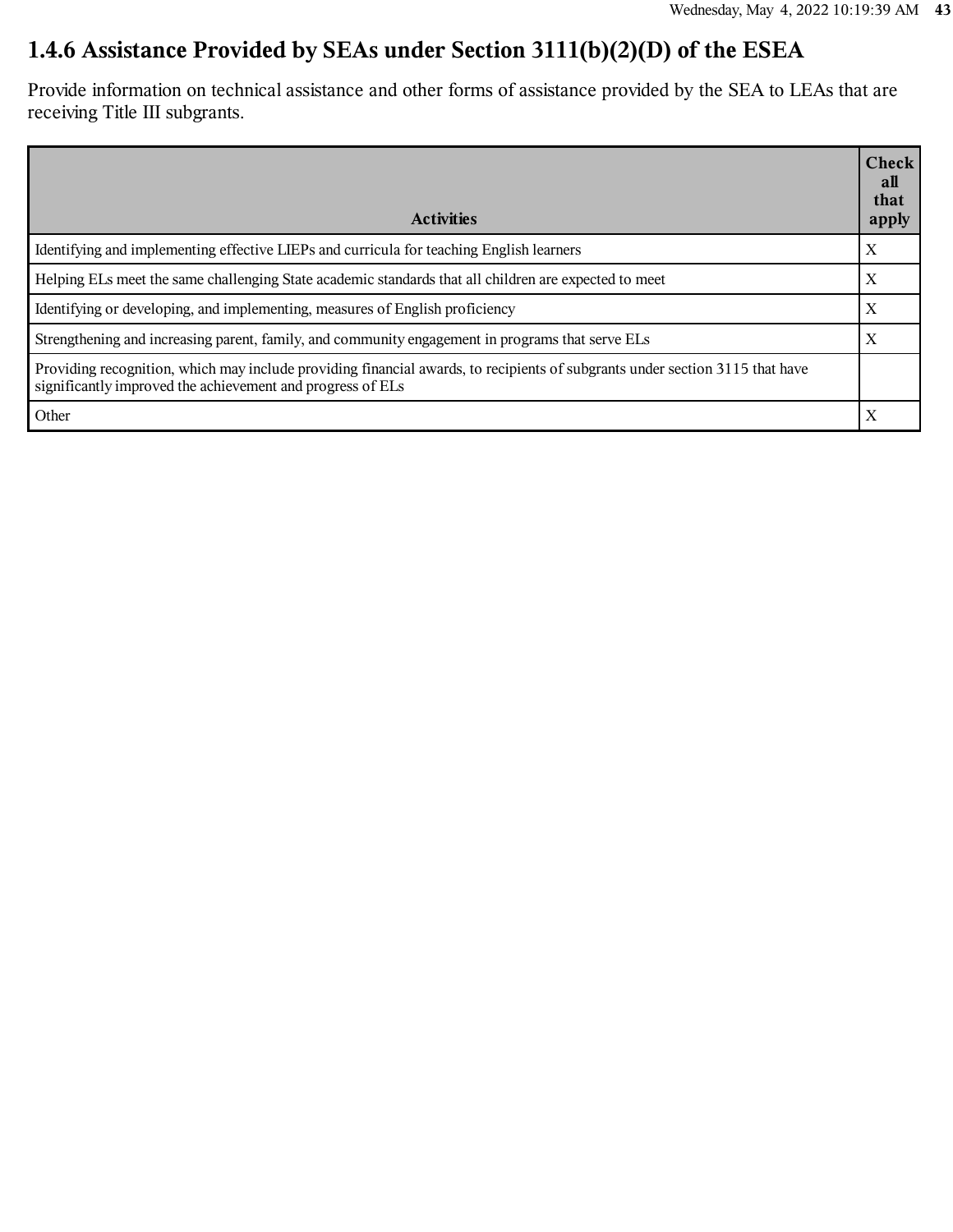## 1.4.6 Assistance Provided by SEAs under Section 3111(b)(2)(D) of the ESEA

Provide information on technical assistance and other forms of assistance provided by the SEA to LEAs that are receiving Title III subgrants.

| Activities | Check all that apply |
|---|---|
| Identifying and implementing effective LIEPs and curricula for teaching English learners | X |
| Helping ELs meet the same challenging State academic standards that all children are expected to meet | X |
| Identifying or developing, and implementing, measures of English proficiency | X |
| Strengthening and increasing parent, family, and community engagement in programs that serve ELs | X |
| Providing recognition, which may include providing financial awards, to recipients of subgrants under section 3115 that have significantly improved the achievement and progress of ELs | |
| Other | X |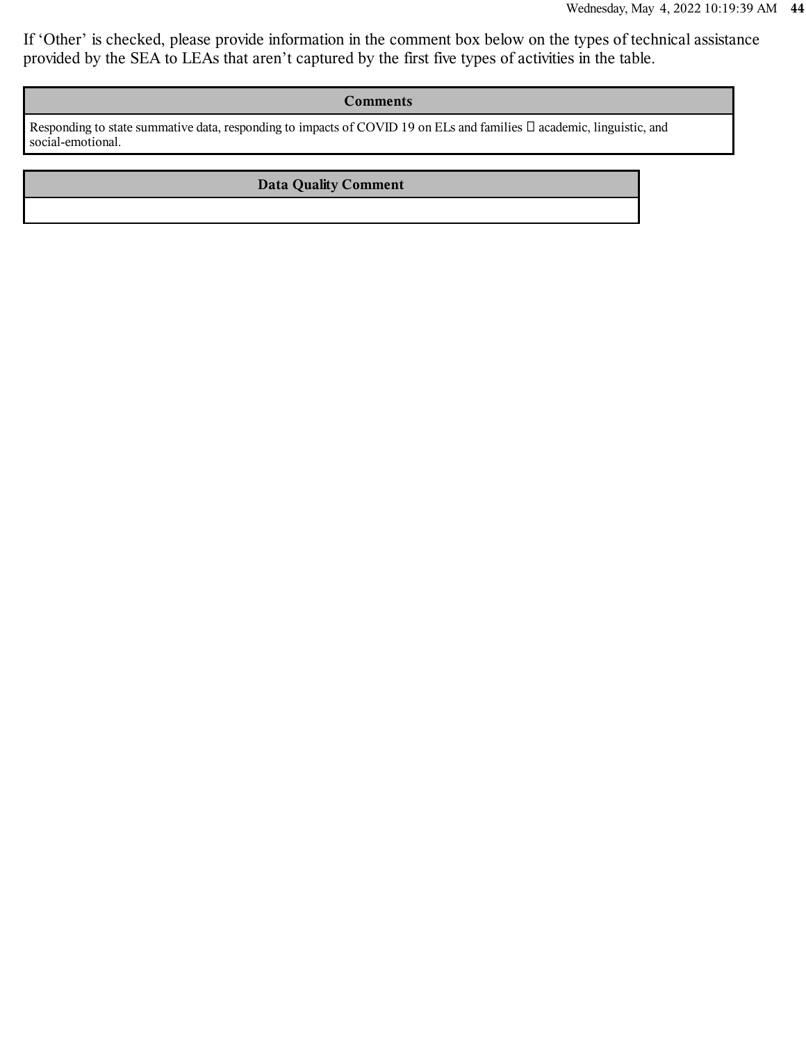If ‘Other’ is checked, please provide information in the comment box below on the types of technical assistance provided by the SEA to LEAs that aren’t captured by the first five types of activities in the table.

| Comments |
| --- |
| Responding to state summative data, responding to impacts of COVID 19 on ELs and families  academic, linguistic, and social-emotional. |

| Data Quality Comment |
| --- |
| |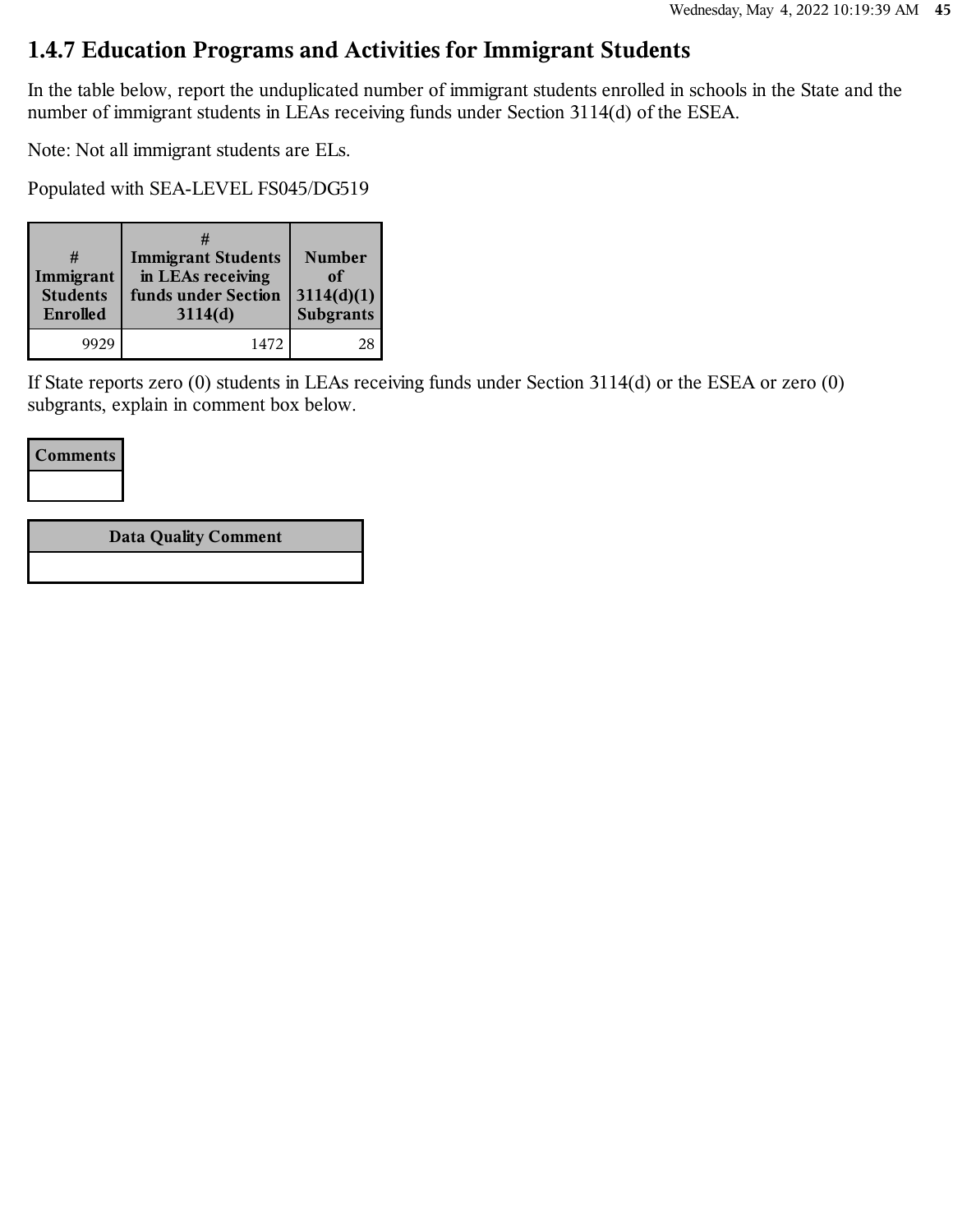## 1.4.7 Education Programs and Activities for Immigrant Students

In the table below, report the unduplicated number of immigrant students enrolled in schools in the State and the number of immigrant students in LEAs receiving funds under Section 3114(d) of the ESEA.

Note: Not all immigrant students are ELs.

Populated with SEA-LEVEL FS045/DG519

| # Immigrant Students Enrolled | # Immigrant Students in LEAs receiving funds under Section 3114(d) | Number of 3114(d)(1) Subgrants |
|---|---|---|
| 9929 | 1472 | 28 |

If State reports zero (0) students in LEAs receiving funds under Section 3114(d) or the ESEA or zero (0) subgrants, explain in comment box below.

| Comments |
|---|
| |

| Data Quality Comment |
|---|
| |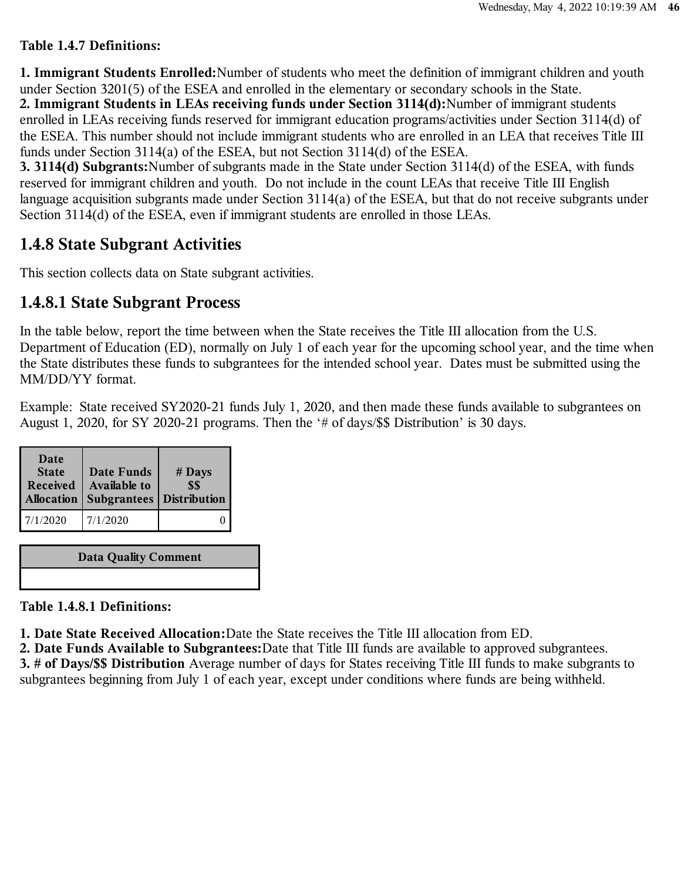**Table 1.4.7 Definitions:**

1. **Immigrant Students Enrolled:** Number of students who meet the definition of immigrant children and youth under Section 3201(5) of the ESEA and enrolled in the elementary or secondary schools in the State.
2. **Immigrant Students in LEAs receiving funds under Section 3114(d):** Number of immigrant students enrolled in LEAs receiving funds reserved for immigrant education programs/activities under Section 3114(d) of the ESEA. This number should not include immigrant students who are enrolled in an LEA that receives Title III funds under Section 3114(a) of the ESEA, but not Section 3114(d) of the ESEA.
3. **3114(d) Subgrants:** Number of subgrants made in the State under Section 3114(d) of the ESEA, with funds reserved for immigrant children and youth. Do not include in the count LEAs that receive Title III English language acquisition subgrants made under Section 3114(a) of the ESEA, but that do not receive subgrants under Section 3114(d) of the ESEA, even if immigrant students are enrolled in those LEAs.

## 1.4.8 State Subgrant Activities

This section collects data on State subgrant activities.

### 1.4.8.1 State Subgrant Process

In the table below, report the time between when the State receives the Title III allocation from the U.S. Department of Education (ED), normally on July 1 of each year for the upcoming school year, and the time when the State distributes these funds to subgrantees for the intended school year. Dates must be submitted using the MM/DD/YY format.

Example: State received SY2020-21 funds July 1, 2020, and then made these funds available to subgrantees on August 1, 2020, for SY 2020-21 programs. Then the '# of days/$$ Distribution' is 30 days.

| Date State Received Allocation | Date Funds Available to Subgrantees | # Days $$ Distribution |
|---|---|---|
| 7/1/2020 | 7/1/2020 | 0 |

| Data Quality Comment |
|---|
| |

**Table 1.4.8.1 Definitions:**

1. **Date State Received Allocation:** Date the State receives the Title III allocation from ED.
2. **Date Funds Available to Subgrantees:** Date that Title III funds are available to approved subgrantees.
3. **# of Days/$$ Distribution** Average number of days for States receiving Title III funds to make subgrants to subgrantees beginning from July 1 of each year, except under conditions where funds are being withheld.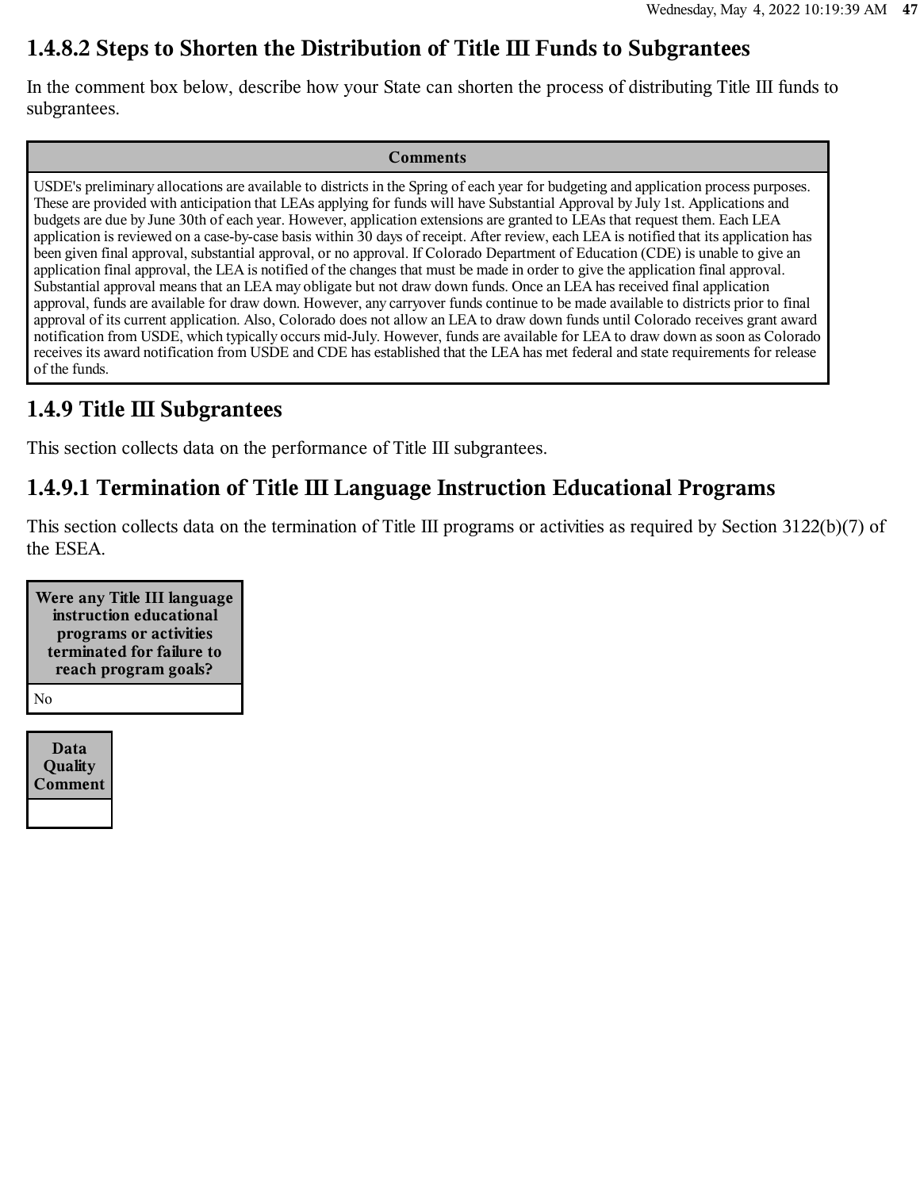### 1.4.8.2 Steps to Shorten the Distribution of Title III Funds to Subgrantees

In the comment box below, describe how your State can shorten the process of distributing Title III funds to subgrantees.

| Comments |
|---|
| USDE's preliminary allocations are available to districts in the Spring of each year for budgeting and application process purposes. These are provided with anticipation that LEAs applying for funds will have Substantial Approval by July 1st. Applications and budgets are due by June 30th of each year. However, application extensions are granted to LEAs that request them. Each LEA application is reviewed on a case-by-case basis within 30 days of receipt. After review, each LEA is notified that its application has been given final approval, substantial approval, or no approval. If Colorado Department of Education (CDE) is unable to give an application final approval, the LEA is notified of the changes that must be made in order to give the application final approval. Substantial approval means that an LEA may obligate but not draw down funds. Once an LEA has received final application approval, funds are available for draw down. However, any carryover funds continue to be made available to districts prior to final approval of its current application. Also, Colorado does not allow an LEA to draw down funds until Colorado receives grant award notification from USDE, which typically occurs mid-July. However, funds are available for LEA to draw down as soon as Colorado receives its award notification from USDE and CDE has established that the LEA has met federal and state requirements for release of the funds. |

### 1.4.9 Title III Subgrantees

This section collects data on the performance of Title III subgrantees.

### 1.4.9.1 Termination of Title III Language Instruction Educational Programs

This section collects data on the termination of Title III programs or activities as required by Section 3122(b)(7) of the ESEA.

| Were any Title III language instruction educational programs or activities terminated for failure to reach program goals? |
|---|
| No |

| Data Quality Comment |
|---|
| |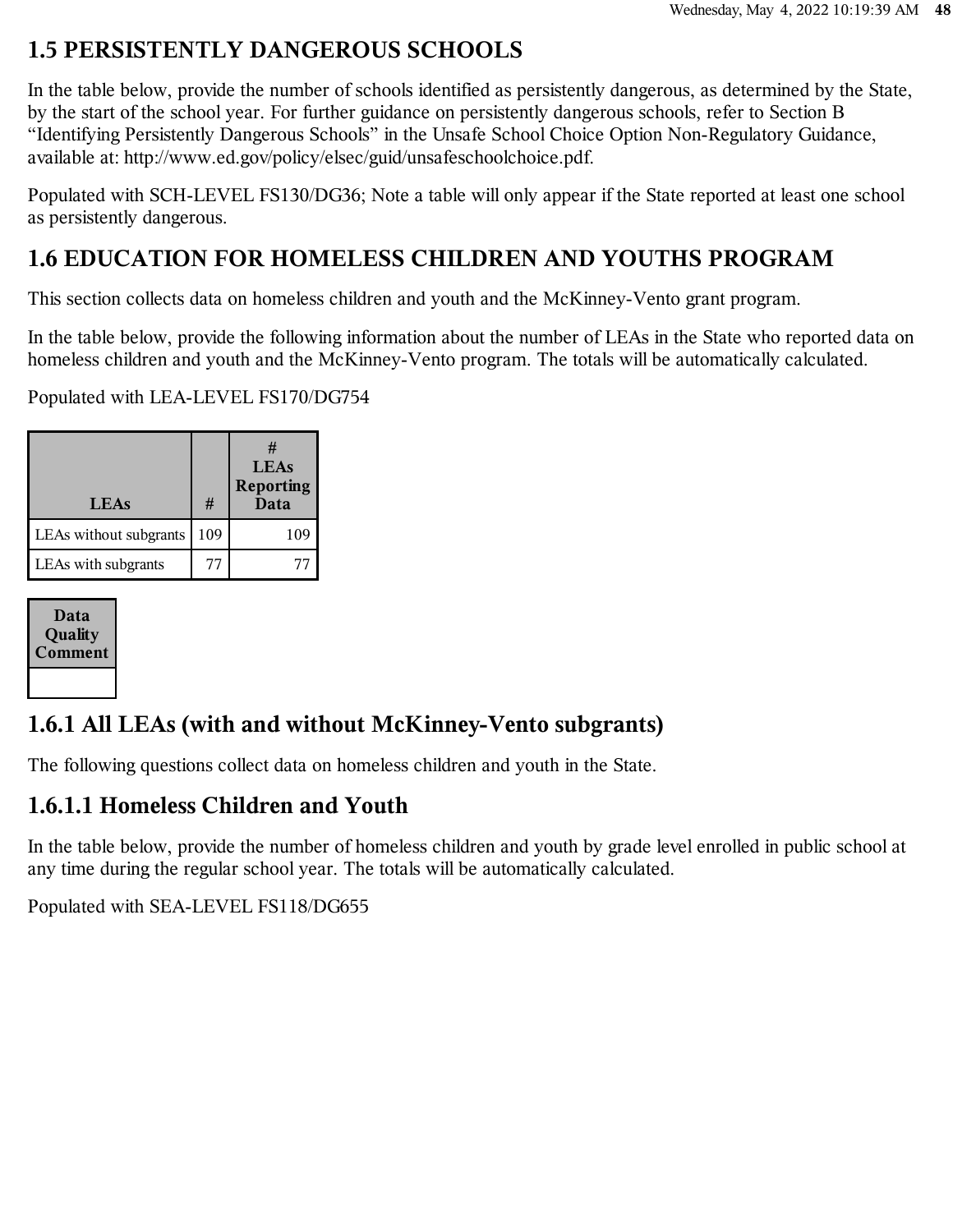## 1.5 PERSISTENTLY DANGEROUS SCHOOLS

In the table below, provide the number of schools identified as persistently dangerous, as determined by the State, by the start of the school year. For further guidance on persistently dangerous schools, refer to Section B "Identifying Persistently Dangerous Schools" in the Unsafe School Choice Option Non-Regulatory Guidance, available at: http://www.ed.gov/policy/elsec/guid/unsafeschoolchoice.pdf.

Populated with SCH-LEVEL FS130/DG36; Note a table will only appear if the State reported at least one school as persistently dangerous.

## 1.6 EDUCATION FOR HOMELESS CHILDREN AND YOUTHS PROGRAM

This section collects data on homeless children and youth and the McKinney-Vento grant program.

In the table below, provide the following information about the number of LEAs in the State who reported data on homeless children and youth and the McKinney-Vento program. The totals will be automatically calculated.

Populated with LEA-LEVEL FS170/DG754

| LEAs | # | # LEAs Reporting Data |
|---|---|---|
| LEAs without subgrants | 109 | 109 |
| LEAs with subgrants | 77 | 77 |

| Data Quality Comment |
|---|
| |

### 1.6.1 All LEAs (with and without McKinney-Vento subgrants)

The following questions collect data on homeless children and youth in the State.

### 1.6.1.1 Homeless Children and Youth

In the table below, provide the number of homeless children and youth by grade level enrolled in public school at any time during the regular school year. The totals will be automatically calculated.

Populated with SEA-LEVEL FS118/DG655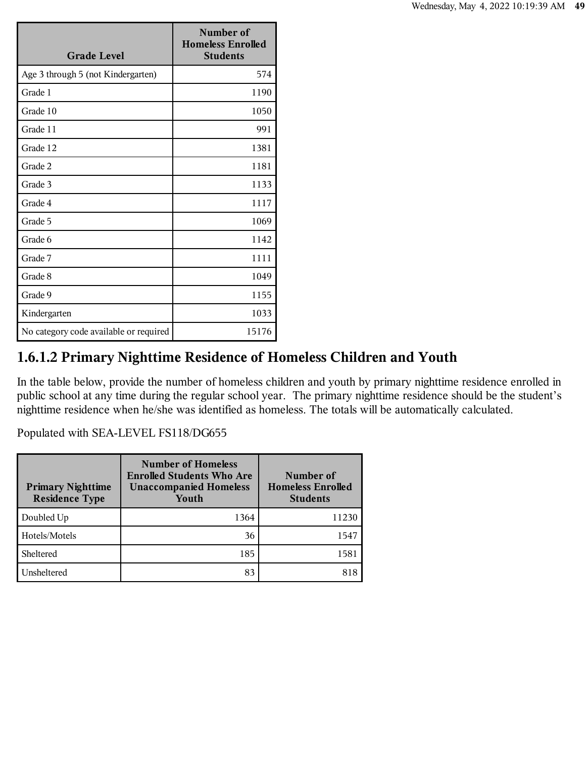| Grade Level | Number of Homeless Enrolled Students |
| --- | --- |
| Age 3 through 5 (not Kindergarten) | 574 |
| Grade 1 | 1190 |
| Grade 10 | 1050 |
| Grade 11 | 991 |
| Grade 12 | 1381 |
| Grade 2 | 1181 |
| Grade 3 | 1133 |
| Grade 4 | 1117 |
| Grade 5 | 1069 |
| Grade 6 | 1142 |
| Grade 7 | 1111 |
| Grade 8 | 1049 |
| Grade 9 | 1155 |
| Kindergarten | 1033 |
| No category code available or required | 15176 |

## 1.6.1.2 Primary Nighttime Residence of Homeless Children and Youth

In the table below, provide the number of homeless children and youth by primary nighttime residence enrolled in public school at any time during the regular school year. The primary nighttime residence should be the student's nighttime residence when he/she was identified as homeless. The totals will be automatically calculated.

Populated with SEA-LEVEL FS118/DG655

| Primary Nighttime Residence Type | Number of Homeless Enrolled Students Who Are Unaccompanied Homeless Youth | Number of Homeless Enrolled Students |
| --- | --- | --- |
| Doubled Up | 1364 | 11230 |
| Hotels/Motels | 36 | 1547 |
| Sheltered | 185 | 1581 |
| Unsheltered | 83 | 818 |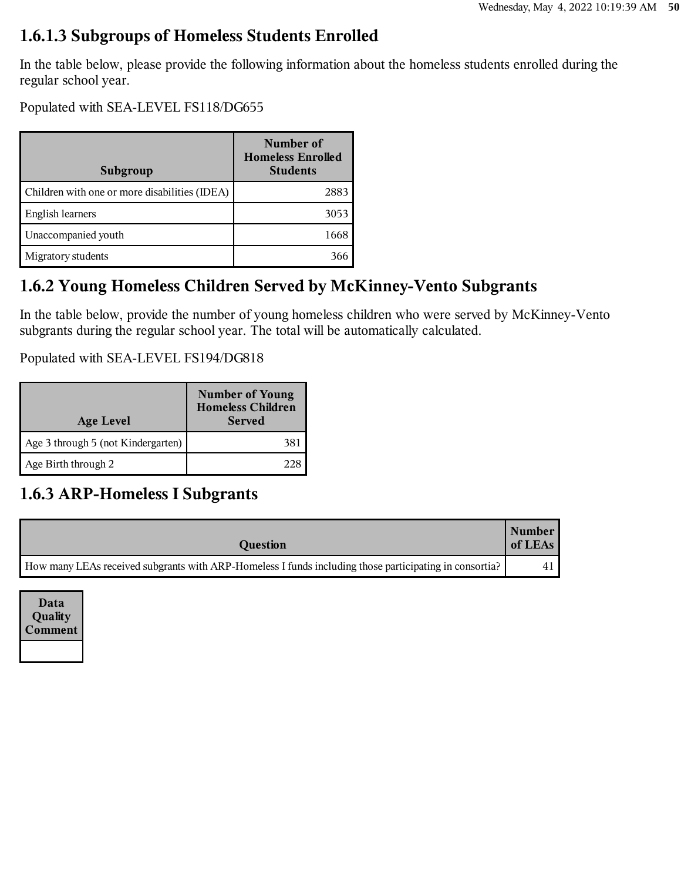## 1.6.1.3 Subgroups of Homeless Students Enrolled

In the table below, please provide the following information about the homeless students enrolled during the regular school year.

Populated with SEA-LEVEL FS118/DG655

| Subgroup | Number of Homeless Enrolled Students |
|---|---|
| Children with one or more disabilities (IDEA) | 2883 |
| English learners | 3053 |
| Unaccompanied youth | 1668 |
| Migratory students | 366 |

## 1.6.2 Young Homeless Children Served by McKinney-Vento Subgrants

In the table below, provide the number of young homeless children who were served by McKinney-Vento subgrants during the regular school year. The total will be automatically calculated.

Populated with SEA-LEVEL FS194/DG818

| Age Level | Number of Young Homeless Children Served |
|---|---|
| Age 3 through 5 (not Kindergarten) | 381 |
| Age Birth through 2 | 228 |

## 1.6.3 ARP-Homeless I Subgrants

| Question | Number of LEAs |
|---|---|
| How many LEAs received subgrants with ARP-Homeless I funds including those participating in consortia? | 41 |

| Data Quality Comment |
|---|
| |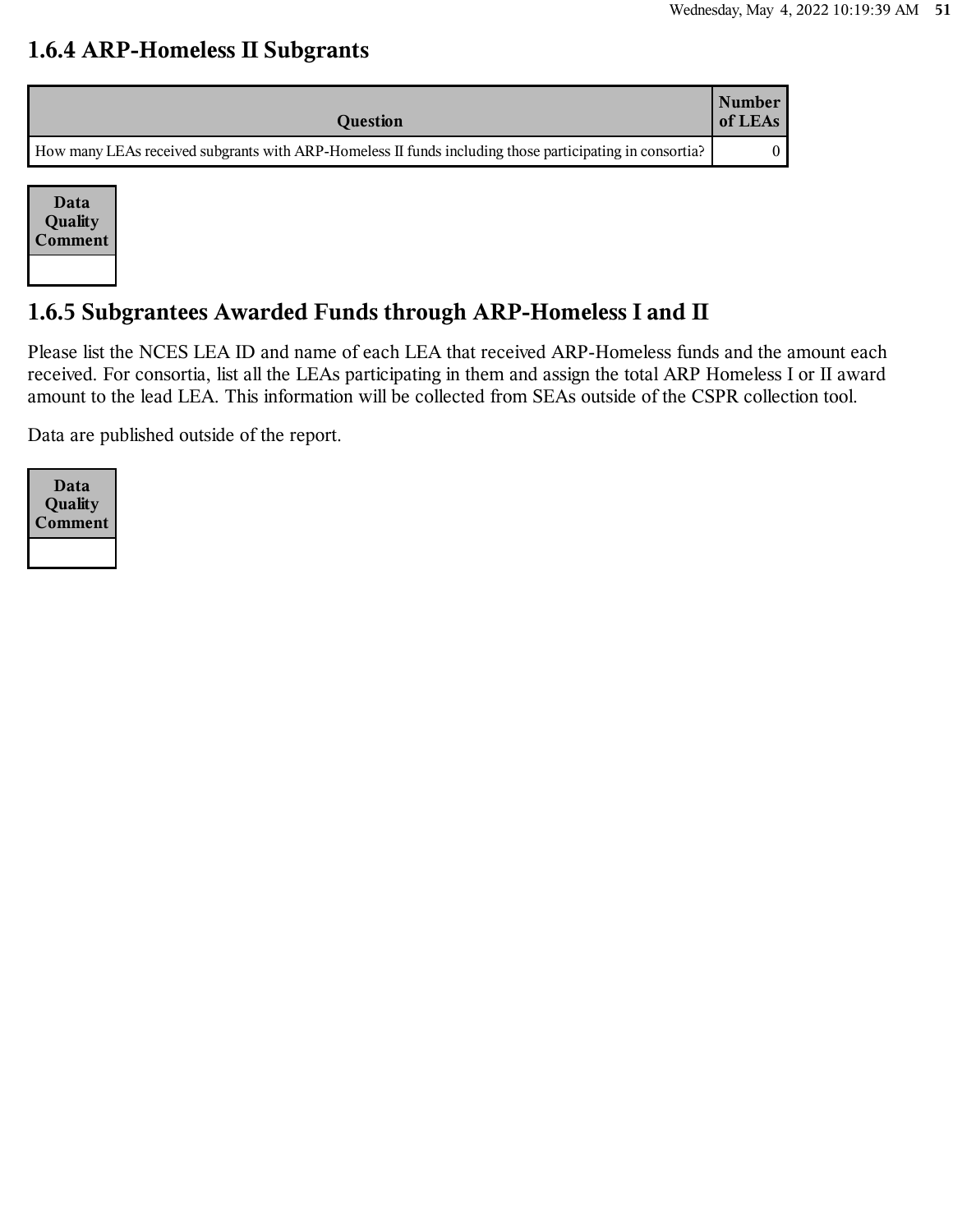## 1.6.4 ARP-Homeless II Subgrants

| Question | Number of LEAs |
|---|---|
| How many LEAs received subgrants with ARP-Homeless II funds including those participating in consortia? | 0 |

| Data Quality Comment |
|---|
| |

## 1.6.5 Subgrantees Awarded Funds through ARP-Homeless I and II

Please list the NCES LEA ID and name of each LEA that received ARP-Homeless funds and the amount each received. For consortia, list all the LEAs participating in them and assign the total ARP Homeless I or II award amount to the lead LEA. This information will be collected from SEAs outside of the CSPR collection tool.

Data are published outside of the report.

| Data Quality Comment |
|---|
| |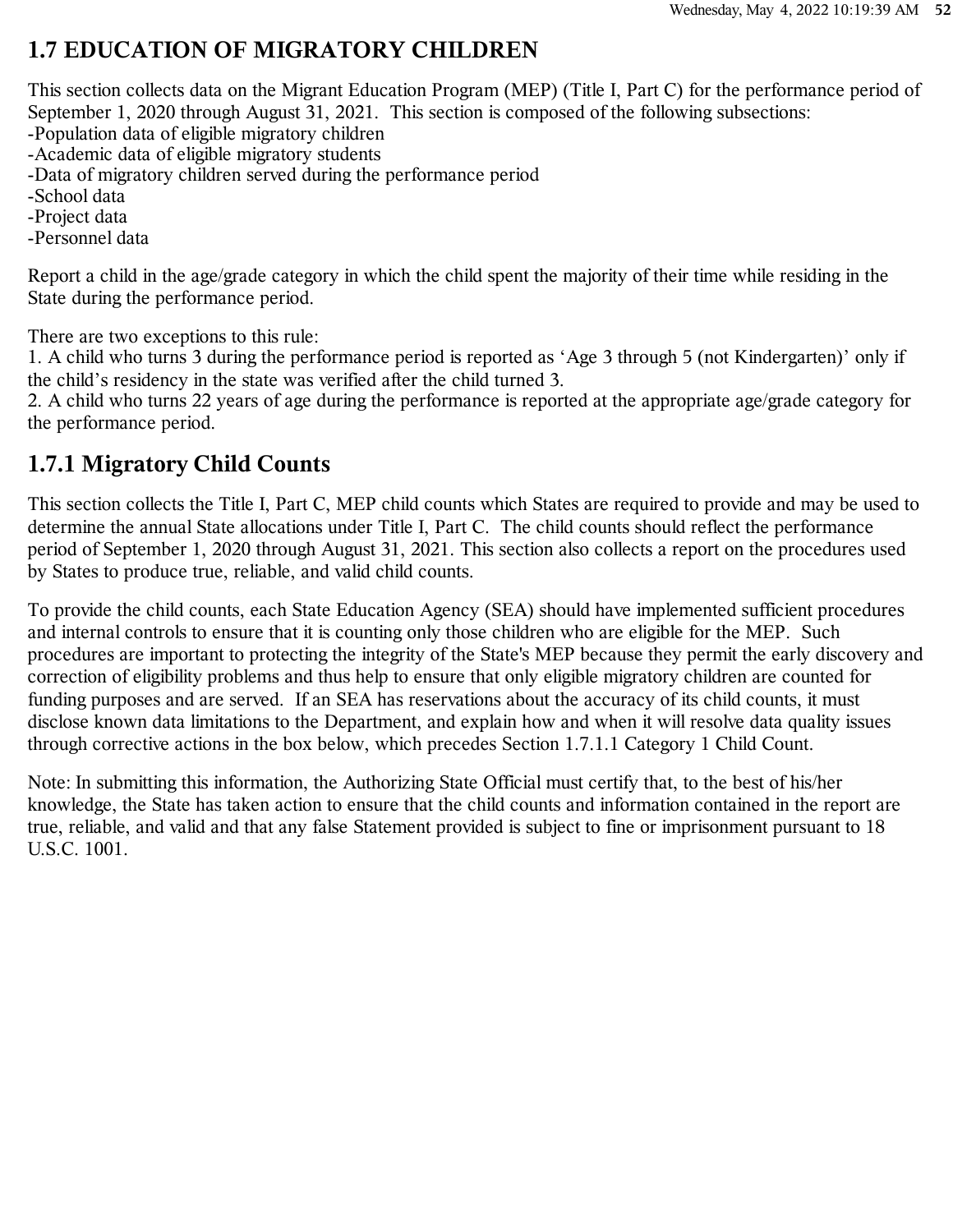## 1.7 EDUCATION OF MIGRATORY CHILDREN

This section collects data on the Migrant Education Program (MEP) (Title I, Part C) for the performance period of September 1, 2020 through August 31, 2021. This section is composed of the following subsections:
-Population data of eligible migratory children
-Academic data of eligible migratory students
-Data of migratory children served during the performance period
-School data
-Project data
-Personnel data

Report a child in the age/grade category in which the child spent the majority of their time while residing in the State during the performance period.

There are two exceptions to this rule:
1. A child who turns 3 during the performance period is reported as 'Age 3 through 5 (not Kindergarten)' only if the child's residency in the state was verified after the child turned 3.
2. A child who turns 22 years of age during the performance is reported at the appropriate age/grade category for the performance period.

### 1.7.1 Migratory Child Counts

This section collects the Title I, Part C, MEP child counts which States are required to provide and may be used to determine the annual State allocations under Title I, Part C. The child counts should reflect the performance period of September 1, 2020 through August 31, 2021. This section also collects a report on the procedures used by States to produce true, reliable, and valid child counts.

To provide the child counts, each State Education Agency (SEA) should have implemented sufficient procedures and internal controls to ensure that it is counting only those children who are eligible for the MEP. Such procedures are important to protecting the integrity of the State's MEP because they permit the early discovery and correction of eligibility problems and thus help to ensure that only eligible migratory children are counted for funding purposes and are served. If an SEA has reservations about the accuracy of its child counts, it must disclose known data limitations to the Department, and explain how and when it will resolve data quality issues through corrective actions in the box below, which precedes Section 1.7.1.1 Category 1 Child Count.

Note: In submitting this information, the Authorizing State Official must certify that, to the best of his/her knowledge, the State has taken action to ensure that the child counts and information contained in the report are true, reliable, and valid and that any false Statement provided is subject to fine or imprisonment pursuant to 18 U.S.C. 1001.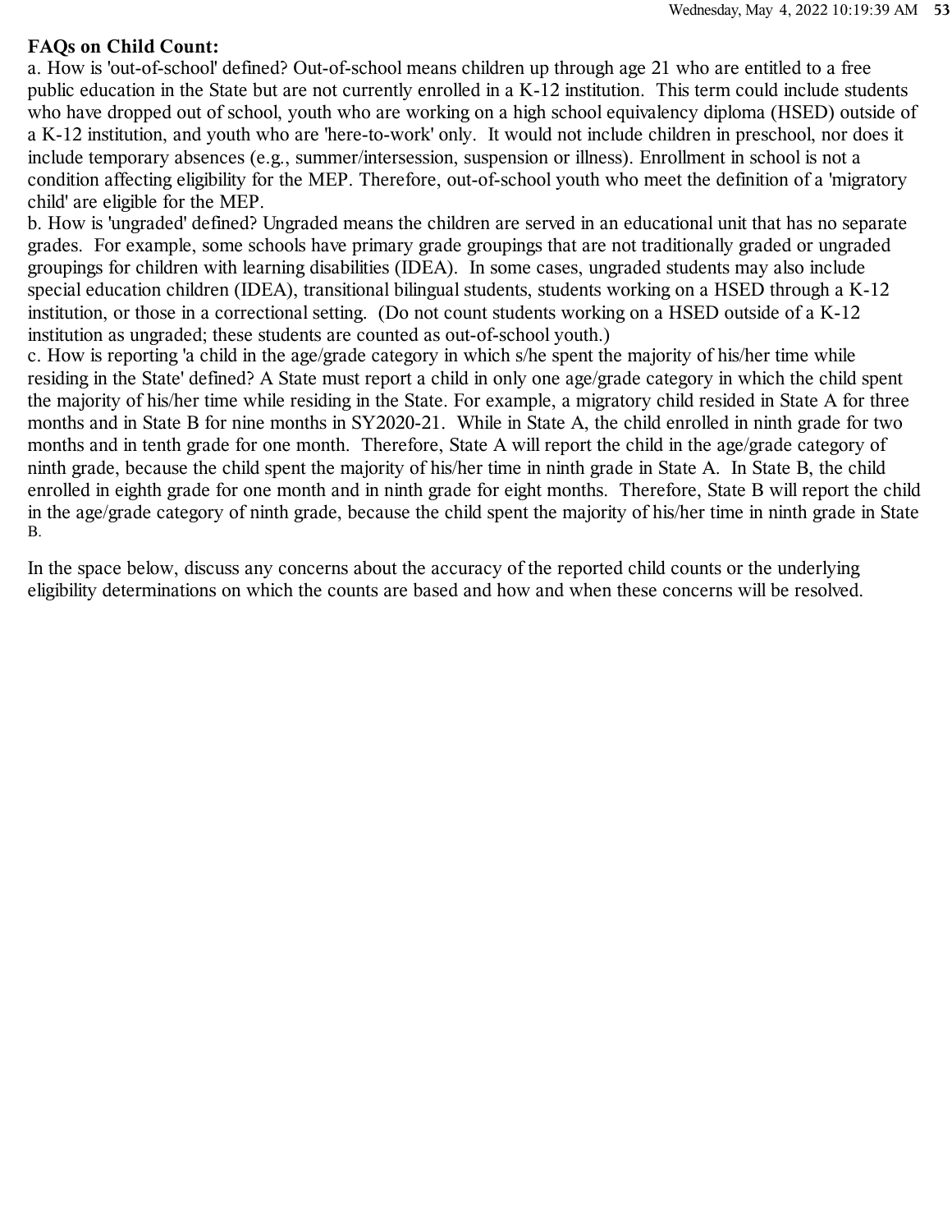**FAQs on Child Count:**

a. How is 'out-of-school' defined? Out-of-school means children up through age 21 who are entitled to a free public education in the State but are not currently enrolled in a K-12 institution. This term could include students who have dropped out of school, youth who are working on a high school equivalency diploma (HSED) outside of a K-12 institution, and youth who are 'here-to-work' only. It would not include children in preschool, nor does it include temporary absences (e.g., summer/intersession, suspension or illness). Enrollment in school is not a condition affecting eligibility for the MEP. Therefore, out-of-school youth who meet the definition of a 'migratory child' are eligible for the MEP.

b. How is 'ungraded' defined? Ungraded means the children are served in an educational unit that has no separate grades. For example, some schools have primary grade groupings that are not traditionally graded or ungraded groupings for children with learning disabilities (IDEA). In some cases, ungraded students may also include special education children (IDEA), transitional bilingual students, students working on a HSED through a K-12 institution, or those in a correctional setting. (Do not count students working on a HSED outside of a K-12 institution as ungraded; these students are counted as out-of-school youth.)

c. How is reporting 'a child in the age/grade category in which s/he spent the majority of his/her time while residing in the State' defined? A State must report a child in only one age/grade category in which the child spent the majority of his/her time while residing in the State. For example, a migratory child resided in State A for three months and in State B for nine months in SY2020-21. While in State A, the child enrolled in ninth grade for two months and in tenth grade for one month. Therefore, State A will report the child in the age/grade category of ninth grade, because the child spent the majority of his/her time in ninth grade in State A. In State B, the child enrolled in eighth grade for one month and in ninth grade for eight months. Therefore, State B will report the child in the age/grade category of ninth grade, because the child spent the majority of his/her time in ninth grade in State B.

In the space below, discuss any concerns about the accuracy of the reported child counts or the underlying eligibility determinations on which the counts are based and how and when these concerns will be resolved.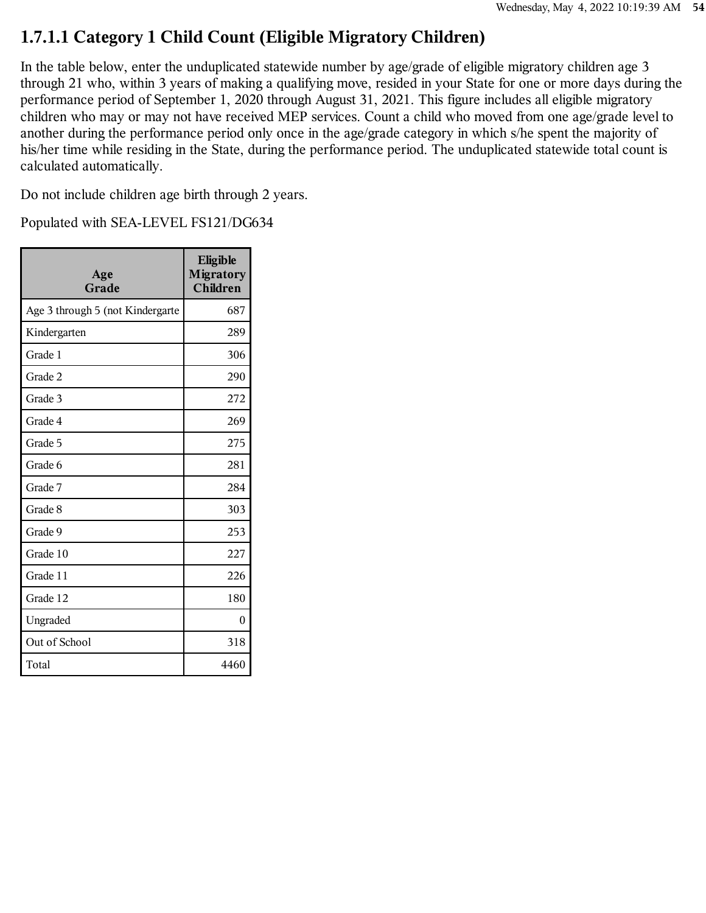## 1.7.1.1 Category 1 Child Count (Eligible Migratory Children)

In the table below, enter the unduplicated statewide number by age/grade of eligible migratory children age 3 through 21 who, within 3 years of making a qualifying move, resided in your State for one or more days during the performance period of September 1, 2020 through August 31, 2021. This figure includes all eligible migratory children who may or may not have received MEP services. Count a child who moved from one age/grade level to another during the performance period only once in the age/grade category in which s/he spent the majority of his/her time while residing in the State, during the performance period. The unduplicated statewide total count is calculated automatically.

Do not include children age birth through 2 years.

Populated with SEA-LEVEL FS121/DG634

| Age Grade | Eligible Migratory Children |
|---|---|
| Age 3 through 5 (not Kindergarte | 687 |
| Kindergarten | 289 |
| Grade 1 | 306 |
| Grade 2 | 290 |
| Grade 3 | 272 |
| Grade 4 | 269 |
| Grade 5 | 275 |
| Grade 6 | 281 |
| Grade 7 | 284 |
| Grade 8 | 303 |
| Grade 9 | 253 |
| Grade 10 | 227 |
| Grade 11 | 226 |
| Grade 12 | 180 |
| Ungraded | 0 |
| Out of School | 318 |
| Total | 4460 |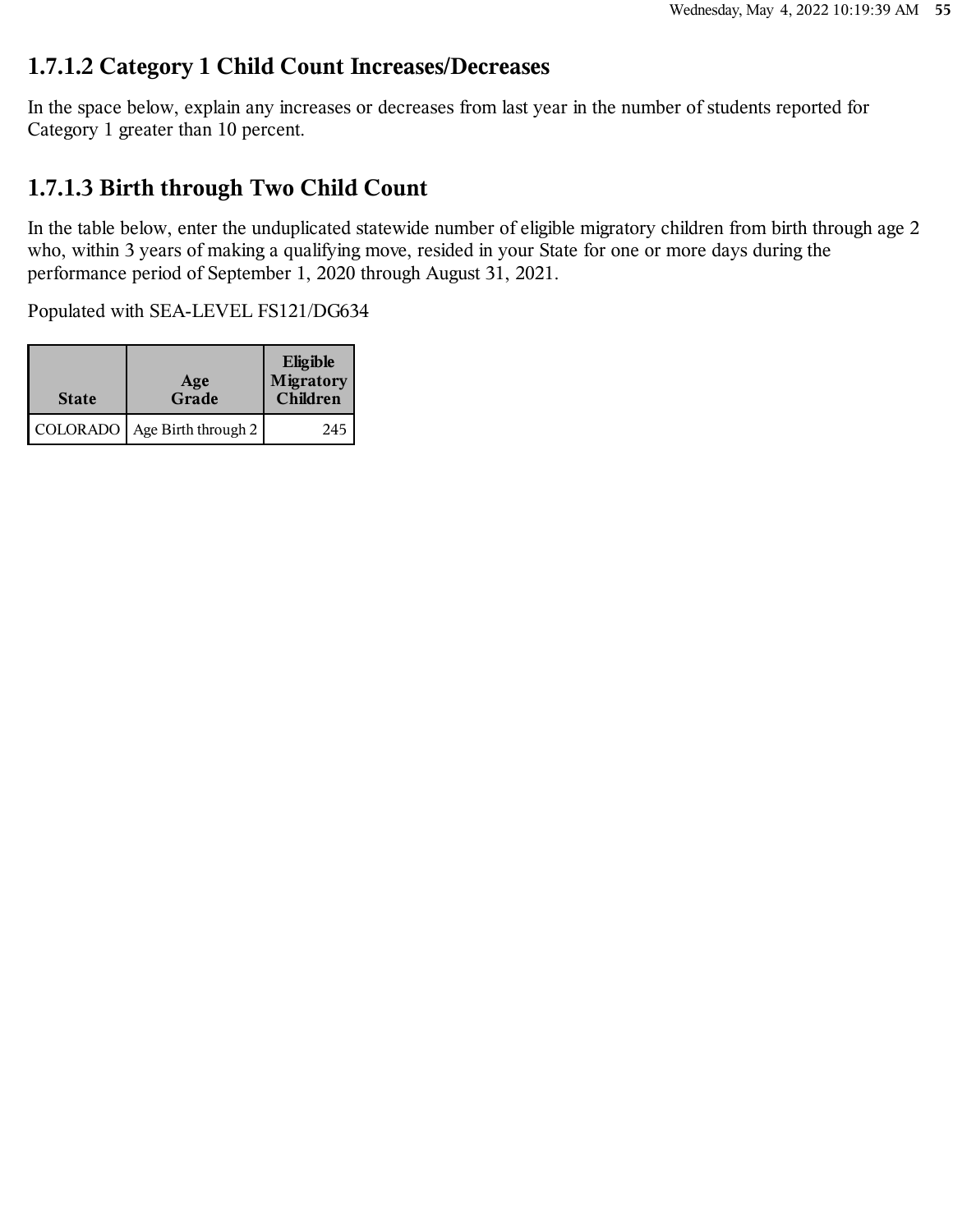### 1.7.1.2 Category 1 Child Count Increases/Decreases

In the space below, explain any increases or decreases from last year in the number of students reported for Category 1 greater than 10 percent.

### 1.7.1.3 Birth through Two Child Count

In the table below, enter the unduplicated statewide number of eligible migratory children from birth through age 2 who, within 3 years of making a qualifying move, resided in your State for one or more days during the performance period of September 1, 2020 through August 31, 2021.

Populated with SEA-LEVEL FS121/DG634

| State | Age Grade | Eligible Migratory Children |
|---|---|---|
| COLORADO | Age Birth through 2 | 245 |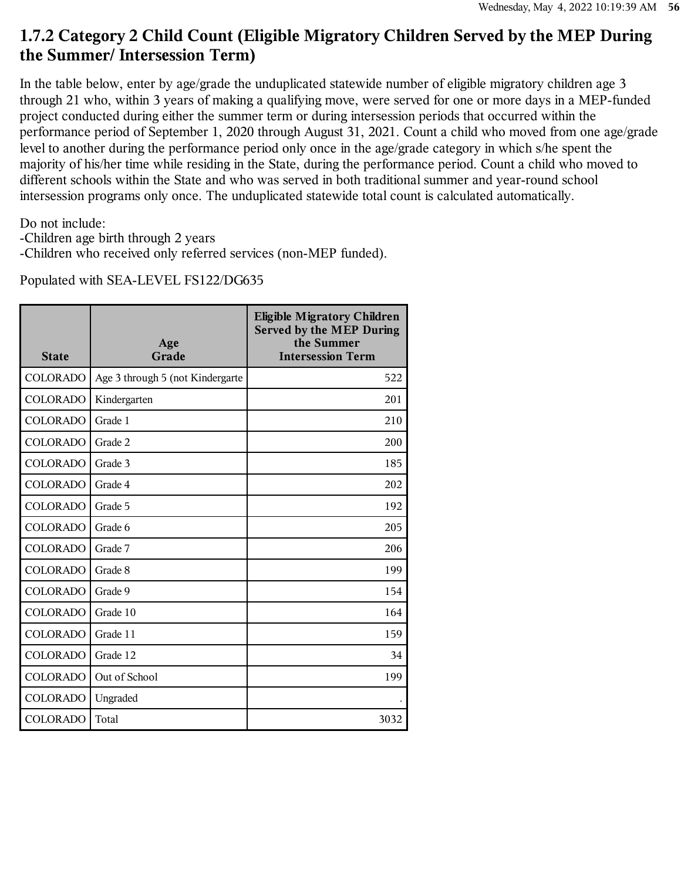## 1.7.2 Category 2 Child Count (Eligible Migratory Children Served by the MEP During the Summer/ Intersession Term)

In the table below, enter by age/grade the unduplicated statewide number of eligible migratory children age 3 through 21 who, within 3 years of making a qualifying move, were served for one or more days in a MEP-funded project conducted during either the summer term or during intersession periods that occurred within the performance period of September 1, 2020 through August 31, 2021. Count a child who moved from one age/grade level to another during the performance period only once in the age/grade category in which s/he spent the majority of his/her time while residing in the State, during the performance period. Count a child who moved to different schools within the State and who was served in both traditional summer and year-round school intersession programs only once. The unduplicated statewide total count is calculated automatically.

Do not include:
-Children age birth through 2 years
-Children who received only referred services (non-MEP funded).

Populated with SEA-LEVEL FS122/DG635

| State | Age Grade | Eligible Migratory Children Served by the MEP During the Summer Intersession Term |
|---|---|---|
| COLORADO | Age 3 through 5 (not Kindergarte | 522 |
| COLORADO | Kindergarten | 201 |
| COLORADO | Grade 1 | 210 |
| COLORADO | Grade 2 | 200 |
| COLORADO | Grade 3 | 185 |
| COLORADO | Grade 4 | 202 |
| COLORADO | Grade 5 | 192 |
| COLORADO | Grade 6 | 205 |
| COLORADO | Grade 7 | 206 |
| COLORADO | Grade 8 | 199 |
| COLORADO | Grade 9 | 154 |
| COLORADO | Grade 10 | 164 |
| COLORADO | Grade 11 | 159 |
| COLORADO | Grade 12 | 34 |
| COLORADO | Out of School | 199 |
| COLORADO | Ungraded | . |
| COLORADO | Total | 3032 |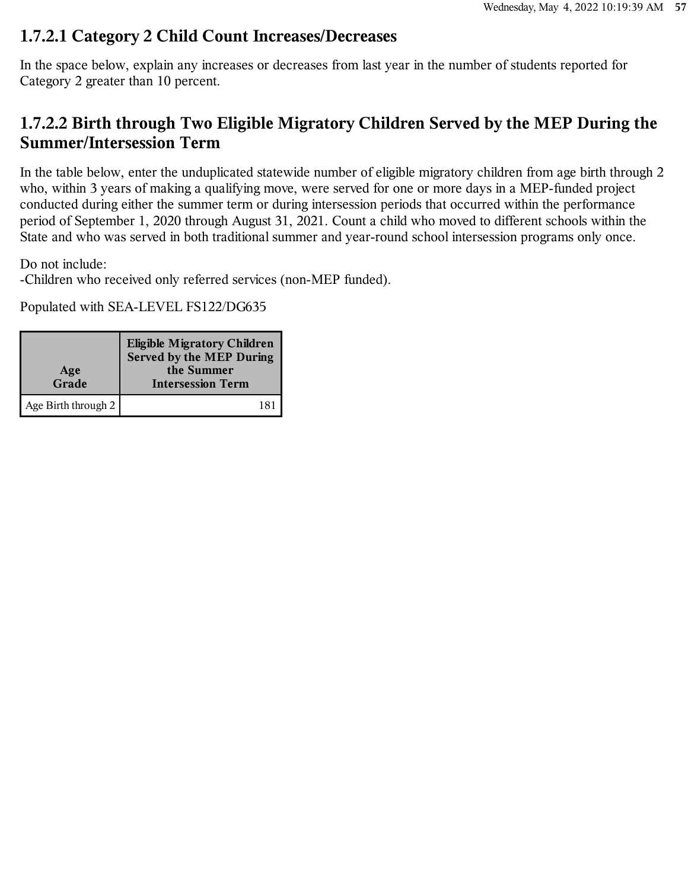### 1.7.2.1 Category 2 Child Count Increases/Decreases

In the space below, explain any increases or decreases from last year in the number of students reported for Category 2 greater than 10 percent.

### 1.7.2.2 Birth through Two Eligible Migratory Children Served by the MEP During the Summer/Intersession Term

In the table below, enter the unduplicated statewide number of eligible migratory children from age birth through 2 who, within 3 years of making a qualifying move, were served for one or more days in a MEP-funded project conducted during either the summer term or during intersession periods that occurred within the performance period of September 1, 2020 through August 31, 2021. Count a child who moved to different schools within the State and who was served in both traditional summer and year-round school intersession programs only once.

Do not include:
-Children who received only referred services (non-MEP funded).

Populated with SEA-LEVEL FS122/DG635

| Age Grade | Eligible Migratory Children Served by the MEP During the Summer Intersession Term |
|---|---|
| Age Birth through 2 | 181 |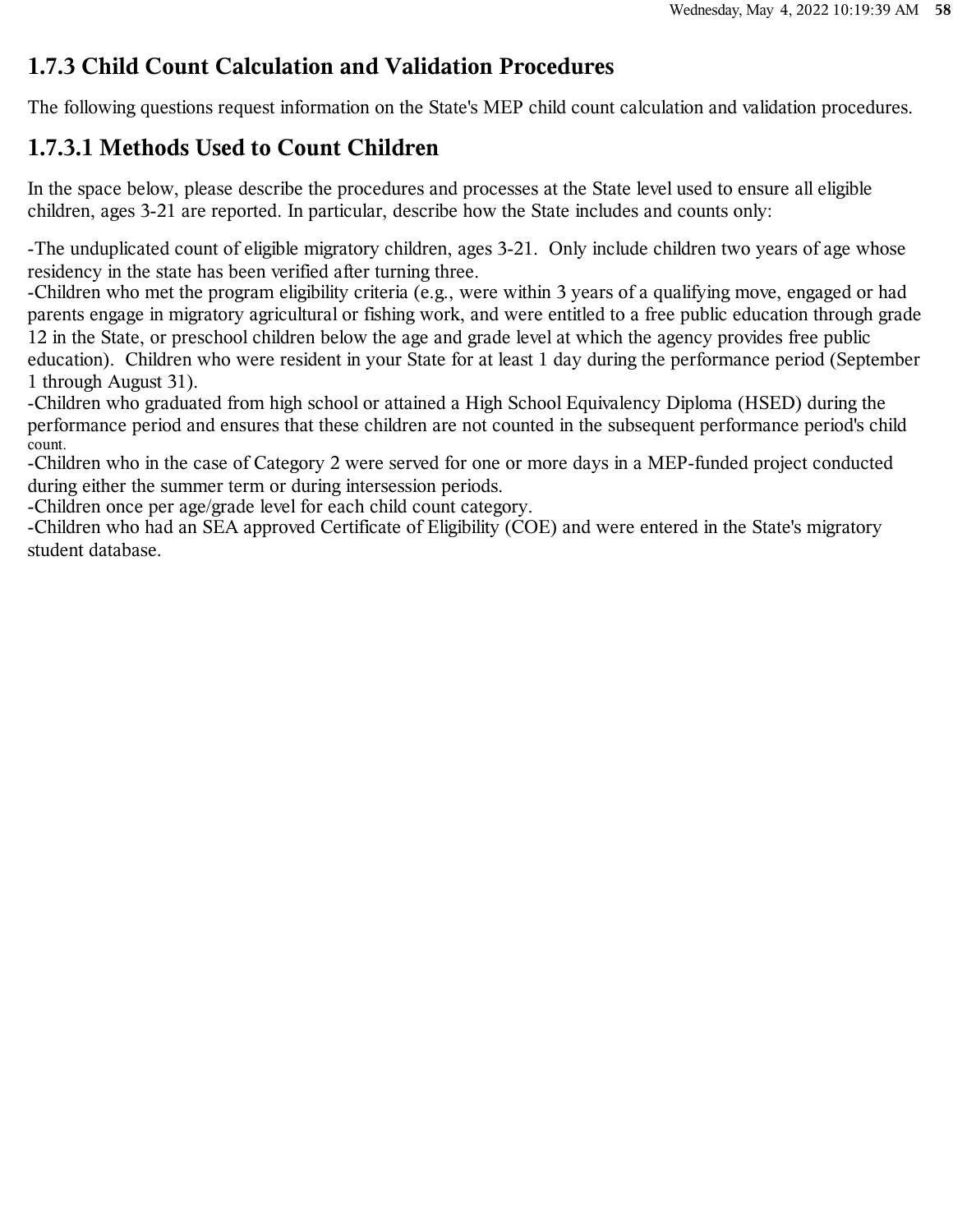## 1.7.3 Child Count Calculation and Validation Procedures

The following questions request information on the State's MEP child count calculation and validation procedures.

### 1.7.3.1 Methods Used to Count Children

In the space below, please describe the procedures and processes at the State level used to ensure all eligible children, ages 3-21 are reported. In particular, describe how the State includes and counts only:

-The unduplicated count of eligible migratory children, ages 3-21. Only include children two years of age whose residency in the state has been verified after turning three.
-Children who met the program eligibility criteria (e.g., were within 3 years of a qualifying move, engaged or had parents engage in migratory agricultural or fishing work, and were entitled to a free public education through grade 12 in the State, or preschool children below the age and grade level at which the agency provides free public education). Children who were resident in your State for at least 1 day during the performance period (September 1 through August 31).
-Children who graduated from high school or attained a High School Equivalency Diploma (HSED) during the performance period and ensures that these children are not counted in the subsequent performance period's child count.
-Children who in the case of Category 2 were served for one or more days in a MEP-funded project conducted during either the summer term or during intersession periods.
-Children once per age/grade level for each child count category.
-Children who had an SEA approved Certificate of Eligibility (COE) and were entered in the State's migratory student database.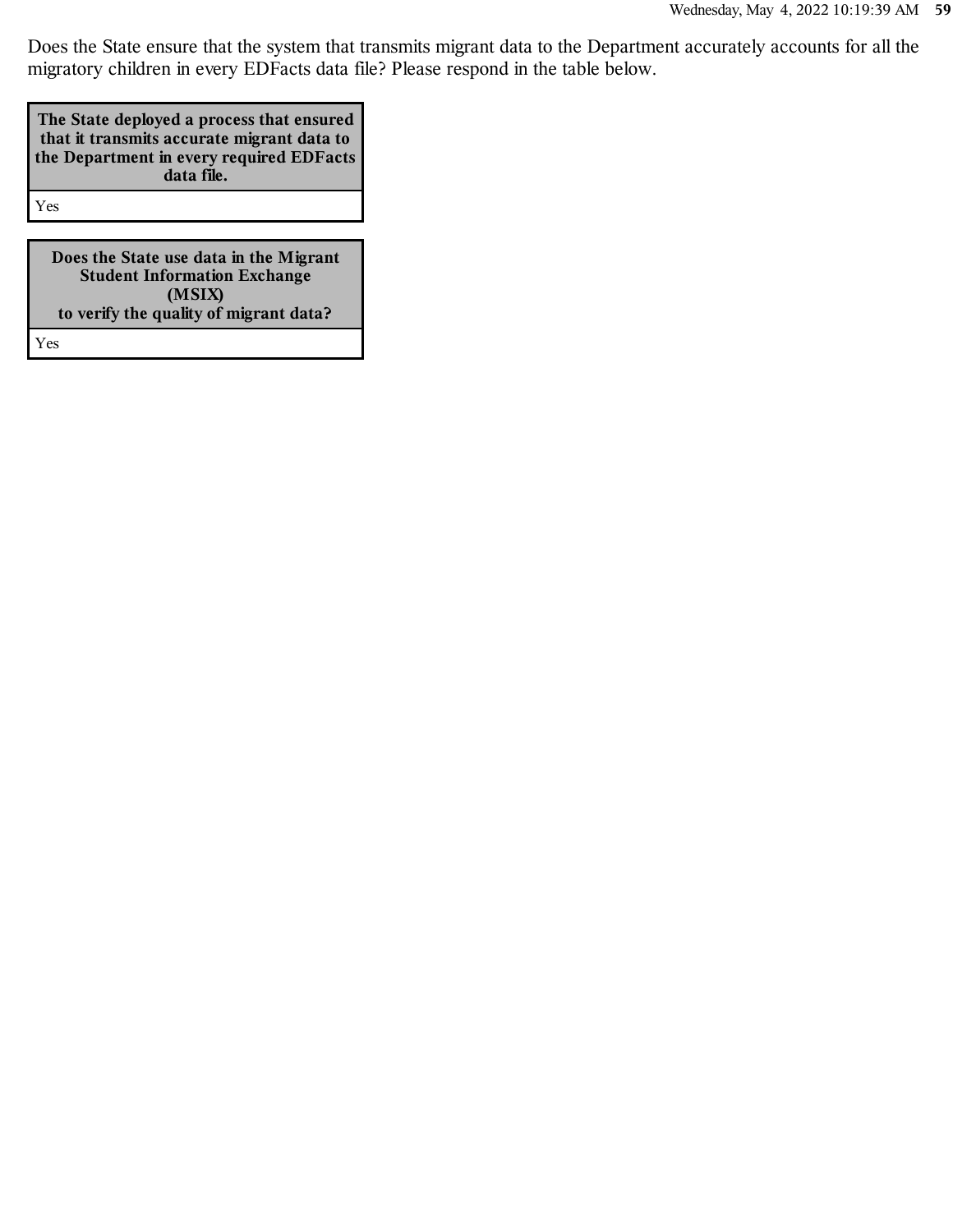Does the State ensure that the system that transmits migrant data to the Department accurately accounts for all the migratory children in every EDFacts data file? Please respond in the table below.

| The State deployed a process that ensured that it transmits accurate migrant data to the Department in every required EDFacts data file. |
| --- |
| Yes |

| Does the State use data in the Migrant Student Information Exchange (MSIX) to verify the quality of migrant data? |
| --- |
| Yes |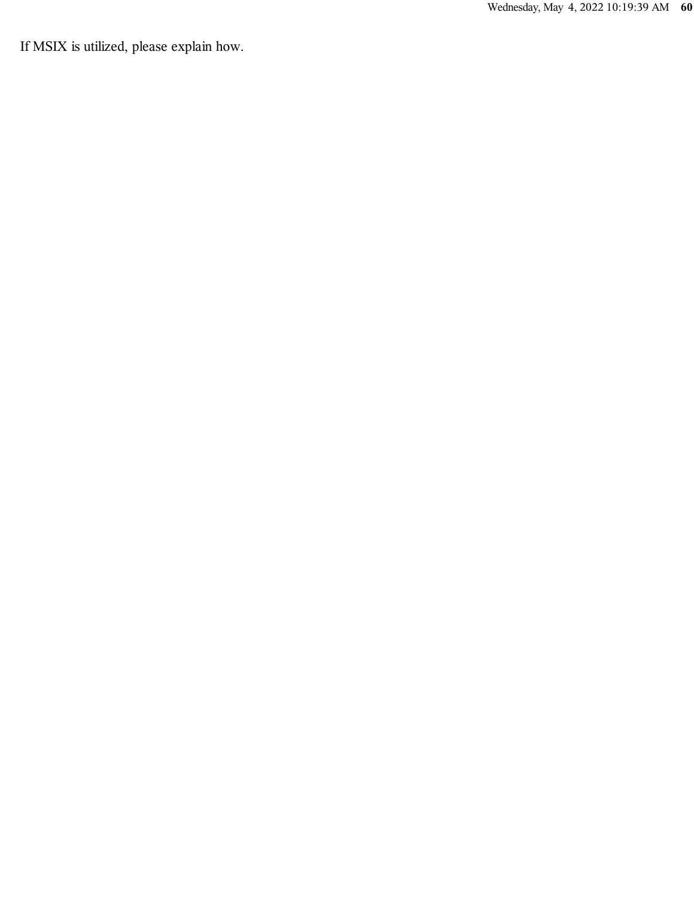If MSIX is utilized, please explain how.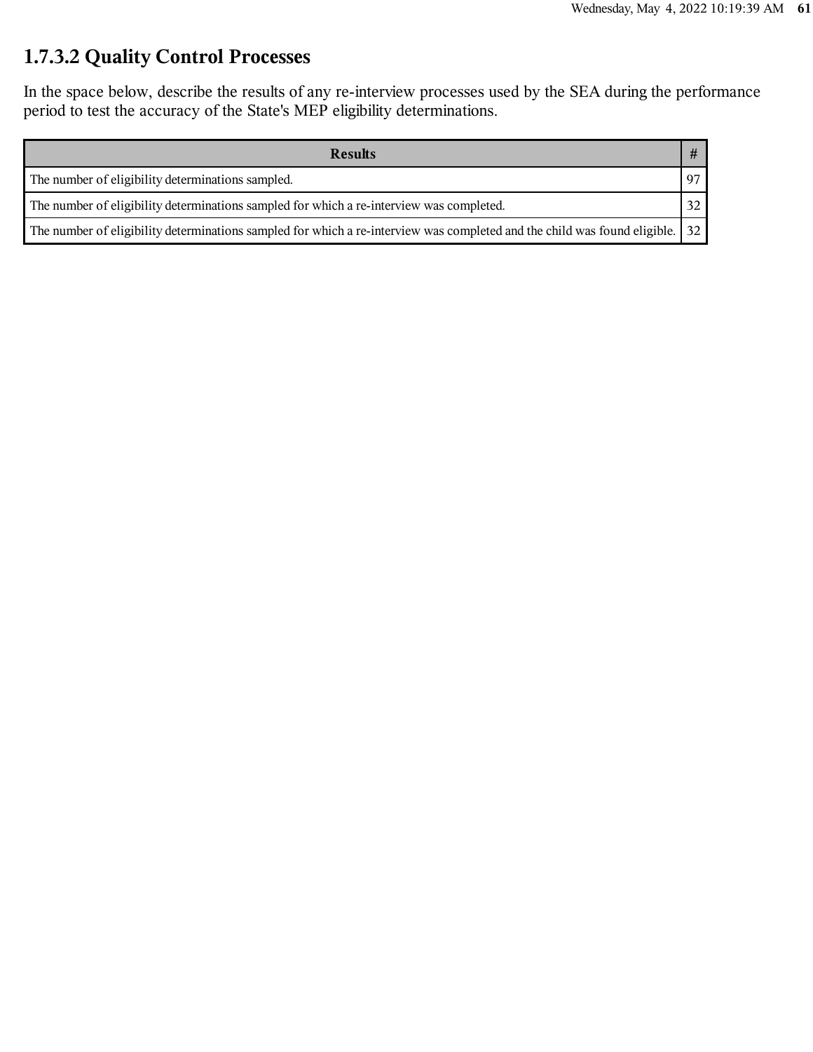### 1.7.3.2 Quality Control Processes

In the space below, describe the results of any re-interview processes used by the SEA during the performance period to test the accuracy of the State's MEP eligibility determinations.

| Results | # |
|---|---|
| The number of eligibility determinations sampled. | 97 |
| The number of eligibility determinations sampled for which a re-interview was completed. | 32 |
| The number of eligibility determinations sampled for which a re-interview was completed and the child was found eligible. | 32 |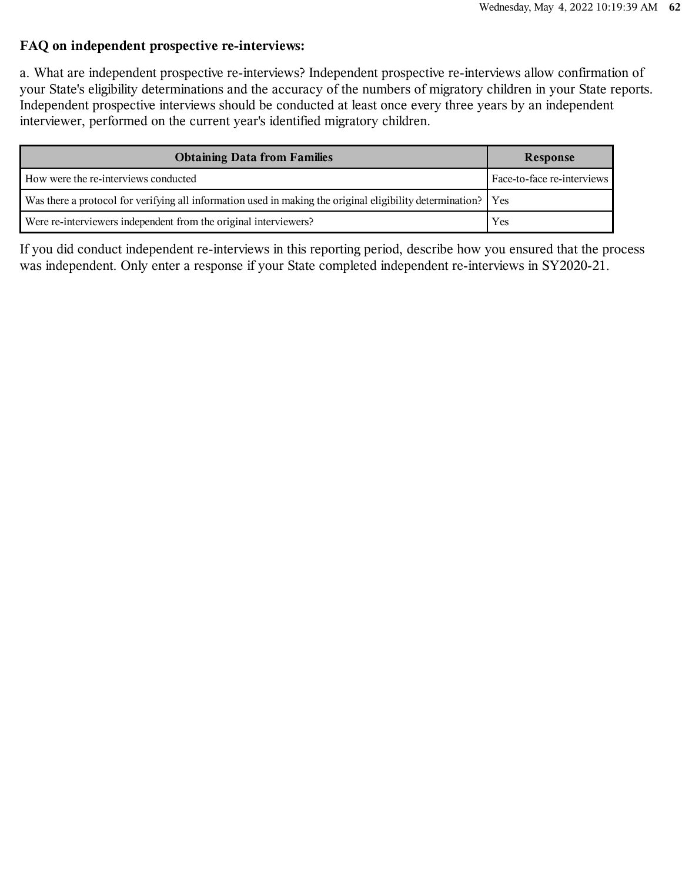**FAQ on independent prospective re-interviews:**

a. What are independent prospective re-interviews? Independent prospective re-interviews allow confirmation of your State's eligibility determinations and the accuracy of the numbers of migratory children in your State reports. Independent prospective interviews should be conducted at least once every three years by an independent interviewer, performed on the current year's identified migratory children.

| Obtaining Data from Families | Response |
| --- | --- |
| How were the re-interviews conducted | Face-to-face re-interviews |
| Was there a protocol for verifying all information used in making the original eligibility determination? | Yes |
| Were re-interviewers independent from the original interviewers? | Yes |

If you did conduct independent re-interviews in this reporting period, describe how you ensured that the process was independent. Only enter a response if your State completed independent re-interviews in SY2020-21.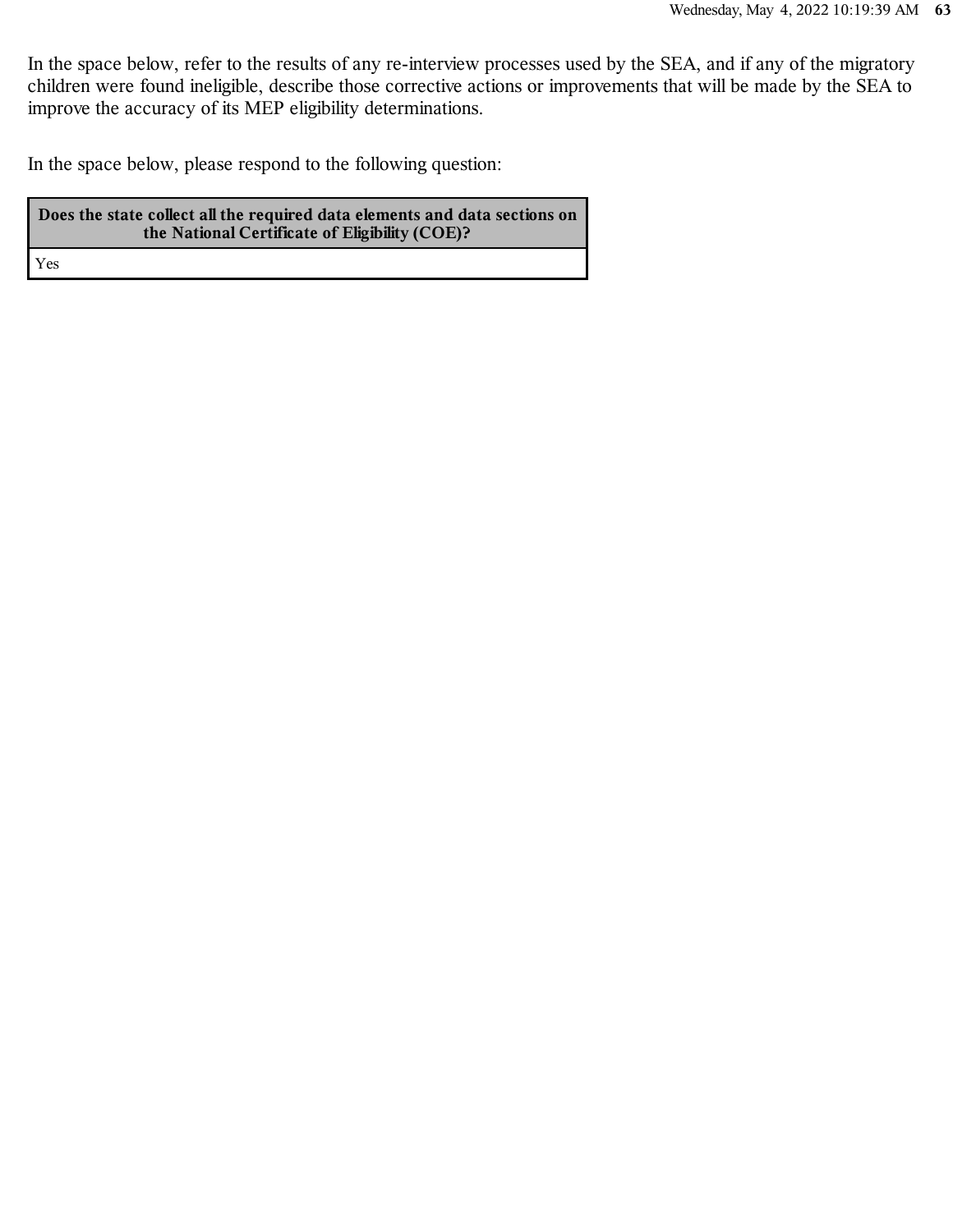In the space below, refer to the results of any re-interview processes used by the SEA, and if any of the migratory children were found ineligible, describe those corrective actions or improvements that will be made by the SEA to improve the accuracy of its MEP eligibility determinations.

In the space below, please respond to the following question:

| Does the state collect all the required data elements and data sections on the National Certificate of Eligibility (COE)? |
|---|
| Yes |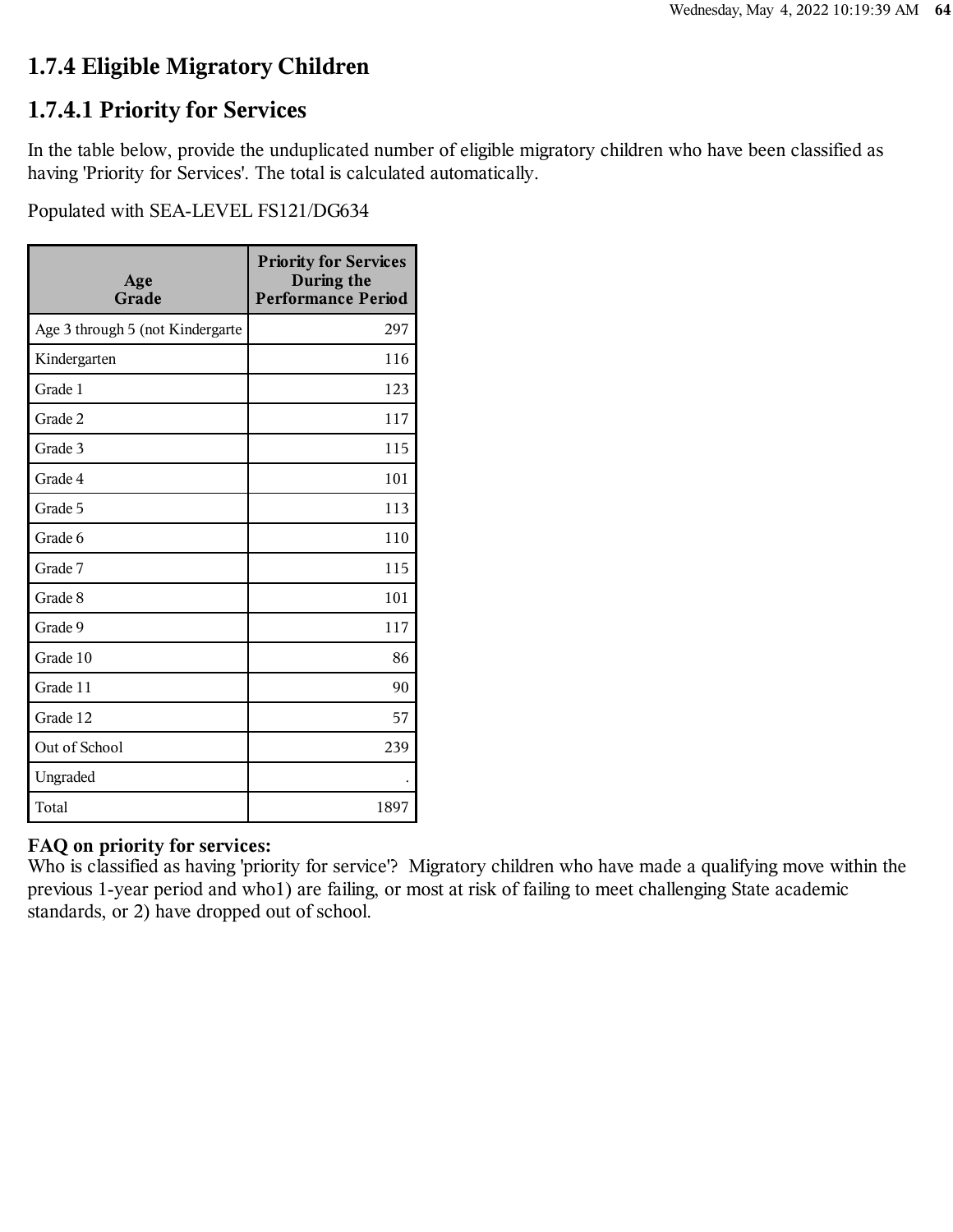## 1.7.4 Eligible Migratory Children

### 1.7.4.1 Priority for Services

In the table below, provide the unduplicated number of eligible migratory children who have been classified as having 'Priority for Services'. The total is calculated automatically.

Populated with SEA-LEVEL FS121/DG634

| Age Grade | Priority for Services During the Performance Period |
|---|---|
| Age 3 through 5 (not Kindergarte | 297 |
| Kindergarten | 116 |
| Grade 1 | 123 |
| Grade 2 | 117 |
| Grade 3 | 115 |
| Grade 4 | 101 |
| Grade 5 | 113 |
| Grade 6 | 110 |
| Grade 7 | 115 |
| Grade 8 | 101 |
| Grade 9 | 117 |
| Grade 10 | 86 |
| Grade 11 | 90 |
| Grade 12 | 57 |
| Out of School | 239 |
| Ungraded | . |
| Total | 1897 |

**FAQ on priority for services:**
Who is classified as having 'priority for service'? Migratory children who have made a qualifying move within the previous 1-year period and who1) are failing, or most at risk of failing to meet challenging State academic standards, or 2) have dropped out of school.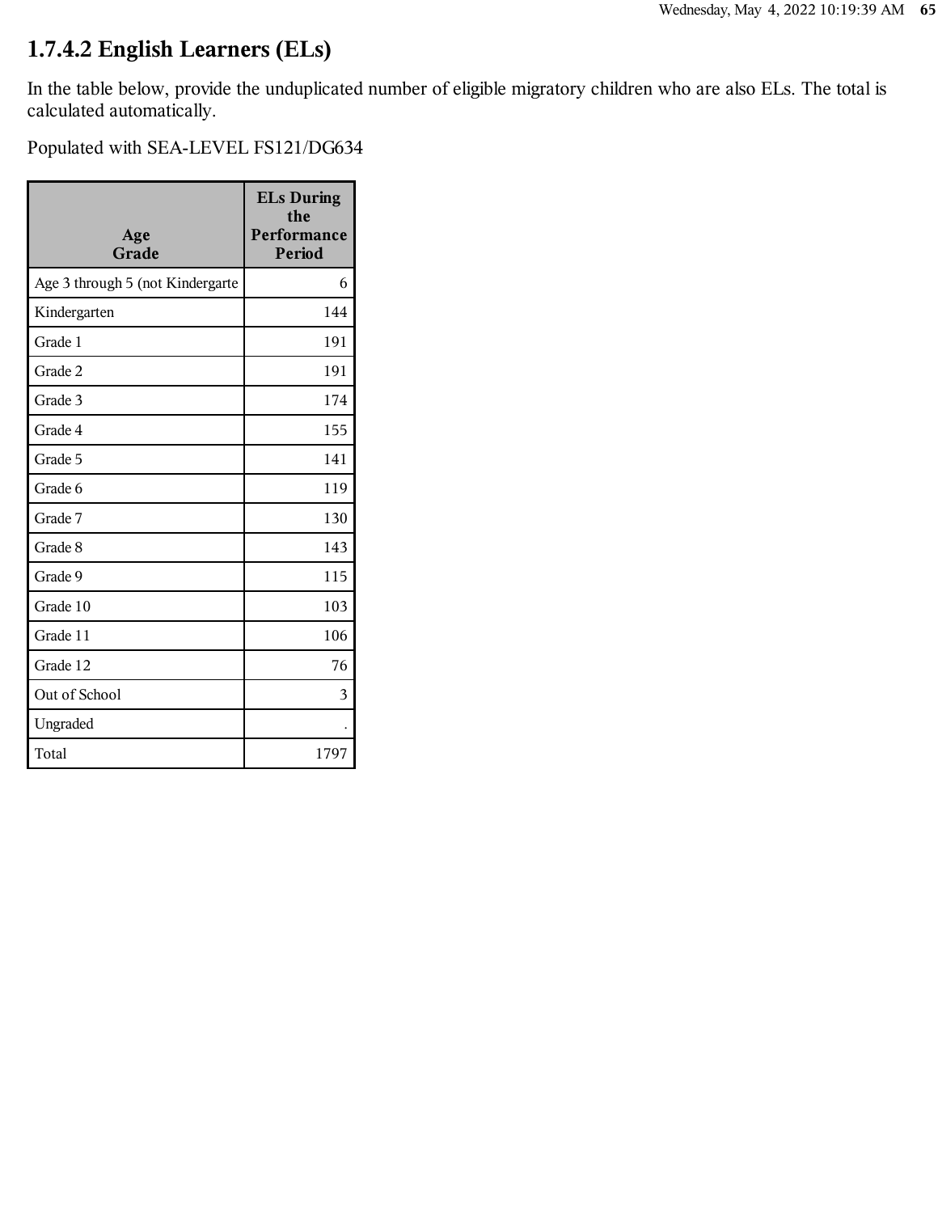## 1.7.4.2 English Learners (ELs)

In the table below, provide the unduplicated number of eligible migratory children who are also ELs. The total is calculated automatically.

Populated with SEA-LEVEL FS121/DG634

| Age Grade | ELs During the Performance Period |
|---|---|
| Age 3 through 5 (not Kindergarte | 6 |
| Kindergarten | 144 |
| Grade 1 | 191 |
| Grade 2 | 191 |
| Grade 3 | 174 |
| Grade 4 | 155 |
| Grade 5 | 141 |
| Grade 6 | 119 |
| Grade 7 | 130 |
| Grade 8 | 143 |
| Grade 9 | 115 |
| Grade 10 | 103 |
| Grade 11 | 106 |
| Grade 12 | 76 |
| Out of School | 3 |
| Ungraded | . |
| Total | 1797 |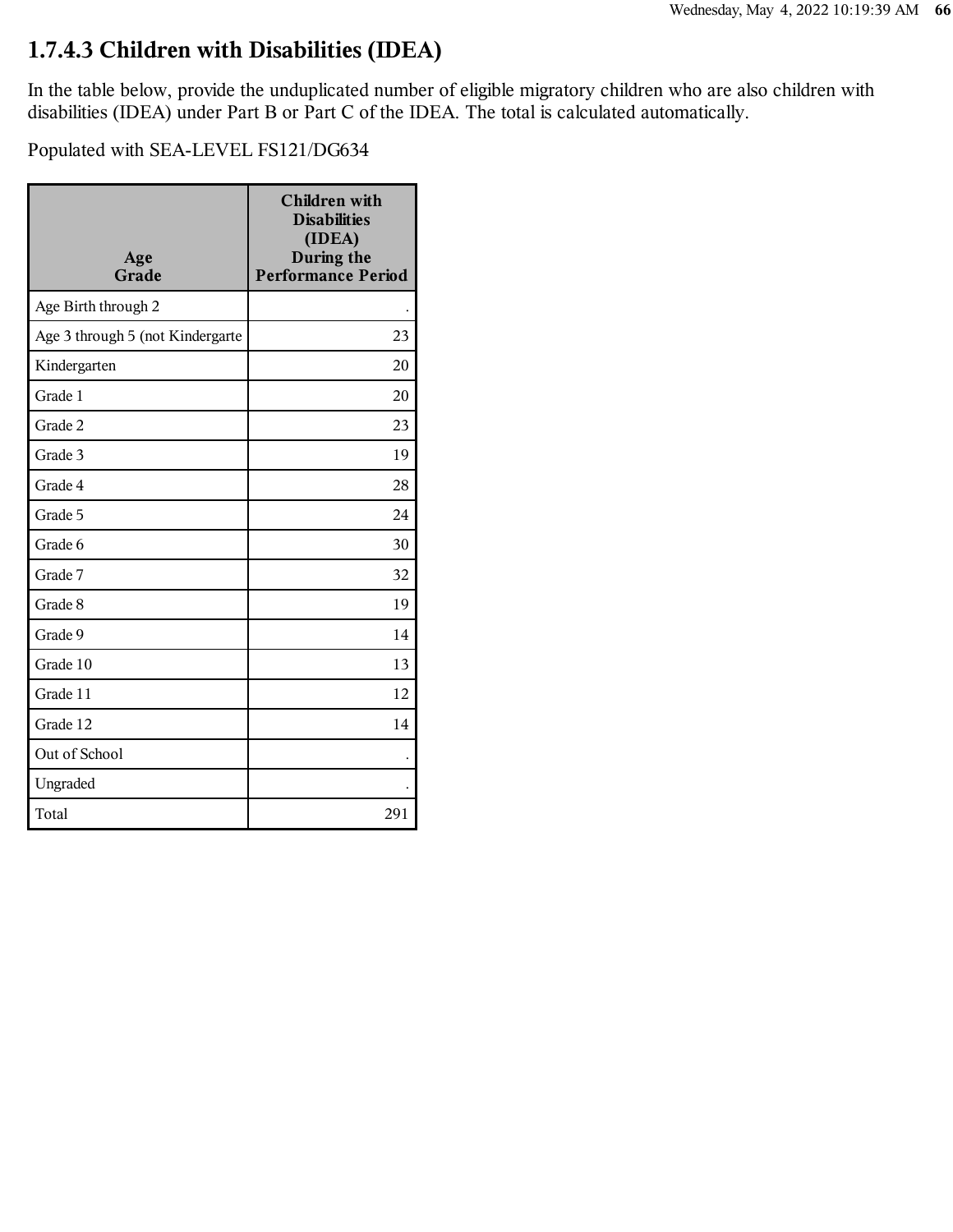## 1.7.4.3 Children with Disabilities (IDEA)

In the table below, provide the unduplicated number of eligible migratory children who are also children with disabilities (IDEA) under Part B or Part C of the IDEA. The total is calculated automatically.

Populated with SEA-LEVEL FS121/DG634

| Age Grade | Children with Disabilities (IDEA) During the Performance Period |
|---|---|
| Age Birth through 2 | . |
| Age 3 through 5 (not Kindergarte | 23 |
| Kindergarten | 20 |
| Grade 1 | 20 |
| Grade 2 | 23 |
| Grade 3 | 19 |
| Grade 4 | 28 |
| Grade 5 | 24 |
| Grade 6 | 30 |
| Grade 7 | 32 |
| Grade 8 | 19 |
| Grade 9 | 14 |
| Grade 10 | 13 |
| Grade 11 | 12 |
| Grade 12 | 14 |
| Out of School | . |
| Ungraded | . |
| Total | 291 |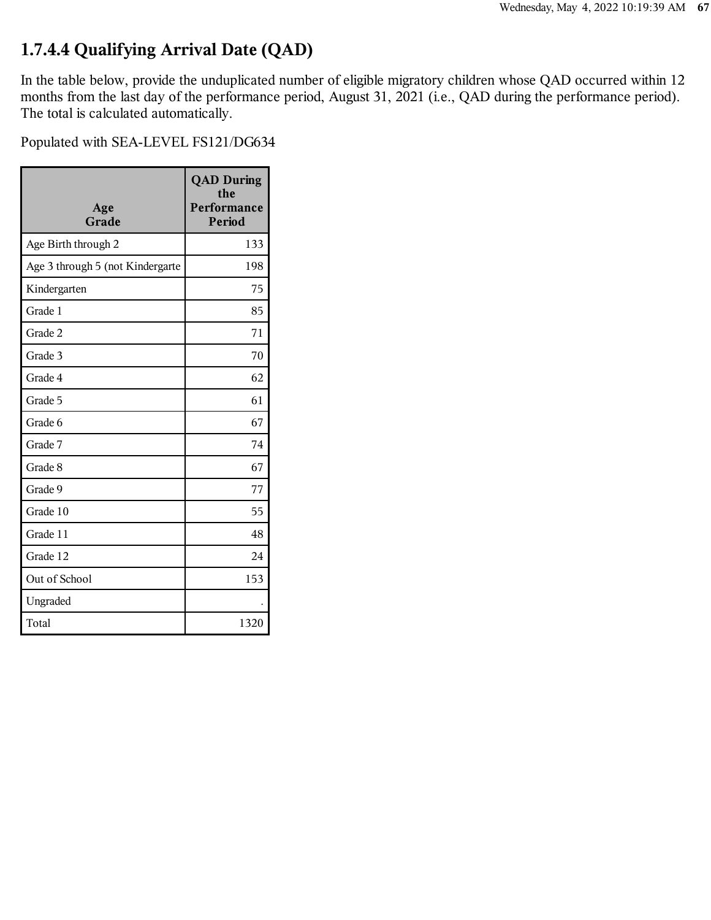## 1.7.4.4 Qualifying Arrival Date (QAD)

In the table below, provide the unduplicated number of eligible migratory children whose QAD occurred within 12 months from the last day of the performance period, August 31, 2021 (i.e., QAD during the performance period). The total is calculated automatically.

Populated with SEA-LEVEL FS121/DG634

| Age Grade | QAD During the Performance Period |
|---|---|
| Age Birth through 2 | 133 |
| Age 3 through 5 (not Kindergarte | 198 |
| Kindergarten | 75 |
| Grade 1 | 85 |
| Grade 2 | 71 |
| Grade 3 | 70 |
| Grade 4 | 62 |
| Grade 5 | 61 |
| Grade 6 | 67 |
| Grade 7 | 74 |
| Grade 8 | 67 |
| Grade 9 | 77 |
| Grade 10 | 55 |
| Grade 11 | 48 |
| Grade 12 | 24 |
| Out of School | 153 |
| Ungraded | . |
| Total | 1320 |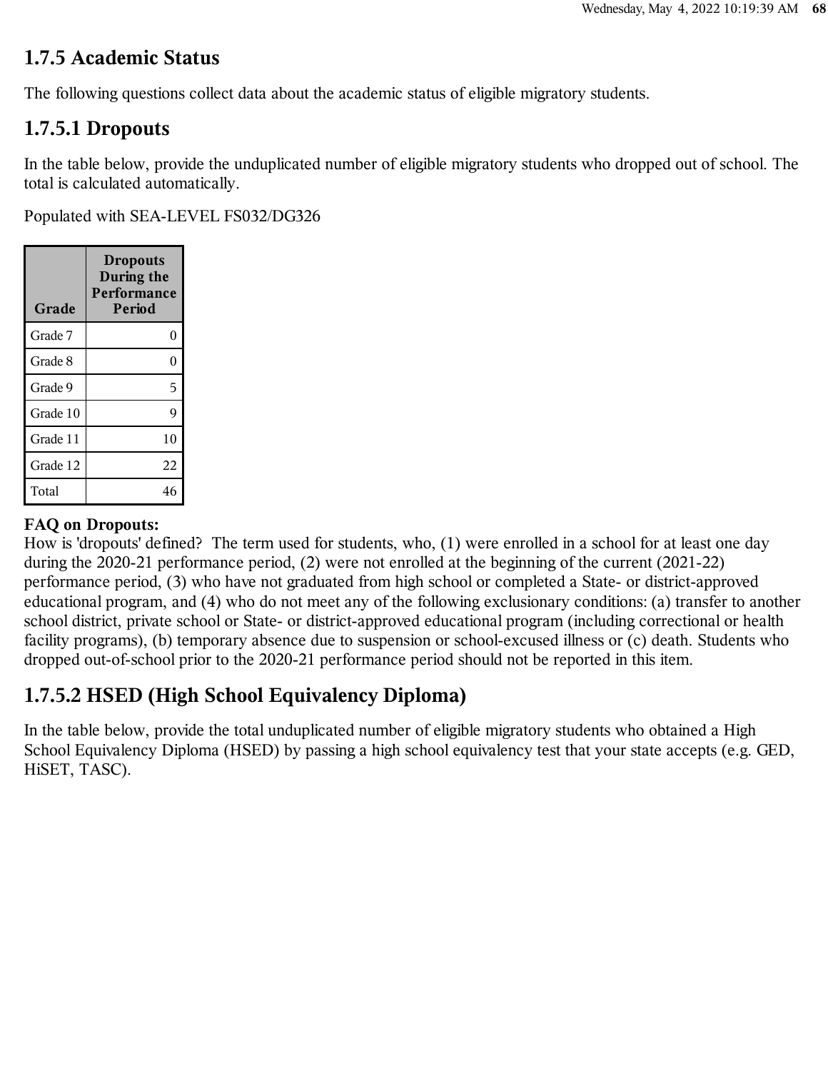## 1.7.5 Academic Status

The following questions collect data about the academic status of eligible migratory students.

### 1.7.5.1 Dropouts

In the table below, provide the unduplicated number of eligible migratory students who dropped out of school. The total is calculated automatically.

Populated with SEA-LEVEL FS032/DG326

| Grade | Dropouts During the Performance Period |
|---|---|
| Grade 7 | 0 |
| Grade 8 | 0 |
| Grade 9 | 5 |
| Grade 10 | 9 |
| Grade 11 | 10 |
| Grade 12 | 22 |
| Total | 46 |

**FAQ on Dropouts:**
How is 'dropouts' defined? The term used for students, who, (1) were enrolled in a school for at least one day during the 2020-21 performance period, (2) were not enrolled at the beginning of the current (2021-22) performance period, (3) who have not graduated from high school or completed a State- or district-approved educational program, and (4) who do not meet any of the following exclusionary conditions: (a) transfer to another school district, private school or State- or district-approved educational program (including correctional or health facility programs), (b) temporary absence due to suspension or school-excused illness or (c) death. Students who dropped out-of-school prior to the 2020-21 performance period should not be reported in this item.

### 1.7.5.2 HSED (High School Equivalency Diploma)

In the table below, provide the total unduplicated number of eligible migratory students who obtained a High School Equivalency Diploma (HSED) by passing a high school equivalency test that your state accepts (e.g. GED, HiSET, TASC).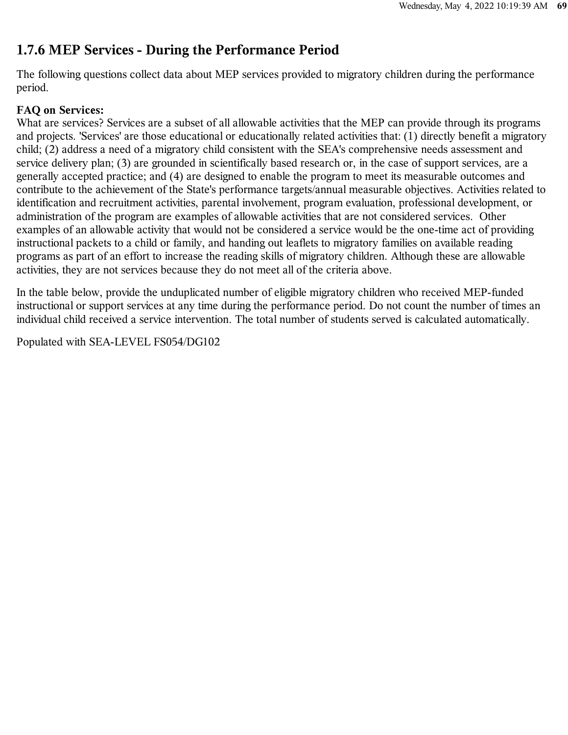## 1.7.6 MEP Services - During the Performance Period

The following questions collect data about MEP services provided to migratory children during the performance period.

**FAQ on Services:**
What are services? Services are a subset of all allowable activities that the MEP can provide through its programs and projects. 'Services' are those educational or educationally related activities that: (1) directly benefit a migratory child; (2) address a need of a migratory child consistent with the SEA's comprehensive needs assessment and service delivery plan; (3) are grounded in scientifically based research or, in the case of support services, are a generally accepted practice; and (4) are designed to enable the program to meet its measurable outcomes and contribute to the achievement of the State's performance targets/annual measurable objectives. Activities related to identification and recruitment activities, parental involvement, program evaluation, professional development, or administration of the program are examples of allowable activities that are not considered services. Other examples of an allowable activity that would not be considered a service would be the one-time act of providing instructional packets to a child or family, and handing out leaflets to migratory families on available reading programs as part of an effort to increase the reading skills of migratory children. Although these are allowable activities, they are not services because they do not meet all of the criteria above.

In the table below, provide the unduplicated number of eligible migratory children who received MEP-funded instructional or support services at any time during the performance period. Do not count the number of times an individual child received a service intervention. The total number of students served is calculated automatically.

Populated with SEA-LEVEL FS054/DG102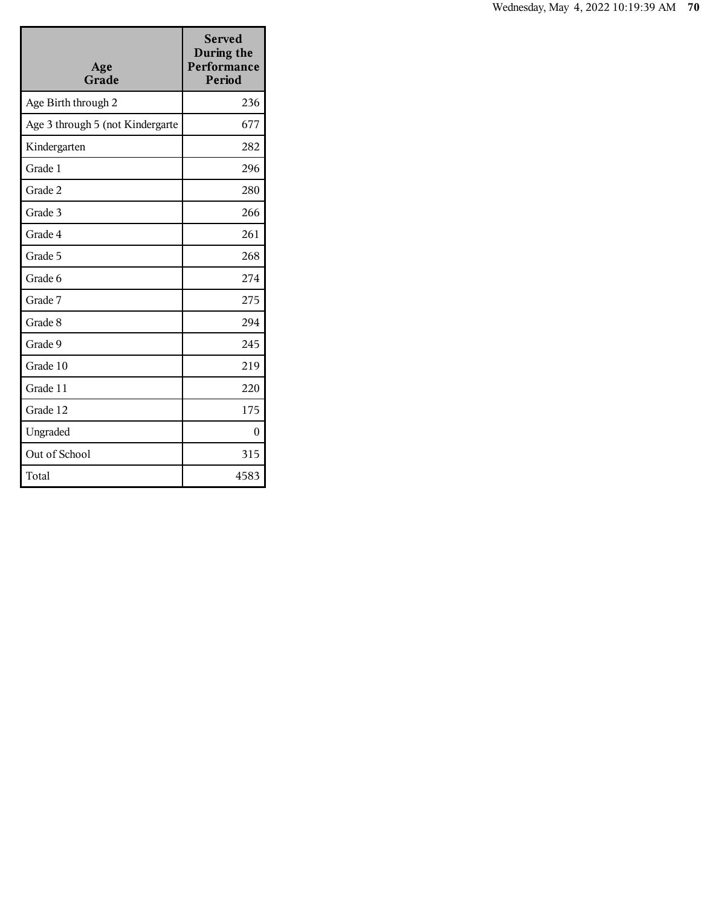| Age Grade | Served During the Performance Period |
|---|---|
| Age Birth through 2 | 236 |
| Age 3 through 5 (not Kindergarte | 677 |
| Kindergarten | 282 |
| Grade 1 | 296 |
| Grade 2 | 280 |
| Grade 3 | 266 |
| Grade 4 | 261 |
| Grade 5 | 268 |
| Grade 6 | 274 |
| Grade 7 | 275 |
| Grade 8 | 294 |
| Grade 9 | 245 |
| Grade 10 | 219 |
| Grade 11 | 220 |
| Grade 12 | 175 |
| Ungraded | 0 |
| Out of School | 315 |
| Total | 4583 |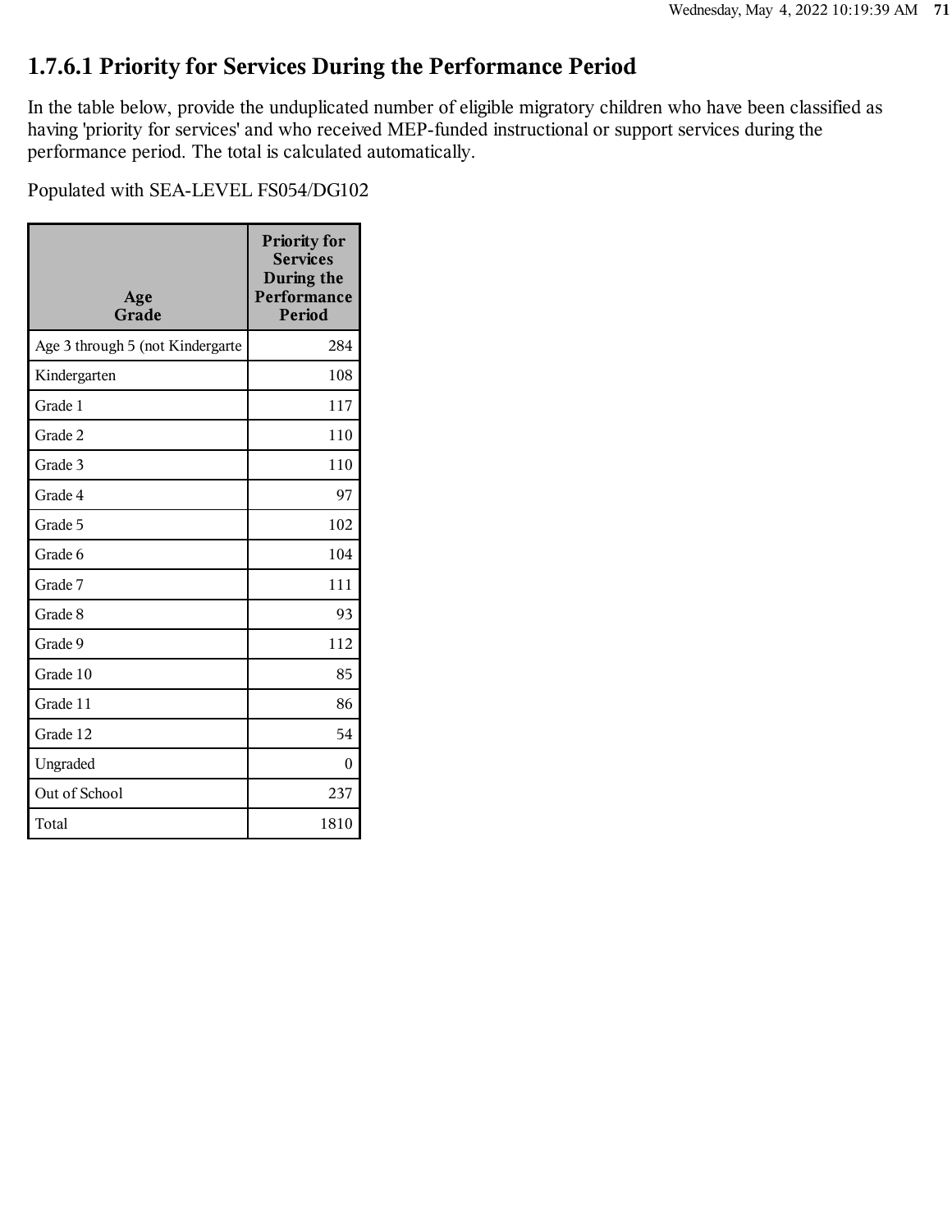# 1.7.6.1 Priority for Services During the Performance Period

In the table below, provide the unduplicated number of eligible migratory children who have been classified as having 'priority for services' and who received MEP-funded instructional or support services during the performance period. The total is calculated automatically.

Populated with SEA-LEVEL FS054/DG102

| Age Grade | Priority for Services During the Performance Period |
|---|---|
| Age 3 through 5 (not Kindergarte | 284 |
| Kindergarten | 108 |
| Grade 1 | 117 |
| Grade 2 | 110 |
| Grade 3 | 110 |
| Grade 4 | 97 |
| Grade 5 | 102 |
| Grade 6 | 104 |
| Grade 7 | 111 |
| Grade 8 | 93 |
| Grade 9 | 112 |
| Grade 10 | 85 |
| Grade 11 | 86 |
| Grade 12 | 54 |
| Ungraded | 0 |
| Out of School | 237 |
| Total | 1810 |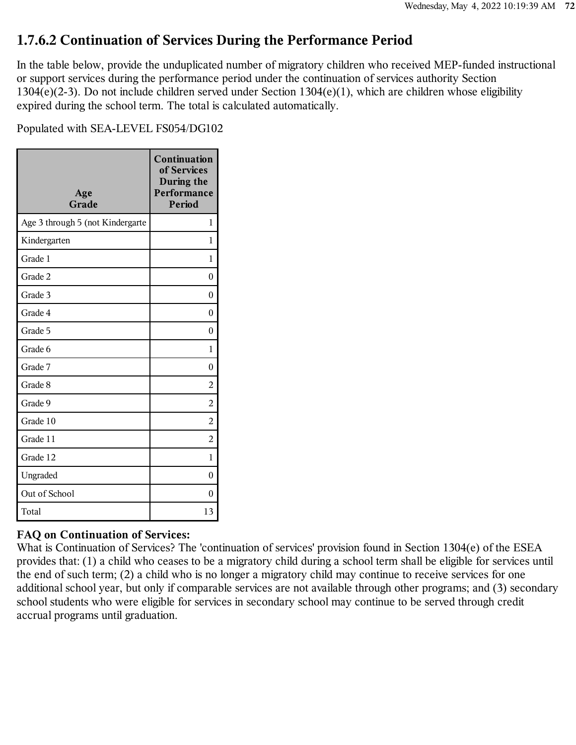## 1.7.6.2 Continuation of Services During the Performance Period

In the table below, provide the unduplicated number of migratory children who received MEP-funded instructional or support services during the performance period under the continuation of services authority Section 1304(e)(2-3). Do not include children served under Section 1304(e)(1), which are children whose eligibility expired during the school term. The total is calculated automatically.

Populated with SEA-LEVEL FS054/DG102

| Age Grade | Continuation of Services During the Performance Period |
|---|---|
| Age 3 through 5 (not Kindergarte | 1 |
| Kindergarten | 1 |
| Grade 1 | 1 |
| Grade 2 | 0 |
| Grade 3 | 0 |
| Grade 4 | 0 |
| Grade 5 | 0 |
| Grade 6 | 1 |
| Grade 7 | 0 |
| Grade 8 | 2 |
| Grade 9 | 2 |
| Grade 10 | 2 |
| Grade 11 | 2 |
| Grade 12 | 1 |
| Ungraded | 0 |
| Out of School | 0 |
| Total | 13 |

**FAQ on Continuation of Services:**

What is Continuation of Services? The 'continuation of services' provision found in Section 1304(e) of the ESEA provides that: (1) a child who ceases to be a migratory child during a school term shall be eligible for services until the end of such term; (2) a child who is no longer a migratory child may continue to receive services for one additional school year, but only if comparable services are not available through other programs; and (3) secondary school students who were eligible for services in secondary school may continue to be served through credit accrual programs until graduation.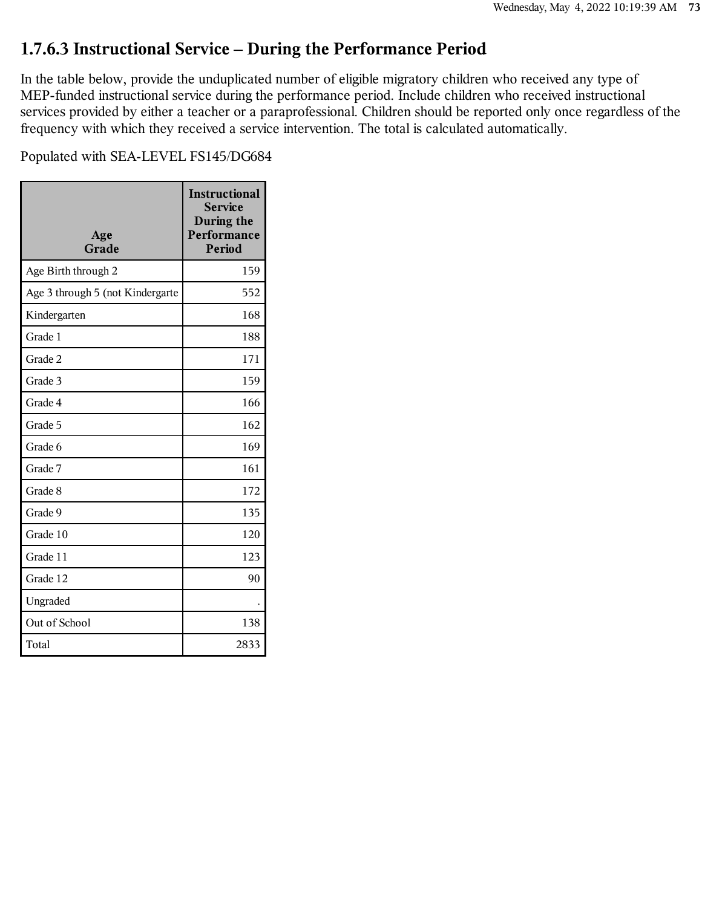## 1.7.6.3 Instructional Service – During the Performance Period

In the table below, provide the unduplicated number of eligible migratory children who received any type of MEP-funded instructional service during the performance period. Include children who received instructional services provided by either a teacher or a paraprofessional. Children should be reported only once regardless of the frequency with which they received a service intervention. The total is calculated automatically.

Populated with SEA-LEVEL FS145/DG684

| Age Grade | Instructional Service During the Performance Period |
|---|---:|
| Age Birth through 2 | 159 |
| Age 3 through 5 (not Kindergarte | 552 |
| Kindergarten | 168 |
| Grade 1 | 188 |
| Grade 2 | 171 |
| Grade 3 | 159 |
| Grade 4 | 166 |
| Grade 5 | 162 |
| Grade 6 | 169 |
| Grade 7 | 161 |
| Grade 8 | 172 |
| Grade 9 | 135 |
| Grade 10 | 120 |
| Grade 11 | 123 |
| Grade 12 | 90 |
| Ungraded | . |
| Out of School | 138 |
| Total | 2833 |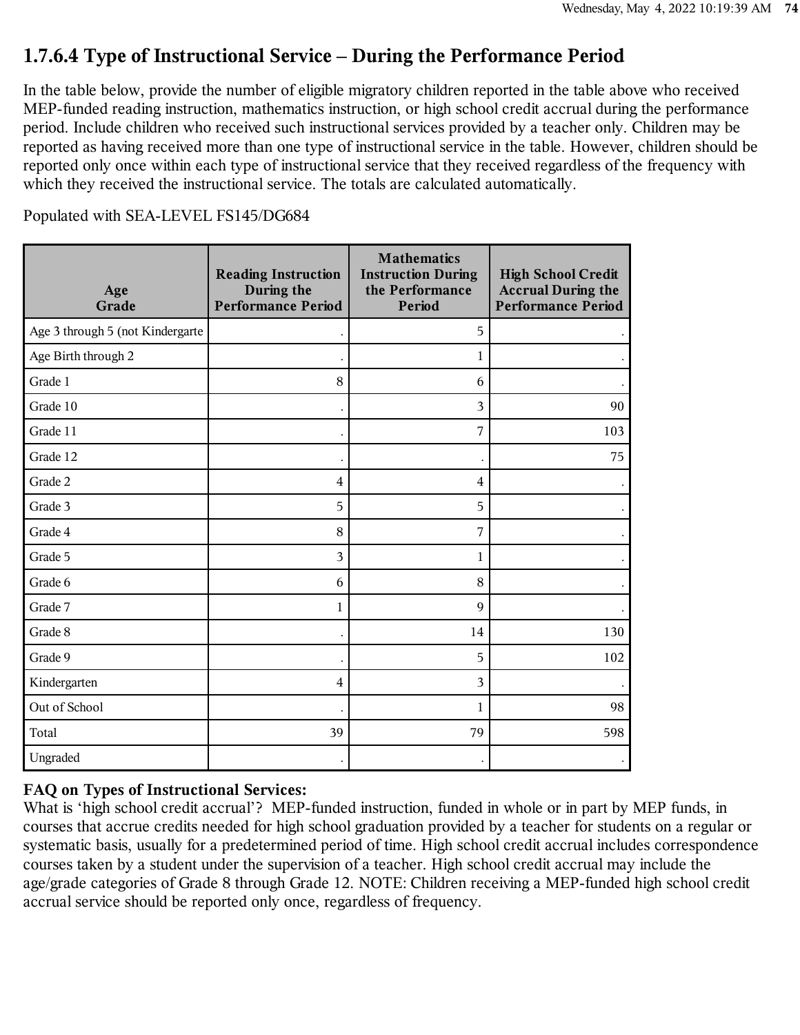## 1.7.6.4 Type of Instructional Service – During the Performance Period

In the table below, provide the number of eligible migratory children reported in the table above who received MEP-funded reading instruction, mathematics instruction, or high school credit accrual during the performance period. Include children who received such instructional services provided by a teacher only. Children may be reported as having received more than one type of instructional service in the table. However, children should be reported only once within each type of instructional service that they received regardless of the frequency with which they received the instructional service. The totals are calculated automatically.

Populated with SEA-LEVEL FS145/DG684

| Age Grade | Reading Instruction During the Performance Period | Mathematics Instruction During the Performance Period | High School Credit Accrual During the Performance Period |
|---|---|---|---|
| Age 3 through 5 (not Kindergarte | . | 5 | . |
| Age Birth through 2 | . | 1 | . |
| Grade 1 | 8 | 6 | . |
| Grade 10 | . | 3 | 90 |
| Grade 11 | . | 7 | 103 |
| Grade 12 | . | . | 75 |
| Grade 2 | 4 | 4 | . |
| Grade 3 | 5 | 5 | . |
| Grade 4 | 8 | 7 | . |
| Grade 5 | 3 | 1 | . |
| Grade 6 | 6 | 8 | . |
| Grade 7 | 1 | 9 | . |
| Grade 8 | . | 14 | 130 |
| Grade 9 | . | 5 | 102 |
| Kindergarten | 4 | 3 | . |
| Out of School | . | 1 | 98 |
| Total | 39 | 79 | 598 |
| Ungraded | . | . | . |

**FAQ on Types of Instructional Services:**
What is 'high school credit accrual'? MEP-funded instruction, funded in whole or in part by MEP funds, in courses that accrue credits needed for high school graduation provided by a teacher for students on a regular or systematic basis, usually for a predetermined period of time. High school credit accrual includes correspondence courses taken by a student under the supervision of a teacher. High school credit accrual may include the age/grade categories of Grade 8 through Grade 12. NOTE: Children receiving a MEP-funded high school credit accrual service should be reported only once, regardless of frequency.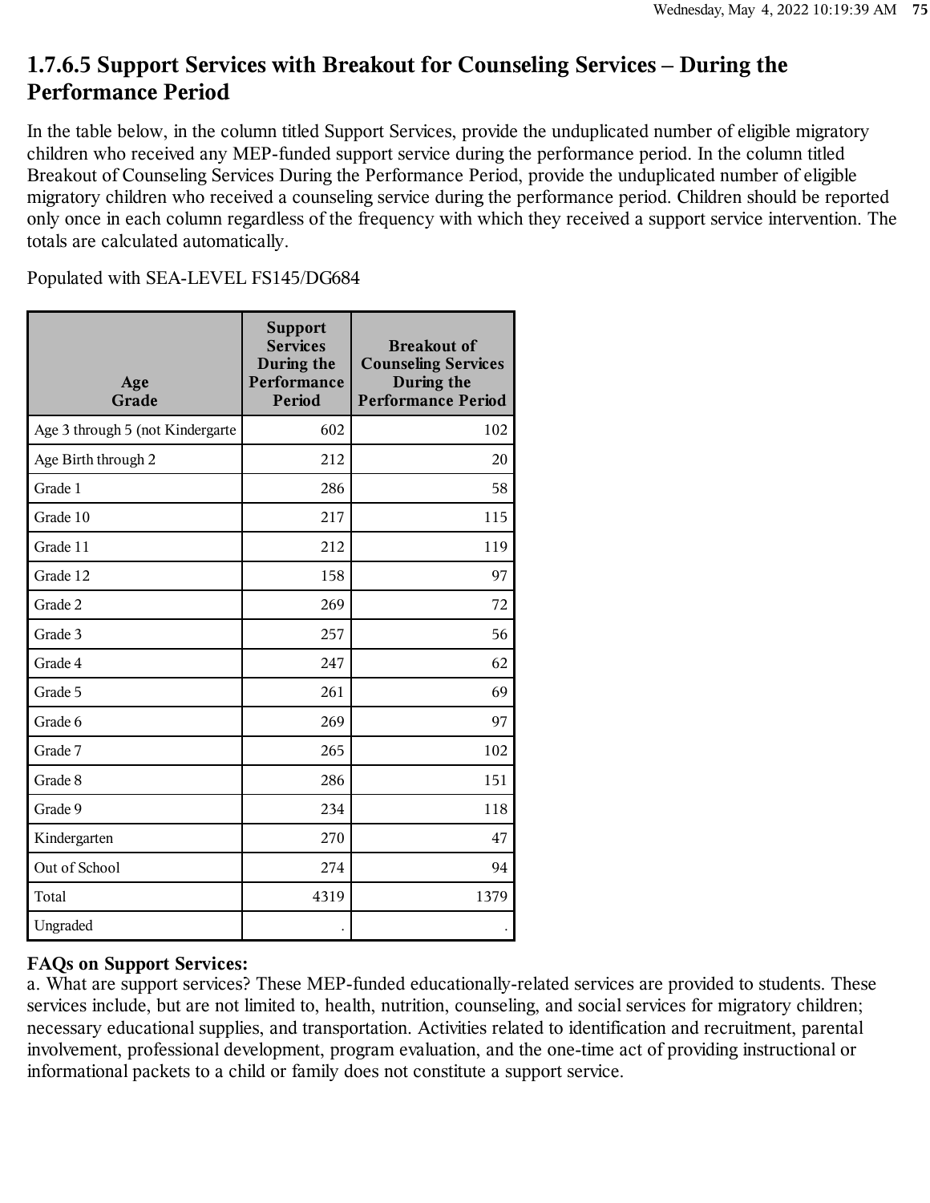## 1.7.6.5 Support Services with Breakout for Counseling Services – During the Performance Period

In the table below, in the column titled Support Services, provide the unduplicated number of eligible migratory children who received any MEP-funded support service during the performance period. In the column titled Breakout of Counseling Services During the Performance Period, provide the unduplicated number of eligible migratory children who received a counseling service during the performance period. Children should be reported only once in each column regardless of the frequency with which they received a support service intervention. The totals are calculated automatically.

Populated with SEA-LEVEL FS145/DG684

| Age Grade | Support Services During the Performance Period | Breakout of Counseling Services During the Performance Period |
|---|---|---|
| Age 3 through 5 (not Kindergarte | 602 | 102 |
| Age Birth through 2 | 212 | 20 |
| Grade 1 | 286 | 58 |
| Grade 10 | 217 | 115 |
| Grade 11 | 212 | 119 |
| Grade 12 | 158 | 97 |
| Grade 2 | 269 | 72 |
| Grade 3 | 257 | 56 |
| Grade 4 | 247 | 62 |
| Grade 5 | 261 | 69 |
| Grade 6 | 269 | 97 |
| Grade 7 | 265 | 102 |
| Grade 8 | 286 | 151 |
| Grade 9 | 234 | 118 |
| Kindergarten | 270 | 47 |
| Out of School | 274 | 94 |
| Total | 4319 | 1379 |
| Ungraded | . | . |

**FAQs on Support Services:**

a. What are support services? These MEP-funded educationally-related services are provided to students. These services include, but are not limited to, health, nutrition, counseling, and social services for migratory children; necessary educational supplies, and transportation. Activities related to identification and recruitment, parental involvement, professional development, program evaluation, and the one-time act of providing instructional or informational packets to a child or family does not constitute a support service.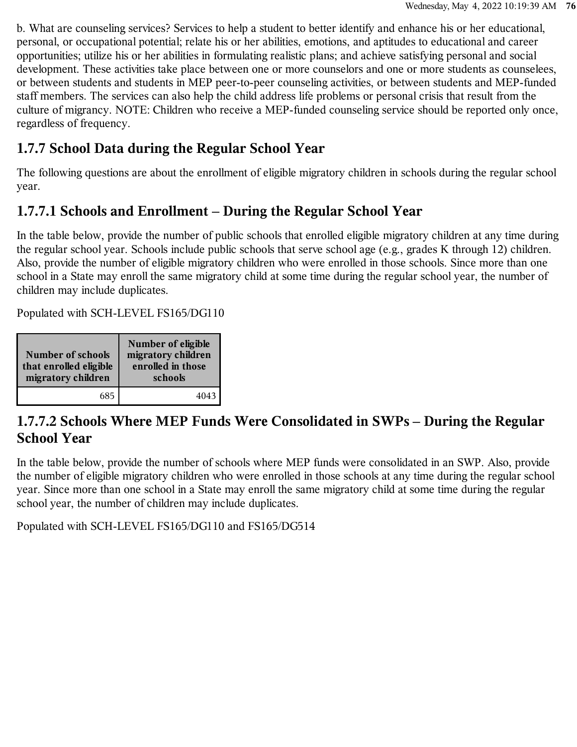b. What are counseling services? Services to help a student to better identify and enhance his or her educational, personal, or occupational potential; relate his or her abilities, emotions, and aptitudes to educational and career opportunities; utilize his or her abilities in formulating realistic plans; and achieve satisfying personal and social development. These activities take place between one or more counselors and one or more students as counselees, or between students and students in MEP peer-to-peer counseling activities, or between students and MEP-funded staff members. The services can also help the child address life problems or personal crisis that result from the culture of migrancy. NOTE: Children who receive a MEP-funded counseling service should be reported only once, regardless of frequency.

## 1.7.7 School Data during the Regular School Year

The following questions are about the enrollment of eligible migratory children in schools during the regular school year.

## 1.7.7.1 Schools and Enrollment – During the Regular School Year

In the table below, provide the number of public schools that enrolled eligible migratory children at any time during the regular school year. Schools include public schools that serve school age (e.g., grades K through 12) children. Also, provide the number of eligible migratory children who were enrolled in those schools. Since more than one school in a State may enroll the same migratory child at some time during the regular school year, the number of children may include duplicates.

Populated with SCH-LEVEL FS165/DG110

| Number of schools that enrolled eligible migratory children | Number of eligible migratory children enrolled in those schools |
|---|---|
| 685 | 4043 |

## 1.7.7.2 Schools Where MEP Funds Were Consolidated in SWPs – During the Regular School Year

In the table below, provide the number of schools where MEP funds were consolidated in an SWP. Also, provide the number of eligible migratory children who were enrolled in those schools at any time during the regular school year. Since more than one school in a State may enroll the same migratory child at some time during the regular school year, the number of children may include duplicates.

Populated with SCH-LEVEL FS165/DG110 and FS165/DG514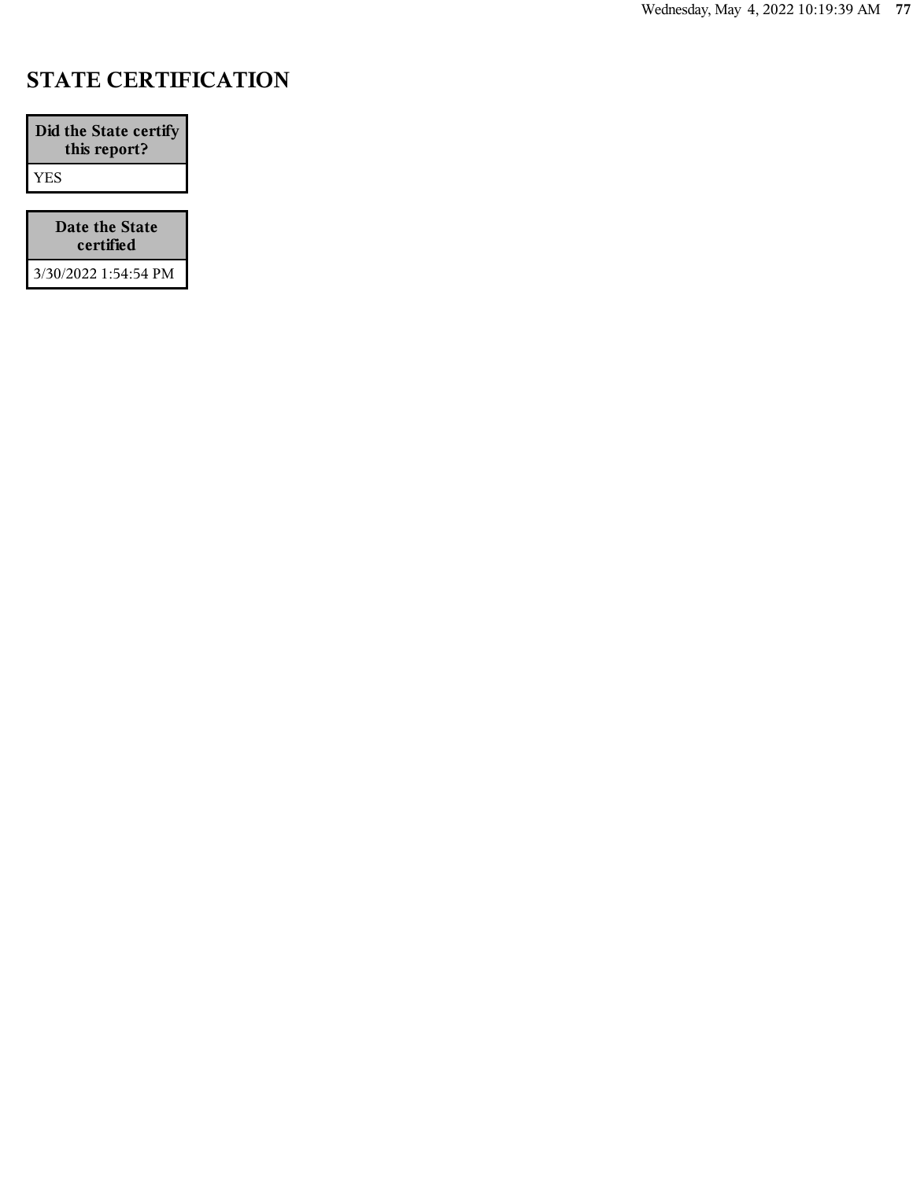## STATE CERTIFICATION

| Did the State certify this report? |
| --- |
| YES |

| Date the State certified |
| --- |
| 3/30/2022 1:54:54 PM |